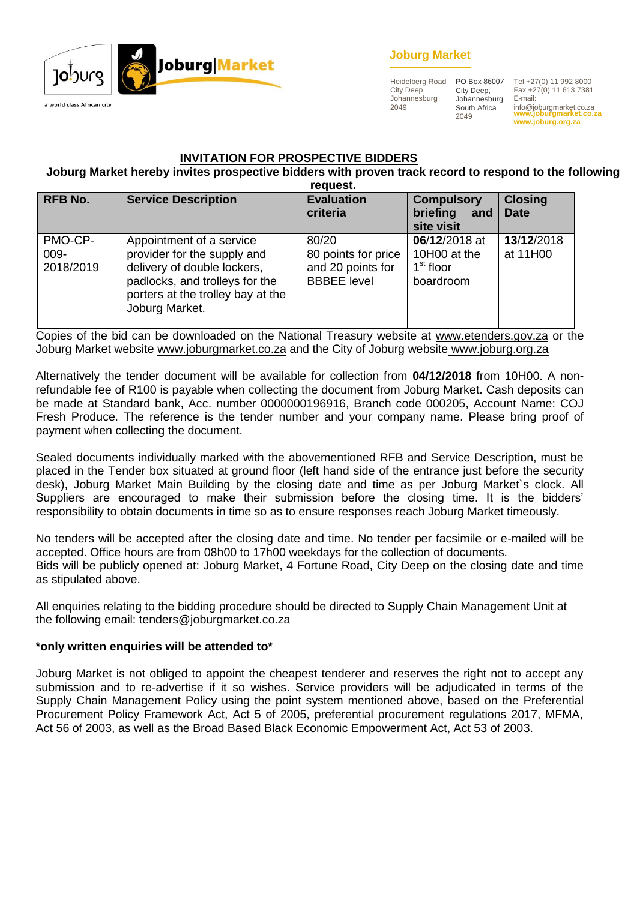Joburg Market

Heidelberg Road
City Deep
Johannesburg
2049

PO Box 86007
City Deep,
Johannesburg
South Africa
2049

Tel +27(0) 11 992 8000
Fax +27(0) 11 613 7381
E-mail:
info@joburgmarket.co.za
www.joburgmarket.co.za
www.joburg.org.za

## INVITATION FOR PROSPECTIVE BIDDERS

**Joburg Market hereby invites prospective bidders with proven track record to respond to the following request.**

| RFB No. | Service Description | Evaluation criteria | Compulsory briefing and site visit | Closing Date |
|---|---|---|---|---|
| PMO-CP-009-2018/2019 | Appointment of a service provider for the supply and delivery of double lockers, padlocks, and trolleys for the porters at the trolley bay at the Joburg Market. | 80/20 80 points for price and 20 points for BBBEE level | **06/12**/2018 at 10H00 at the 1st floor boardroom | **13/12**/2018 at 11H00 |

Copies of the bid can be downloaded on the National Treasury website at www.etenders.gov.za or the Joburg Market website www.joburgmarket.co.za and the City of Joburg website www.joburg.org.za

Alternatively the tender document will be available for collection from **04/12/2018** from 10H00. A non-refundable fee of R100 is payable when collecting the document from Joburg Market. Cash deposits can be made at Standard bank, Acc. number 0000000196916, Branch code 000205, Account Name: COJ Fresh Produce. The reference is the tender number and your company name. Please bring proof of payment when collecting the document.

Sealed documents individually marked with the abovementioned RFB and Service Description, must be placed in the Tender box situated at ground floor (left hand side of the entrance just before the security desk), Joburg Market Main Building by the closing date and time as per Joburg Market`s clock. All Suppliers are encouraged to make their submission before the closing time. It is the bidders' responsibility to obtain documents in time so as to ensure responses reach Joburg Market timeously.

No tenders will be accepted after the closing date and time. No tender per facsimile or e-mailed will be accepted. Office hours are from 08h00 to 17h00 weekdays for the collection of documents.
Bids will be publicly opened at: Joburg Market, 4 Fortune Road, City Deep on the closing date and time as stipulated above.

All enquiries relating to the bidding procedure should be directed to Supply Chain Management Unit at the following email: tenders@joburgmarket.co.za

**\*only written enquiries will be attended to\***

Joburg Market is not obliged to appoint the cheapest tenderer and reserves the right not to accept any submission and to re-advertise if it so wishes. Service providers will be adjudicated in terms of the Supply Chain Management Policy using the point system mentioned above, based on the Preferential Procurement Policy Framework Act, Act 5 of 2005, preferential procurement regulations 2017, MFMA, Act 56 of 2003, as well as the Broad Based Black Economic Empowerment Act, Act 53 of 2003.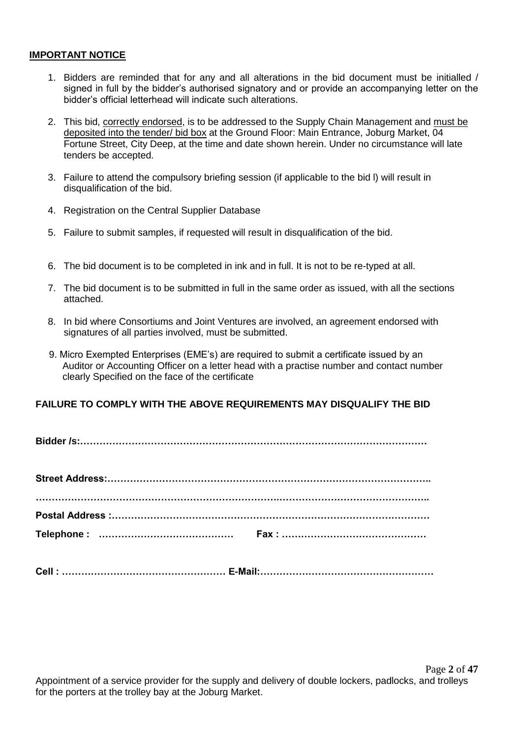**IMPORTANT NOTICE**

1. Bidders are reminded that for any and all alterations in the bid document must be initialled / signed in full by the bidder's authorised signatory and or provide an accompanying letter on the bidder's official letterhead will indicate such alterations.

2. This bid, correctly endorsed, is to be addressed to the Supply Chain Management and must be deposited into the tender/ bid box at the Ground Floor: Main Entrance, Joburg Market, 04 Fortune Street, City Deep, at the time and date shown herein. Under no circumstance will late tenders be accepted.

3. Failure to attend the compulsory briefing session (if applicable to the bid l) will result in disqualification of the bid.

4. Registration on the Central Supplier Database

5. Failure to submit samples, if requested will result in disqualification of the bid.

6. The bid document is to be completed in ink and in full. It is not to be re-typed at all.

7. The bid document is to be submitted in full in the same order as issued, with all the sections attached.

8. In bid where Consortiums and Joint Ventures are involved, an agreement endorsed with signatures of all parties involved, must be submitted.

9. Micro Exempted Enterprises (EME's) are required to submit a certificate issued by an Auditor or Accounting Officer on a letter head with a practise number and contact number clearly Specified on the face of the certificate

**FAILURE TO COMPLY WITH THE ABOVE REQUIREMENTS MAY DISQUALIFY THE BID**

**Bidder /s:**……………………………………………………………………………………………

**Street Address:**…………………………………………………………………………………….

………………………………………………………………………………………………………….

**Postal Address :**……………………………………………………………………………………

**Telephone :** …………………………………… **Fax :** ………………………………………

**Cell :** …………………………………………… **E-Mail:**………………………………………………

Appointment of a service provider for the supply and delivery of double lockers, padlocks, and trolleys for the porters at the trolley bay at the Joburg Market.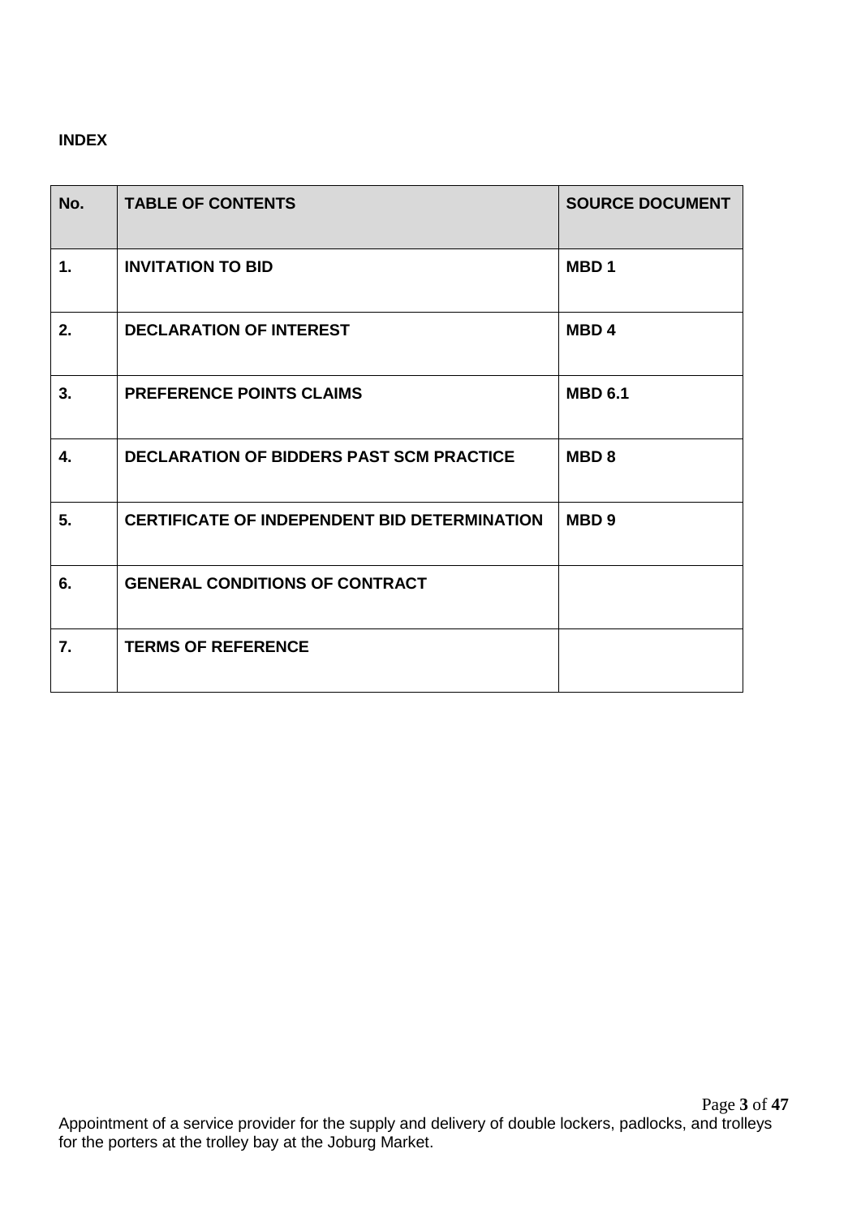**INDEX**

| No. | TABLE OF CONTENTS | SOURCE DOCUMENT |
|---|---|---|
| **1.** | **INVITATION TO BID** | **MBD 1** |
| **2.** | **DECLARATION OF INTEREST** | **MBD 4** |
| **3.** | **PREFERENCE POINTS CLAIMS** | **MBD 6.1** |
| **4.** | **DECLARATION OF BIDDERS PAST SCM PRACTICE** | **MBD 8** |
| **5.** | **CERTIFICATE OF INDEPENDENT BID DETERMINATION** | **MBD 9** |
| **6.** | **GENERAL CONDITIONS OF CONTRACT** | |
| **7.** | **TERMS OF REFERENCE** | |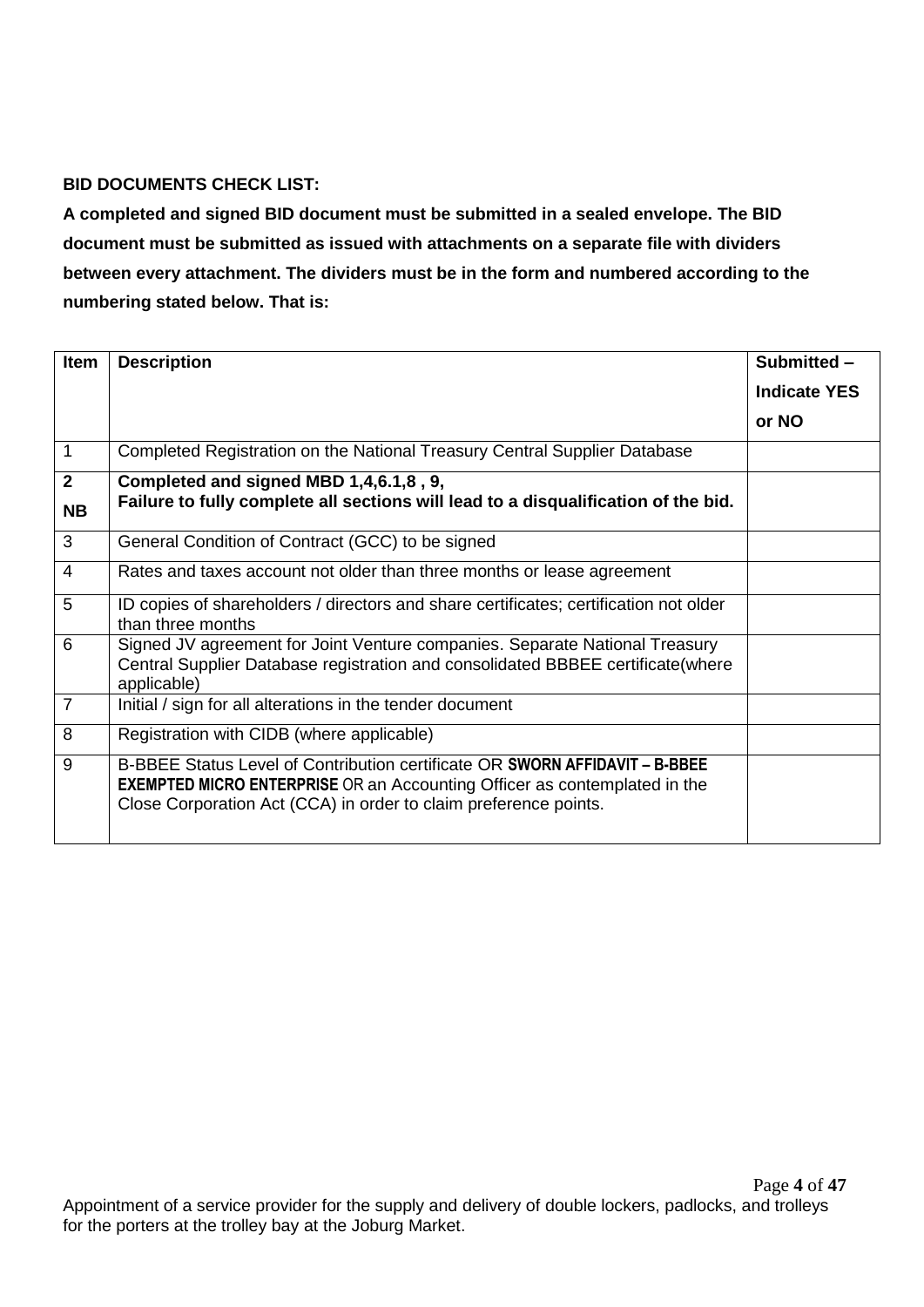**BID DOCUMENTS CHECK LIST:**

**A completed and signed BID document must be submitted in a sealed envelope. The BID document must be submitted as issued with attachments on a separate file with dividers between every attachment. The dividers must be in the form and numbered according to the numbering stated below. That is:**

| **Item** | **Description** | **Submitted – Indicate YES or NO** |
|---|---|---|
| 1 | Completed Registration on the National Treasury Central Supplier Database | |
| **2 NB** | **Completed and signed MBD 1,4,6.1,8 , 9, Failure to fully complete all sections will lead to a disqualification of the bid.** | |
| 3 | General Condition of Contract (GCC) to be signed | |
| 4 | Rates and taxes account not older than three months or lease agreement | |
| 5 | ID copies of shareholders / directors and share certificates; certification not older than three months | |
| 6 | Signed JV agreement for Joint Venture companies. Separate National Treasury Central Supplier Database registration and consolidated BBBEE certificate(where applicable) | |
| 7 | Initial / sign for all alterations in the tender document | |
| 8 | Registration with CIDB (where applicable) | |
| 9 | B-BBEE Status Level of Contribution certificate OR **SWORN AFFIDAVIT – B-BBEE EXEMPTED MICRO ENTERPRISE** OR an Accounting Officer as contemplated in the Close Corporation Act (CCA) in order to claim preference points. | |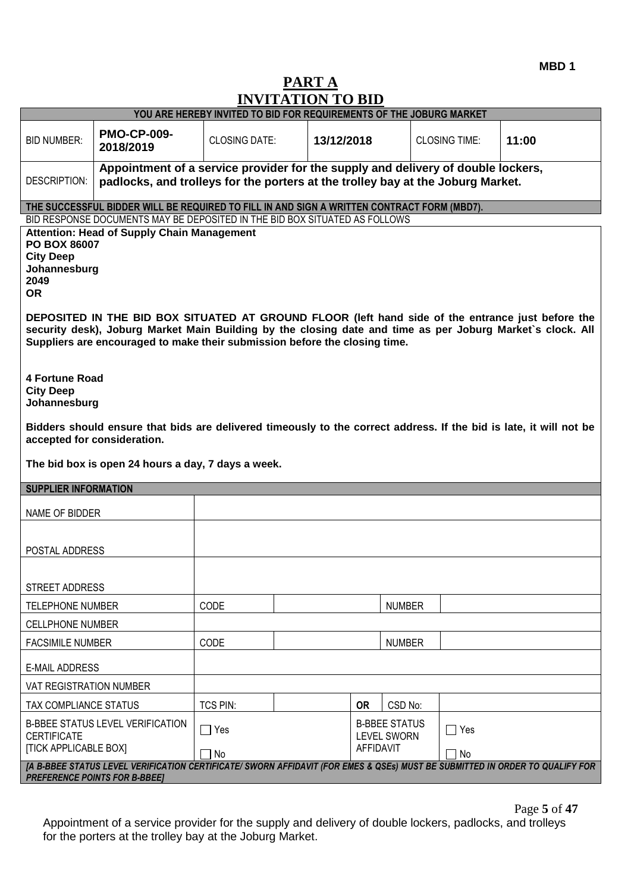MBD 1

# PART A
# INVITATION TO BID

| YOU ARE HEREBY INVITED TO BID FOR REQUIREMENTS OF THE JOBURG MARKET | | | | | |
|---|---|---|---|---|---|
| BID NUMBER: | **PMO-CP-009-2018/2019** | CLOSING DATE: | **13/12/2018** | CLOSING TIME: | **11:00** |
| DESCRIPTION: | **Appointment of a service provider for the supply and delivery of double lockers, padlocks, and trolleys for the porters at the trolley bay at the Joburg Market.** | | | | |

**THE SUCCESSFUL BIDDER WILL BE REQUIRED TO FILL IN AND SIGN A WRITTEN CONTRACT FORM (MBD7).**

BID RESPONSE DOCUMENTS MAY BE DEPOSITED IN THE BID BOX SITUATED AS FOLLOWS

**Attention: Head of Supply Chain Management**
**PO BOX 86007**
**City Deep**
**Johannesburg**
**2049**
**OR**

**DEPOSITED IN THE BID BOX SITUATED AT GROUND FLOOR (left hand side of the entrance just before the security desk), Joburg Market Main Building by the closing date and time as per Joburg Market`s clock. All Suppliers are encouraged to make their submission before the closing time.**

**4 Fortune Road**
**City Deep**
**Johannesburg**

**Bidders should ensure that bids are delivered timeously to the correct address. If the bid is late, it will not be accepted for consideration.**

**The bid box is open 24 hours a day, 7 days a week.**

| SUPPLIER INFORMATION | | | | | |
|---|---|---|---|---|---|
| NAME OF BIDDER | | | | | |
| POSTAL ADDRESS | | | | | |
| STREET ADDRESS | | | | | |
| TELEPHONE NUMBER | CODE | | | NUMBER | |
| CELLPHONE NUMBER | | | | | |
| FACSIMILE NUMBER | CODE | | | NUMBER | |
| E-MAIL ADDRESS | | | | | |
| VAT REGISTRATION NUMBER | | | | | |
| TAX COMPLIANCE STATUS | TCS PIN: | | OR | CSD No: | |
| B-BBEE STATUS LEVEL VERIFICATION CERTIFICATE [TICK APPLICABLE BOX] | ☐ Yes ☐ No | | B-BBEE STATUS LEVEL SWORN AFFIDAVIT | | ☐ Yes ☐ No |

*[A B-BBEE STATUS LEVEL VERIFICATION CERTIFICATE/ SWORN AFFIDAVIT (FOR EMES & QSEs) MUST BE SUBMITTED IN ORDER TO QUALIFY FOR PREFERENCE POINTS FOR B-BBEE]*

Appointment of a service provider for the supply and delivery of double lockers, padlocks, and trolleys for the porters at the trolley bay at the Joburg Market.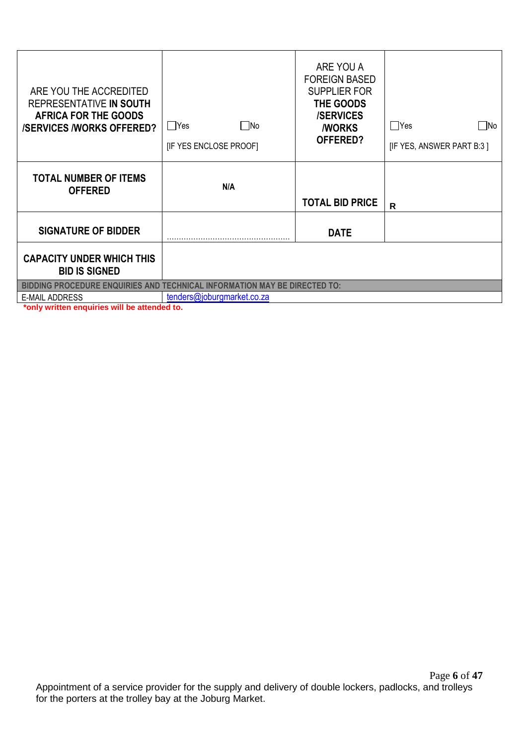| ARE YOU THE ACCREDITED REPRESENTATIVE **IN SOUTH AFRICA FOR THE GOODS /SERVICES /WORKS OFFERED?** | ☐Yes ☐No [IF YES ENCLOSE PROOF] | ARE YOU A FOREIGN BASED SUPPLIER FOR **THE GOODS /SERVICES /WORKS OFFERED?** | ☐Yes ☐No [IF YES, ANSWER PART B:3 ] |
|---|---|---|---|
| **TOTAL NUMBER OF ITEMS OFFERED** | **N/A** | **TOTAL BID PRICE** | **R** |
| **SIGNATURE OF BIDDER** | ……………………………………………… | **DATE** | |
| **CAPACITY UNDER WHICH THIS BID IS SIGNED** | | | |
| **BIDDING PROCEDURE ENQUIRIES AND TECHNICAL INFORMATION MAY BE DIRECTED TO:** | | | |
| E-MAIL ADDRESS | tenders@joburgmarket.co.za | | |

***only written enquiries will be attended to.**

Appointment of a service provider for the supply and delivery of double lockers, padlocks, and trolleys for the porters at the trolley bay at the Joburg Market.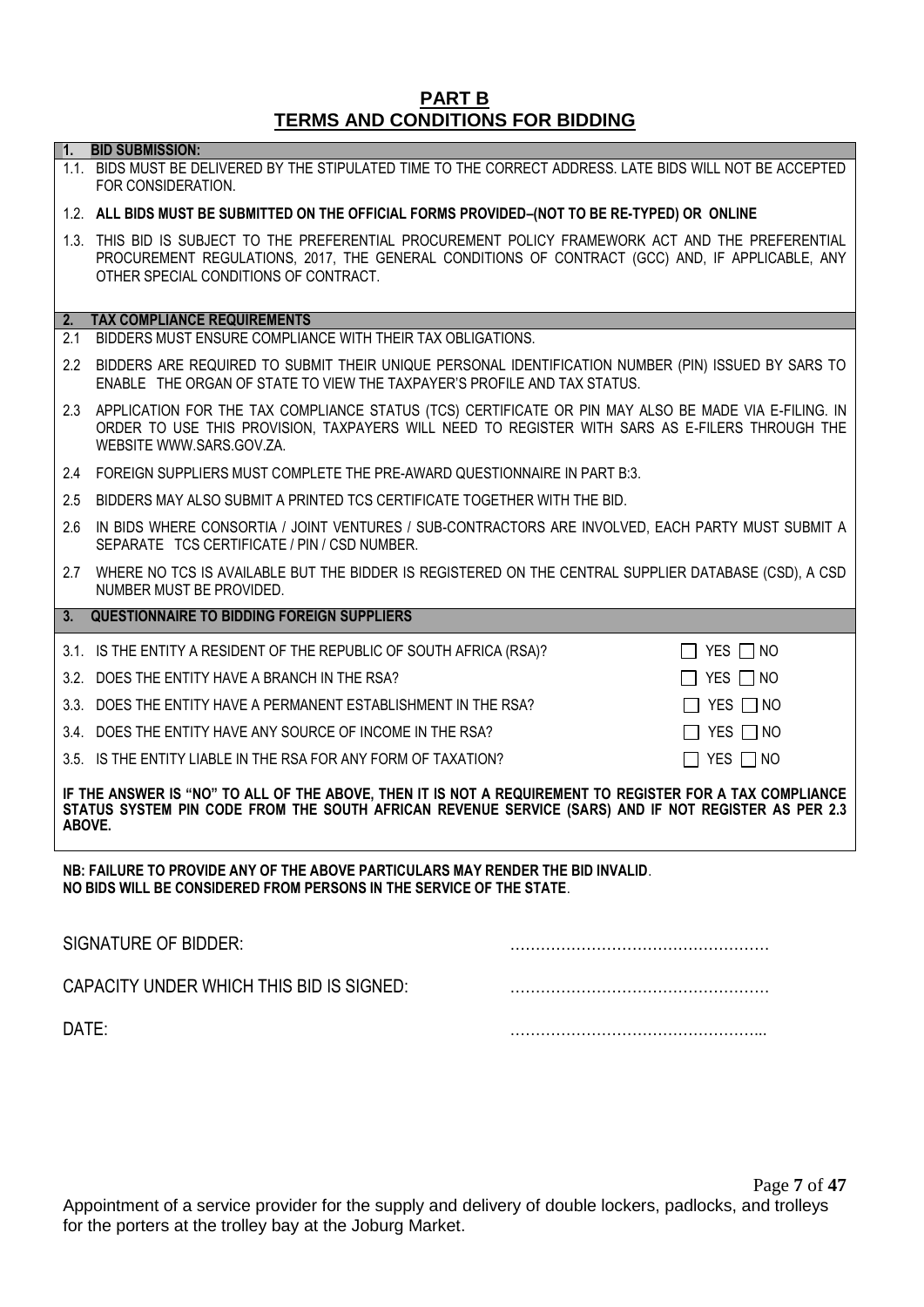# PART B
# TERMS AND CONDITIONS FOR BIDDING

**1. BID SUBMISSION:**

1.1. BIDS MUST BE DELIVERED BY THE STIPULATED TIME TO THE CORRECT ADDRESS. LATE BIDS WILL NOT BE ACCEPTED FOR CONSIDERATION.

1.2. **ALL BIDS MUST BE SUBMITTED ON THE OFFICIAL FORMS PROVIDED–(NOT TO BE RE-TYPED) OR ONLINE**

1.3. THIS BID IS SUBJECT TO THE PREFERENTIAL PROCUREMENT POLICY FRAMEWORK ACT AND THE PREFERENTIAL PROCUREMENT REGULATIONS, 2017, THE GENERAL CONDITIONS OF CONTRACT (GCC) AND, IF APPLICABLE, ANY OTHER SPECIAL CONDITIONS OF CONTRACT.

**2. TAX COMPLIANCE REQUIREMENTS**

2.1 BIDDERS MUST ENSURE COMPLIANCE WITH THEIR TAX OBLIGATIONS.

2.2 BIDDERS ARE REQUIRED TO SUBMIT THEIR UNIQUE PERSONAL IDENTIFICATION NUMBER (PIN) ISSUED BY SARS TO ENABLE THE ORGAN OF STATE TO VIEW THE TAXPAYER'S PROFILE AND TAX STATUS.

2.3 APPLICATION FOR THE TAX COMPLIANCE STATUS (TCS) CERTIFICATE OR PIN MAY ALSO BE MADE VIA E-FILING. IN ORDER TO USE THIS PROVISION, TAXPAYERS WILL NEED TO REGISTER WITH SARS AS E-FILERS THROUGH THE WEBSITE WWW.SARS.GOV.ZA.

2.4 FOREIGN SUPPLIERS MUST COMPLETE THE PRE-AWARD QUESTIONNAIRE IN PART B:3.

2.5 BIDDERS MAY ALSO SUBMIT A PRINTED TCS CERTIFICATE TOGETHER WITH THE BID.

2.6 IN BIDS WHERE CONSORTIA / JOINT VENTURES / SUB-CONTRACTORS ARE INVOLVED, EACH PARTY MUST SUBMIT A SEPARATE TCS CERTIFICATE / PIN / CSD NUMBER.

2.7 WHERE NO TCS IS AVAILABLE BUT THE BIDDER IS REGISTERED ON THE CENTRAL SUPPLIER DATABASE (CSD), A CSD NUMBER MUST BE PROVIDED.

**3. QUESTIONNAIRE TO BIDDING FOREIGN SUPPLIERS**

| | |
|---|---|
| 3.1. IS THE ENTITY A RESIDENT OF THE REPUBLIC OF SOUTH AFRICA (RSA)? | ☐ YES ☐ NO |
| 3.2. DOES THE ENTITY HAVE A BRANCH IN THE RSA? | ☐ YES ☐ NO |
| 3.3. DOES THE ENTITY HAVE A PERMANENT ESTABLISHMENT IN THE RSA? | ☐ YES ☐ NO |
| 3.4. DOES THE ENTITY HAVE ANY SOURCE OF INCOME IN THE RSA? | ☐ YES ☐ NO |
| 3.5. IS THE ENTITY LIABLE IN THE RSA FOR ANY FORM OF TAXATION? | ☐ YES ☐ NO |

**IF THE ANSWER IS "NO" TO ALL OF THE ABOVE, THEN IT IS NOT A REQUIREMENT TO REGISTER FOR A TAX COMPLIANCE STATUS SYSTEM PIN CODE FROM THE SOUTH AFRICAN REVENUE SERVICE (SARS) AND IF NOT REGISTER AS PER 2.3 ABOVE.**

**NB: FAILURE TO PROVIDE ANY OF THE ABOVE PARTICULARS MAY RENDER THE BID INVALID.**
**NO BIDS WILL BE CONSIDERED FROM PERSONS IN THE SERVICE OF THE STATE.**

SIGNATURE OF BIDDER: ……………………………………………

CAPACITY UNDER WHICH THIS BID IS SIGNED: ……………………………………………

DATE: …………………………………………...

Appointment of a service provider for the supply and delivery of double lockers, padlocks, and trolleys for the porters at the trolley bay at the Joburg Market.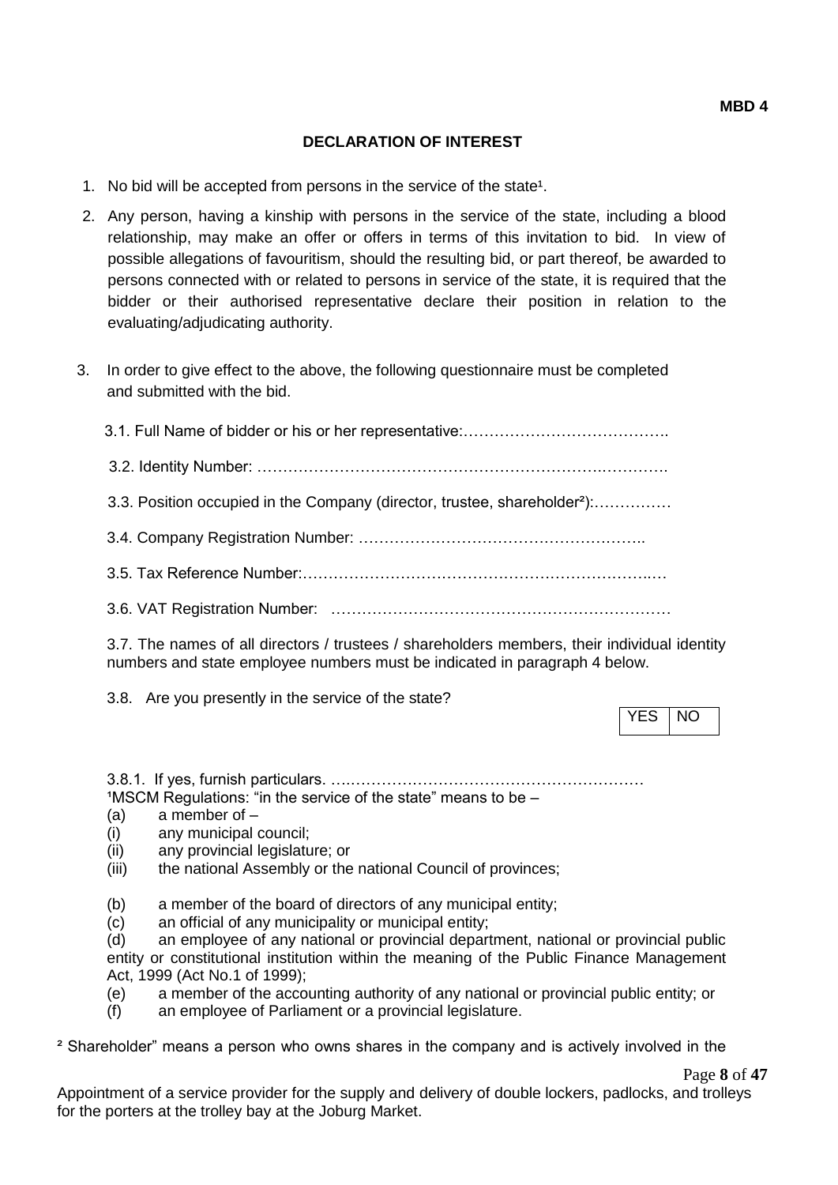**MBD 4**

## DECLARATION OF INTEREST

1. No bid will be accepted from persons in the service of the state[1].
2. Any person, having a kinship with persons in the service of the state, including a blood relationship, may make an offer or offers in terms of this invitation to bid. In view of possible allegations of favouritism, should the resulting bid, or part thereof, be awarded to persons connected with or related to persons in service of the state, it is required that the bidder or their authorised representative declare their position in relation to the evaluating/adjudicating authority.
3. In order to give effect to the above, the following questionnaire must be completed and submitted with the bid.

   3.1. Full Name of bidder or his or her representative:………………………………….

   3.2. Identity Number: ………………………………………………………….………….

   3.3. Position occupied in the Company (director, trustee, shareholder[2]):……………

   3.4. Company Registration Number: ………………………………………………..

   3.5. Tax Reference Number:……………………………………………………….…

   3.6. VAT Registration Number: …………………………………………………………

   3.7. The names of all directors / trustees / shareholders members, their individual identity numbers and state employee numbers must be indicated in paragraph 4 below.

   3.8. Are you presently in the service of the state?

   | YES | NO |
   |---|---|

   3.8.1. If yes, furnish particulars. ….……………………………………………………

[1]MSCM Regulations: "in the service of the state" means to be –

(a) a member of –

(i) any municipal council;

(ii) any provincial legislature; or

(iii) the national Assembly or the national Council of provinces;

(b) a member of the board of directors of any municipal entity;

(c) an official of any municipality or municipal entity;

(d) an employee of any national or provincial department, national or provincial public entity or constitutional institution within the meaning of the Public Finance Management Act, 1999 (Act No.1 of 1999);

(e) a member of the accounting authority of any national or provincial public entity; or

(f) an employee of Parliament or a provincial legislature.

[2] Shareholder" means a person who owns shares in the company and is actively involved in the

Appointment of a service provider for the supply and delivery of double lockers, padlocks, and trolleys for the porters at the trolley bay at the Joburg Market.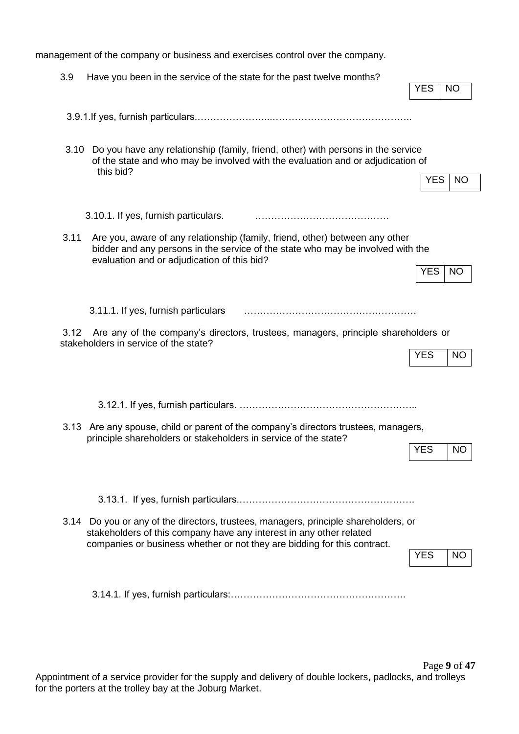management of the company or business and exercises control over the company.

3.9 Have you been in the service of the state for the past twelve months?

| YES | NO |
|---|---|

3.9.1. If yes, furnish particulars.……………………...……………………………………..

3.10 Do you have any relationship (family, friend, other) with persons in the service of the state and who may be involved with the evaluation and or adjudication of this bid?

| YES | NO |
|---|---|

3.10.1. If yes, furnish particulars. ……………………………………

3.11 Are you, aware of any relationship (family, friend, other) between any other bidder and any persons in the service of the state who may be involved with the evaluation and or adjudication of this bid?

| YES | NO |
|---|---|

3.11.1. If yes, furnish particulars ………………………………………………

3.12 Are any of the company's directors, trustees, managers, principle shareholders or stakeholders in service of the state?

| YES | NO |
|---|---|

3.12.1. If yes, furnish particulars. ………………………………………………..

3.13 Are any spouse, child or parent of the company's directors trustees, managers, principle shareholders or stakeholders in service of the state?

| YES | NO |
|---|---|

3.13.1. If yes, furnish particulars.……………………………………………….

3.14 Do you or any of the directors, trustees, managers, principle shareholders, or stakeholders of this company have any interest in any other related companies or business whether or not they are bidding for this contract.

| YES | NO |
|---|---|

3.14.1. If yes, furnish particulars:……………………………………………….

Appointment of a service provider for the supply and delivery of double lockers, padlocks, and trolleys for the porters at the trolley bay at the Joburg Market.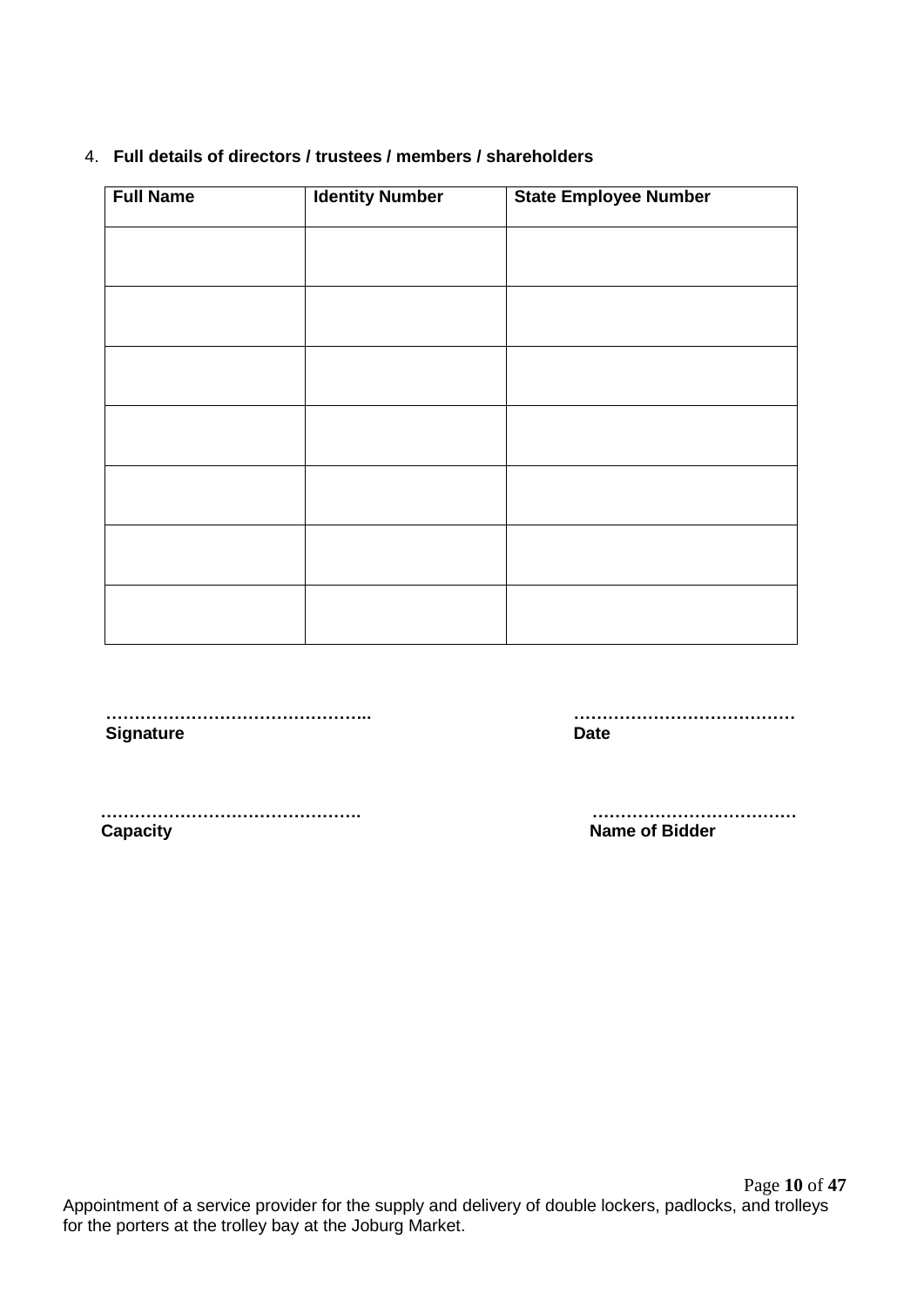4. **Full details of directors / trustees / members / shareholders**

| Full Name | Identity Number | State Employee Number |
| --- | --- | --- |
| | | |
| | | |
| | | |
| | | |
| | | |
| | | |
| | | |

………………………………………..
**Signature**

…………………………………
**Date**

……………………………………….
**Capacity**

………………………………
**Name of Bidder**

Appointment of a service provider for the supply and delivery of double lockers, padlocks, and trolleys for the porters at the trolley bay at the Joburg Market.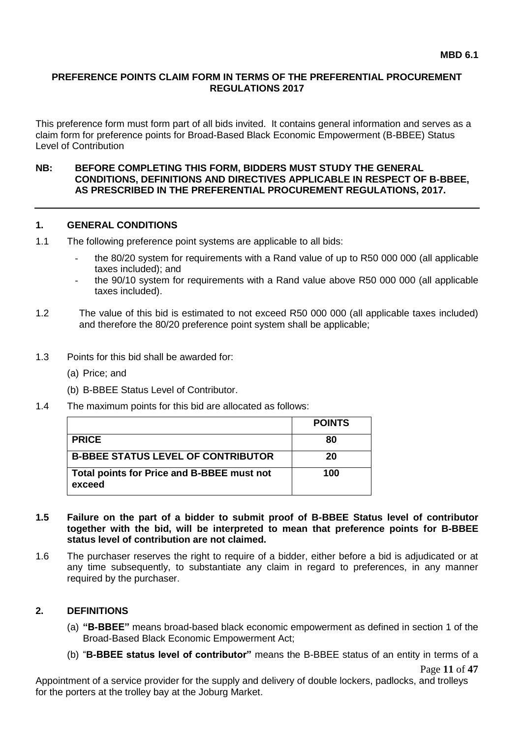**MBD 6.1**

**PREFERENCE POINTS CLAIM FORM IN TERMS OF THE PREFERENTIAL PROCUREMENT REGULATIONS 2017**

This preference form must form part of all bids invited. It contains general information and serves as a claim form for preference points for Broad-Based Black Economic Empowerment (B-BBEE) Status Level of Contribution

**NB: BEFORE COMPLETING THIS FORM, BIDDERS MUST STUDY THE GENERAL CONDITIONS, DEFINITIONS AND DIRECTIVES APPLICABLE IN RESPECT OF B-BBEE, AS PRESCRIBED IN THE PREFERENTIAL PROCUREMENT REGULATIONS, 2017.**

## 1. GENERAL CONDITIONS

1.1 The following preference point systems are applicable to all bids:

- the 80/20 system for requirements with a Rand value of up to R50 000 000 (all applicable taxes included); and
- the 90/10 system for requirements with a Rand value above R50 000 000 (all applicable taxes included).

1.2 The value of this bid is estimated to not exceed R50 000 000 (all applicable taxes included) and therefore the 80/20 preference point system shall be applicable;

1.3 Points for this bid shall be awarded for:

(a) Price; and

(b) B-BBEE Status Level of Contributor.

1.4 The maximum points for this bid are allocated as follows:

| | **POINTS** |
|---|---|
| **PRICE** | **80** |
| **B-BBEE STATUS LEVEL OF CONTRIBUTOR** | **20** |
| **Total points for Price and B-BBEE must not exceed** | **100** |

**1.5 Failure on the part of a bidder to submit proof of B-BBEE Status level of contributor together with the bid, will be interpreted to mean that preference points for B-BBEE status level of contribution are not claimed.**

1.6 The purchaser reserves the right to require of a bidder, either before a bid is adjudicated or at any time subsequently, to substantiate any claim in regard to preferences, in any manner required by the purchaser.

## 2. DEFINITIONS

(a) **"B-BBEE"** means broad-based black economic empowerment as defined in section 1 of the Broad-Based Black Economic Empowerment Act;

(b) "**B-BBEE status level of contributor"** means the B-BBEE status of an entity in terms of a

Appointment of a service provider for the supply and delivery of double lockers, padlocks, and trolleys for the porters at the trolley bay at the Joburg Market.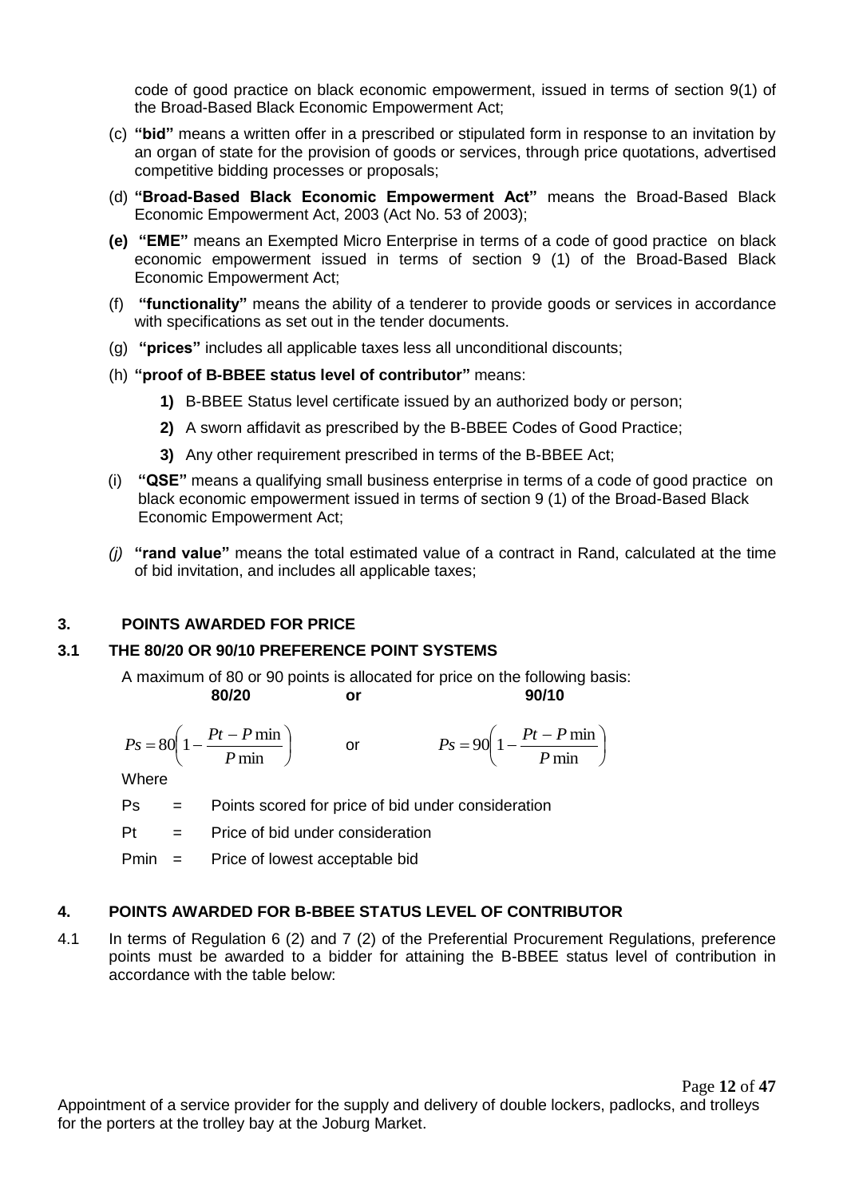code of good practice on black economic empowerment, issued in terms of section 9(1) of the Broad-Based Black Economic Empowerment Act;

(c) **"bid"** means a written offer in a prescribed or stipulated form in response to an invitation by an organ of state for the provision of goods or services, through price quotations, advertised competitive bidding processes or proposals;

(d) **"Broad-Based Black Economic Empowerment Act"** means the Broad-Based Black Economic Empowerment Act, 2003 (Act No. 53 of 2003);

**(e)** **"EME"** means an Exempted Micro Enterprise in terms of a code of good practice on black economic empowerment issued in terms of section 9 (1) of the Broad-Based Black Economic Empowerment Act;

(f) **"functionality"** means the ability of a tenderer to provide goods or services in accordance with specifications as set out in the tender documents.

(g) **"prices"** includes all applicable taxes less all unconditional discounts;

(h) **"proof of B-BBEE status level of contributor"** means:

**1)** B-BBEE Status level certificate issued by an authorized body or person;

**2)** A sworn affidavit as prescribed by the B-BBEE Codes of Good Practice;

**3)** Any other requirement prescribed in terms of the B-BBEE Act;

(i) **"QSE"** means a qualifying small business enterprise in terms of a code of good practice on black economic empowerment issued in terms of section 9 (1) of the Broad-Based Black Economic Empowerment Act;

*(j)* **"rand value"** means the total estimated value of a contract in Rand, calculated at the time of bid invitation, and includes all applicable taxes;

## 3. POINTS AWARDED FOR PRICE

### 3.1 THE 80/20 OR 90/10 PREFERENCE POINT SYSTEMS

A maximum of 80 or 90 points is allocated for price on the following basis:

**80/20** **or** **90/10**

$$Ps = 80\left(1 - \frac{Pt - P\min}{P\min}\right) \quad \text{or} \quad Ps = 90\left(1 - \frac{Pt - P\min}{P\min}\right)$$

Where

Ps = Points scored for price of bid under consideration

Pt = Price of bid under consideration

Pmin = Price of lowest acceptable bid

## 4. POINTS AWARDED FOR B-BBEE STATUS LEVEL OF CONTRIBUTOR

4.1 In terms of Regulation 6 (2) and 7 (2) of the Preferential Procurement Regulations, preference points must be awarded to a bidder for attaining the B-BBEE status level of contribution in accordance with the table below:

Appointment of a service provider for the supply and delivery of double lockers, padlocks, and trolleys for the porters at the trolley bay at the Joburg Market.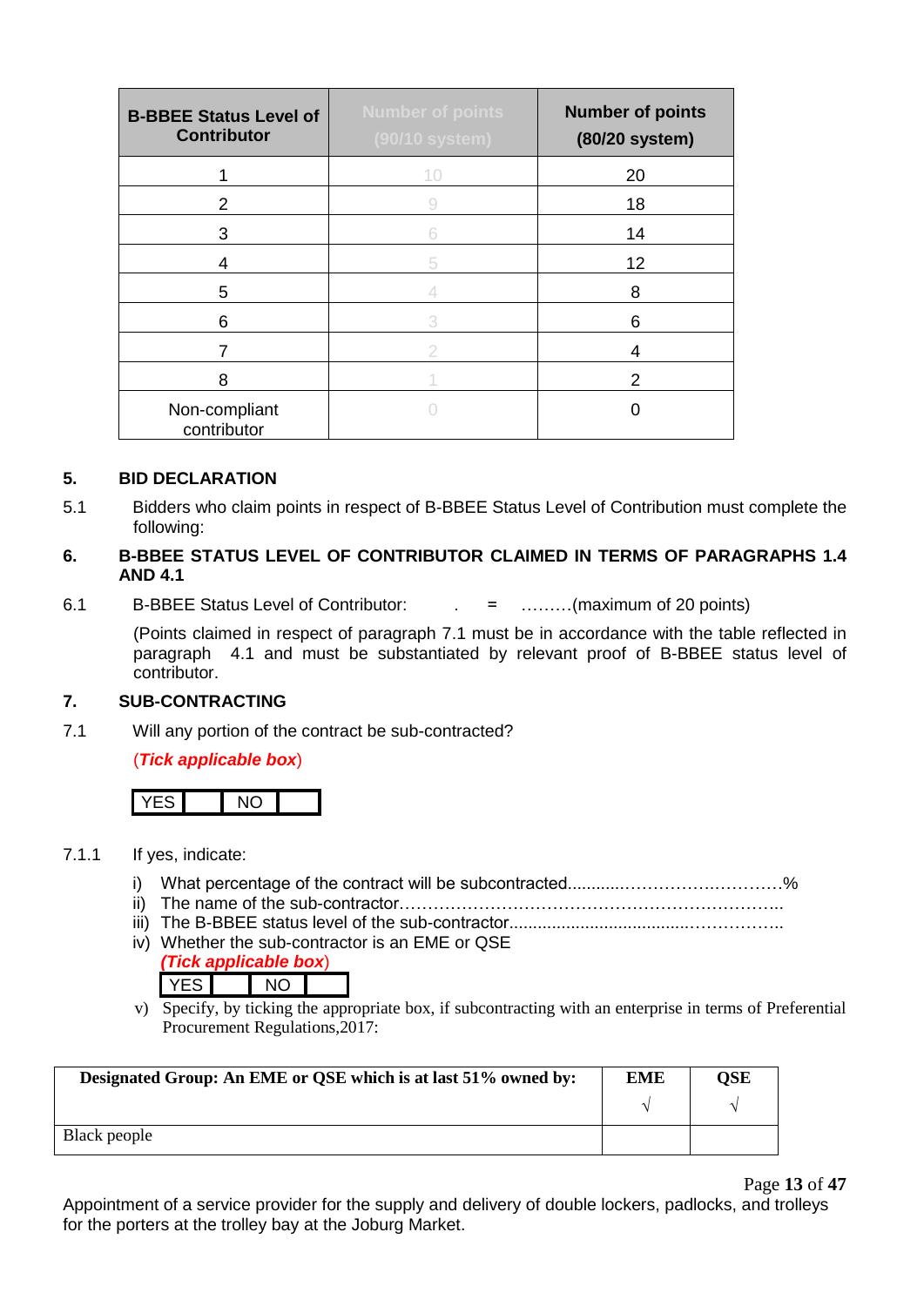| B-BBEE Status Level of Contributor | Number of points (90/10 system) | Number of points (80/20 system) |
|---|---|---|
| 1 | 10 | 20 |
| 2 | 9 | 18 |
| 3 | 6 | 14 |
| 4 | 5 | 12 |
| 5 | 4 | 8 |
| 6 | 3 | 6 |
| 7 | 2 | 4 |
| 8 | 1 | 2 |
| Non-compliant contributor | 0 | 0 |

## 5. BID DECLARATION

5.1 Bidders who claim points in respect of B-BBEE Status Level of Contribution must complete the following:

## 6. B-BBEE STATUS LEVEL OF CONTRIBUTOR CLAIMED IN TERMS OF PARAGRAPHS 1.4 AND 4.1

6.1 B-BBEE Status Level of Contributor: . = ………(maximum of 20 points)

(Points claimed in respect of paragraph 7.1 must be in accordance with the table reflected in paragraph 4.1 and must be substantiated by relevant proof of B-BBEE status level of contributor.

## 7. SUB-CONTRACTING

7.1 Will any portion of the contract be sub-contracted?

(***Tick applicable box***)

| YES | | NO | |
|---|---|---|---|

7.1.1 If yes, indicate:

i) What percentage of the contract will be subcontracted............……………….…………%
ii) The name of the sub-contractor…………………………………………………………..
iii) The B-BBEE status level of the sub-contractor......................................……………..
iv) Whether the sub-contractor is an EME or QSE

(***Tick applicable box***)

| YES | | NO | |
|---|---|---|---|

v) Specify, by ticking the appropriate box, if subcontracting with an enterprise in terms of Preferential Procurement Regulations,2017:

| Designated Group: An EME or QSE which is at last 51% owned by: | EME √ | QSE √ |
|---|---|---|
| Black people | | |

Appointment of a service provider for the supply and delivery of double lockers, padlocks, and trolleys for the porters at the trolley bay at the Joburg Market.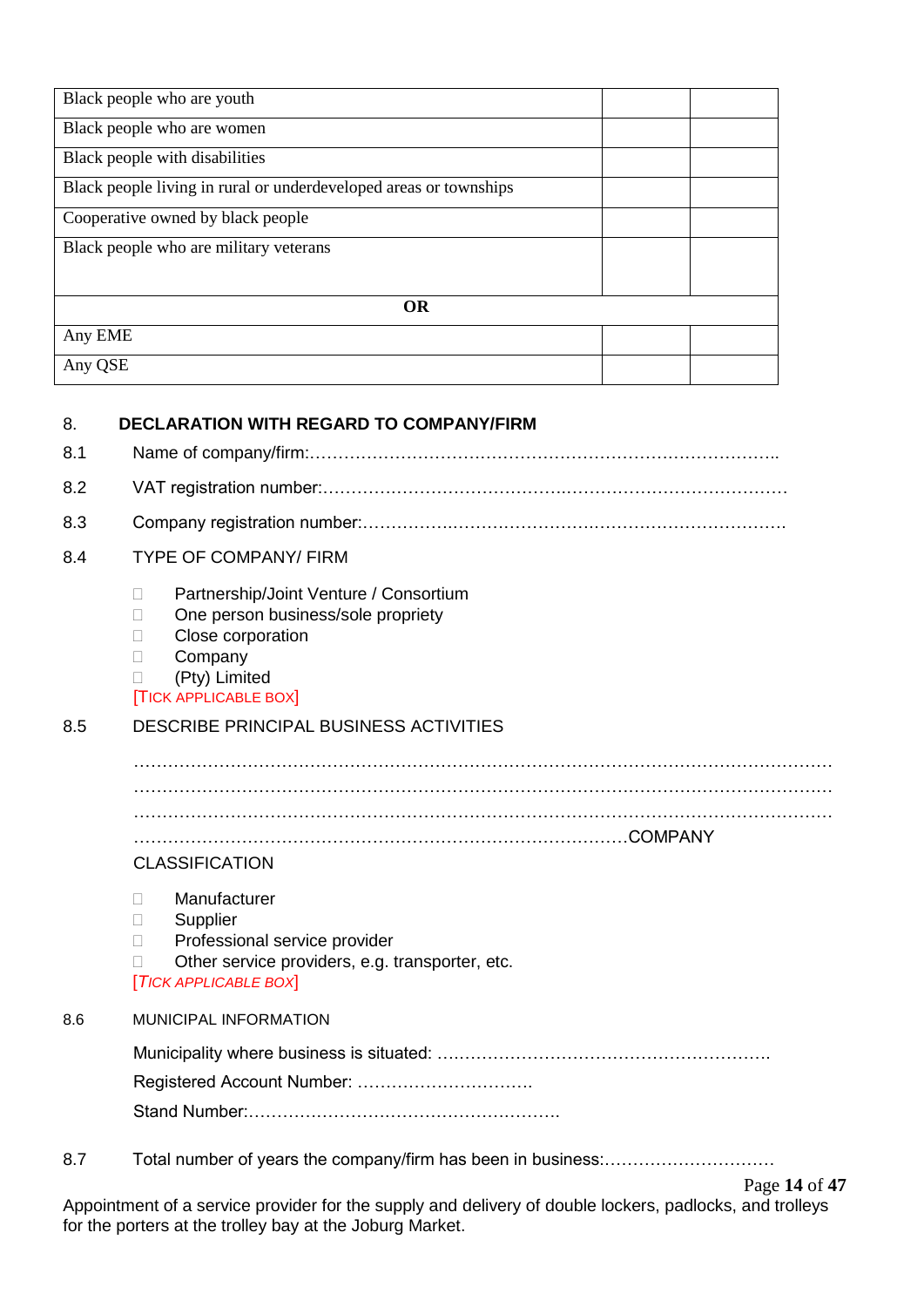| | | |
|---|---|---|
| Black people who are youth | | |
| Black people who are women | | |
| Black people with disabilities | | |
| Black people living in rural or underdeveloped areas or townships | | |
| Cooperative owned by black people | | |
| Black people who are military veterans | | |
| **OR** | | |
| Any EME | | |
| Any QSE | | |

8. **DECLARATION WITH REGARD TO COMPANY/FIRM**

8.1 Name of company/firm:…………………………………………………………………………..

8.2 VAT registration number:……………………………………………………………………………

8.3 Company registration number:…………….……………………….…………………………….

8.4 TYPE OF COMPANY/ FIRM

- ☐ Partnership/Joint Venture / Consortium
- ☐ One person business/sole propriety
- ☐ Close corporation
- ☐ Company
- ☐ (Pty) Limited

[TICK APPLICABLE BOX]

8.5 DESCRIBE PRINCIPAL BUSINESS ACTIVITIES

………………………………………………………………………………………………………………
………………………………………………………………………………………………………………
………………………………………………………………………………………………………………
…………………………………………………………………………….COMPANY CLASSIFICATION

- ☐ Manufacturer
- ☐ Supplier
- ☐ Professional service provider
- ☐ Other service providers, e.g. transporter, etc.

[*TICK APPLICABLE BOX*]

8.6 MUNICIPAL INFORMATION

Municipality where business is situated: ….………………………………………………….

Registered Account Number: ………………………….

Stand Number:……………………………………………….

8.7 Total number of years the company/firm has been in business:…………………………

Appointment of a service provider for the supply and delivery of double lockers, padlocks, and trolleys for the porters at the trolley bay at the Joburg Market.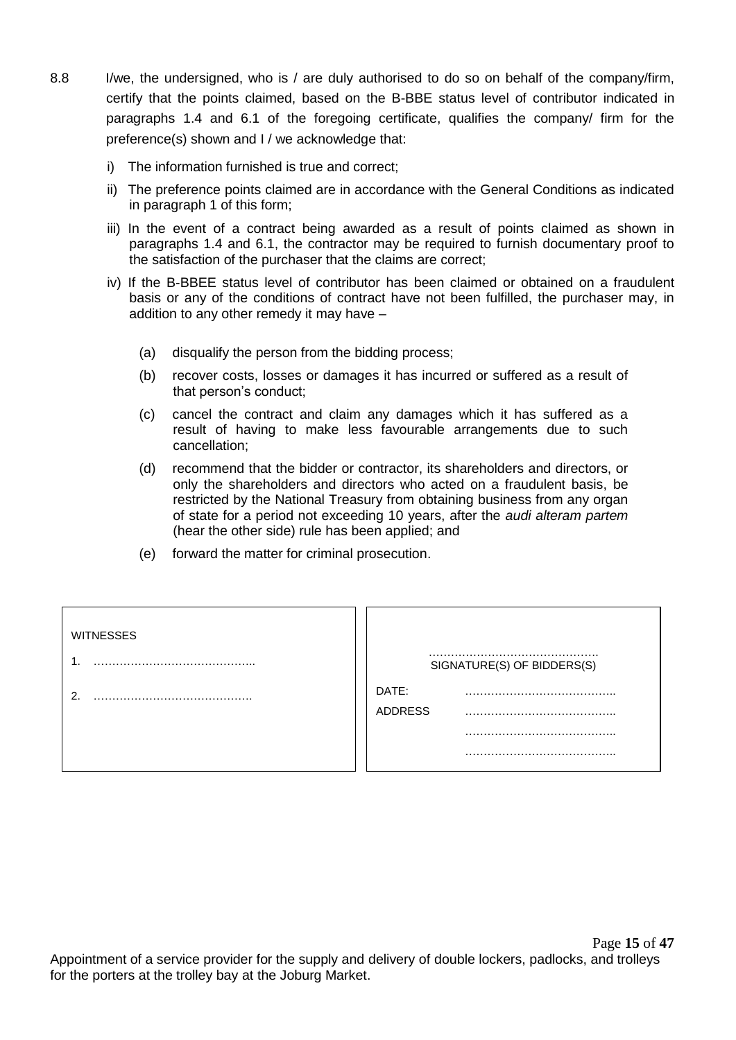8.8 I/we, the undersigned, who is / are duly authorised to do so on behalf of the company/firm, certify that the points claimed, based on the B-BBE status level of contributor indicated in paragraphs 1.4 and 6.1 of the foregoing certificate, qualifies the company/ firm for the preference(s) shown and I / we acknowledge that:

i) The information furnished is true and correct;

ii) The preference points claimed are in accordance with the General Conditions as indicated in paragraph 1 of this form;

iii) In the event of a contract being awarded as a result of points claimed as shown in paragraphs 1.4 and 6.1, the contractor may be required to furnish documentary proof to the satisfaction of the purchaser that the claims are correct;

iv) If the B-BBEE status level of contributor has been claimed or obtained on a fraudulent basis or any of the conditions of contract have not been fulfilled, the purchaser may, in addition to any other remedy it may have –

(a) disqualify the person from the bidding process;

(b) recover costs, losses or damages it has incurred or suffered as a result of that person's conduct;

(c) cancel the contract and claim any damages which it has suffered as a result of having to make less favourable arrangements due to such cancellation;

(d) recommend that the bidder or contractor, its shareholders and directors, or only the shareholders and directors who acted on a fraudulent basis, be restricted by the National Treasury from obtaining business from any organ of state for a period not exceeding 10 years, after the *audi alteram partem* (hear the other side) rule has been applied; and

(e) forward the matter for criminal prosecution.

| WITNESSES | |
|---|---|
| 1. …………………………………….. | ………………………………………. SIGNATURE(S) OF BIDDERS(S) |
| 2. ……………………………………. | DATE: ………………………………….. |
| | ADDRESS ………………………………….. |
| | ………………………………….. |
| | ………………………………….. |

Appointment of a service provider for the supply and delivery of double lockers, padlocks, and trolleys for the porters at the trolley bay at the Joburg Market.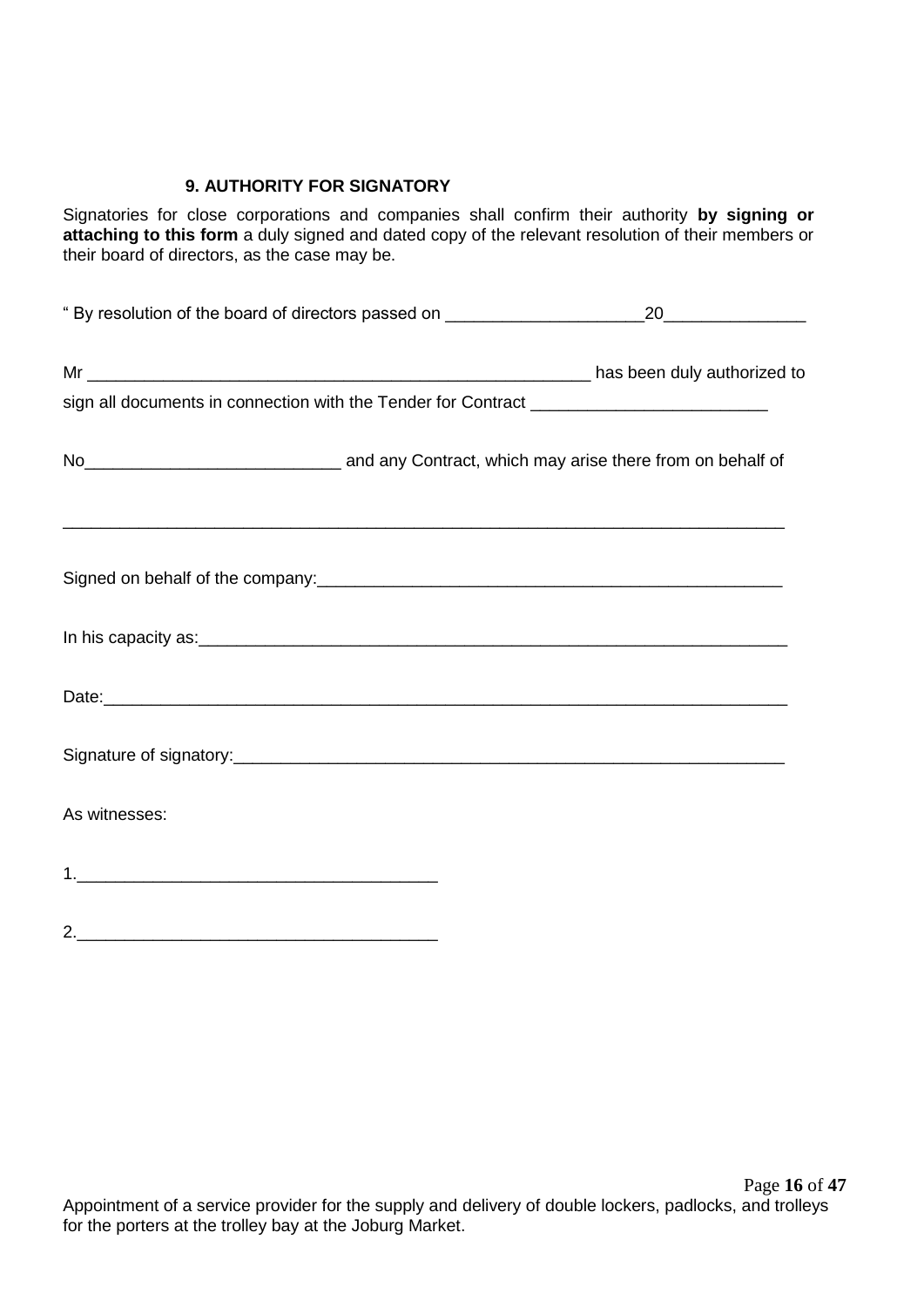## 9. AUTHORITY FOR SIGNATORY

Signatories for close corporations and companies shall confirm their authority **by signing or attaching to this form** a duly signed and dated copy of the relevant resolution of their members or their board of directors, as the case may be.

" By resolution of the board of directors passed on _____________________20_______________

Mr ________________________________________________________ has been duly authorized to sign all documents in connection with the Tender for Contract _________________________

No___________________________ and any Contract, which may arise there from on behalf of

_______________________________________________________________________________

Signed on behalf of the company:____________________________________________________

In his capacity as:_________________________________________________________________

Date:___________________________________________________________________________

Signature of signatory:_____________________________________________________________

As witnesses:

1.______________________________________

2.______________________________________

Appointment of a service provider for the supply and delivery of double lockers, padlocks, and trolleys for the porters at the trolley bay at the Joburg Market.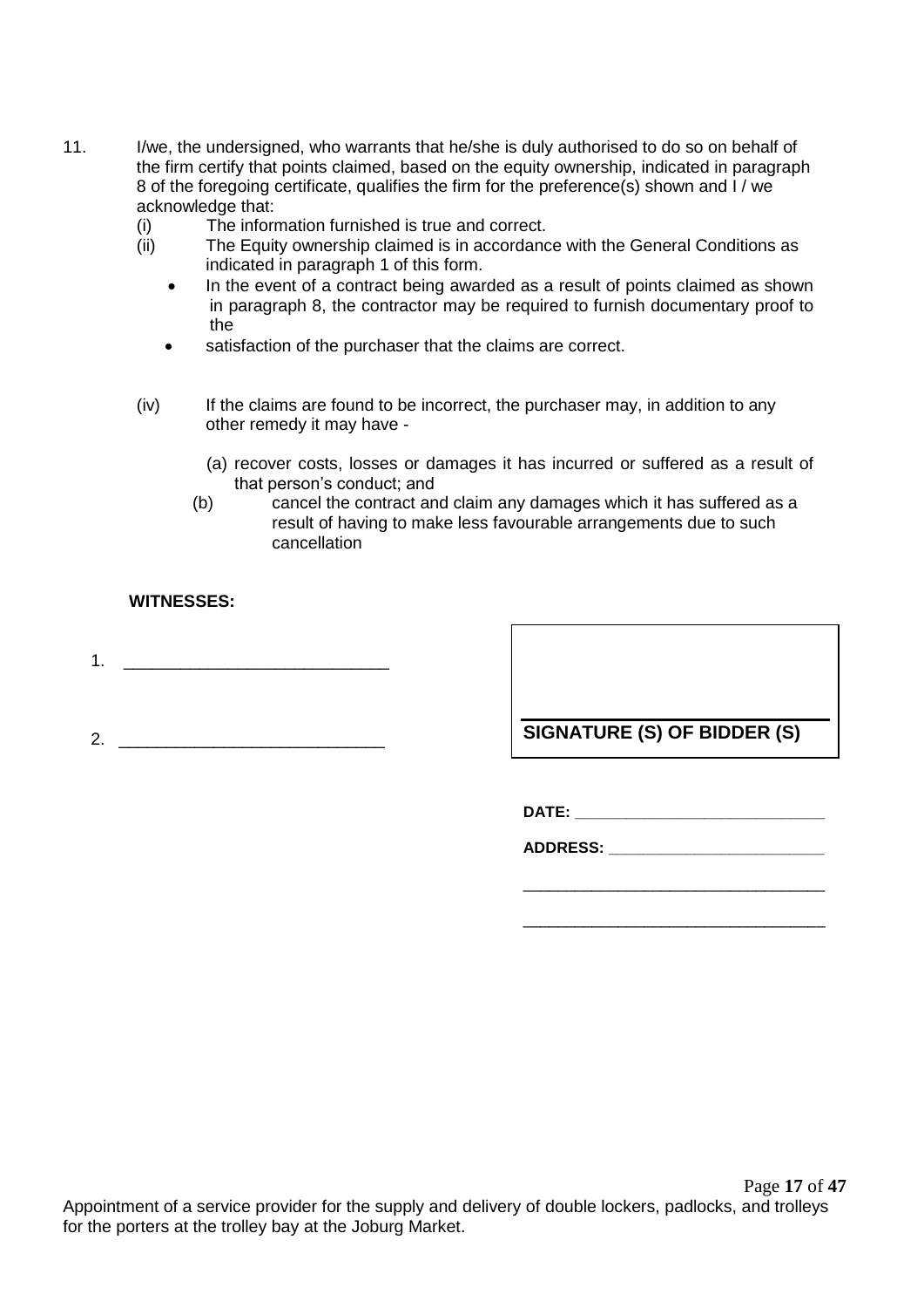11. I/we, the undersigned, who warrants that he/she is duly authorised to do so on behalf of the firm certify that points claimed, based on the equity ownership, indicated in paragraph 8 of the foregoing certificate, qualifies the firm for the preference(s) shown and I / we acknowledge that:

    (i) The information furnished is true and correct.

    (ii) The Equity ownership claimed is in accordance with the General Conditions as indicated in paragraph 1 of this form.

    - In the event of a contract being awarded as a result of points claimed as shown in paragraph 8, the contractor may be required to furnish documentary proof to the
    - satisfaction of the purchaser that the claims are correct.

    (iv) If the claims are found to be incorrect, the purchaser may, in addition to any other remedy it may have -

    (a) recover costs, losses or damages it has incurred or suffered as a result of that person's conduct; and

    (b) cancel the contract and claim any damages which it has suffered as a result of having to make less favourable arrangements due to such cancellation

**WITNESSES:**

1. ____________________________

2. ____________________________

**SIGNATURE (S) OF BIDDER (S)**

**DATE:** ____________________________

**ADDRESS:** ________________________

__________________________________

__________________________________

Appointment of a service provider for the supply and delivery of double lockers, padlocks, and trolleys for the porters at the trolley bay at the Joburg Market.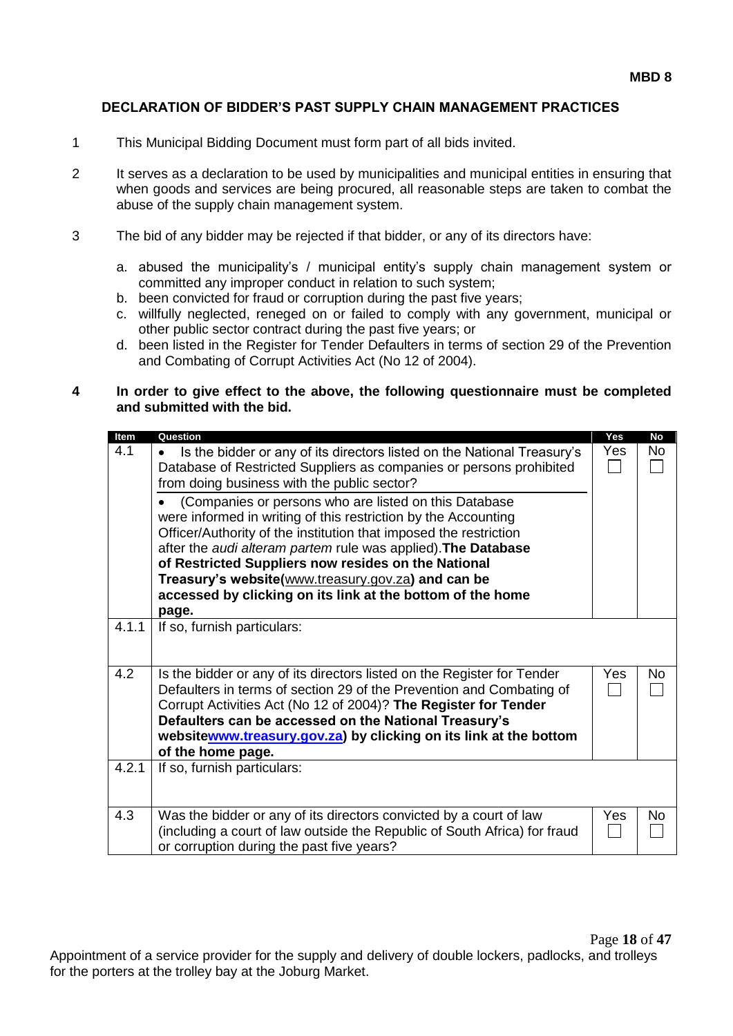**MBD 8**

## DECLARATION OF BIDDER'S PAST SUPPLY CHAIN MANAGEMENT PRACTICES

1. This Municipal Bidding Document must form part of all bids invited.

2. It serves as a declaration to be used by municipalities and municipal entities in ensuring that when goods and services are being procured, all reasonable steps are taken to combat the abuse of the supply chain management system.

3. The bid of any bidder may be rejected if that bidder, or any of its directors have:

   a. abused the municipality's / municipal entity's supply chain management system or committed any improper conduct in relation to such system;
   b. been convicted for fraud or corruption during the past five years;
   c. willfully neglected, reneged on or failed to comply with any government, municipal or other public sector contract during the past five years; or
   d. been listed in the Register for Tender Defaulters in terms of section 29 of the Prevention and Combating of Corrupt Activities Act (No 12 of 2004).

4. **In order to give effect to the above, the following questionnaire must be completed and submitted with the bid.**

| Item | Question | Yes | No |
|---|---|---|---|
| 4.1 | • Is the bidder or any of its directors listed on the National Treasury's Database of Restricted Suppliers as companies or persons prohibited from doing business with the public sector?<br><br>• (Companies or persons who are listed on this Database were informed in writing of this restriction by the Accounting Officer/Authority of the institution that imposed the restriction after the *audi alteram partem* rule was applied). **The Database of Restricted Suppliers now resides on the National Treasury's website(**www.treasury.gov.za**) and can be accessed by clicking on its link at the bottom of the home page.** | Yes ☐ | No ☐ |
| 4.1.1 | If so, furnish particulars: | | |
| 4.2 | Is the bidder or any of its directors listed on the Register for Tender Defaulters in terms of section 29 of the Prevention and Combating of Corrupt Activities Act (No 12 of 2004)? **The Register for Tender Defaulters can be accessed on the National Treasury's websitewww.treasury.gov.za) by clicking on its link at the bottom of the home page.** | Yes ☐ | No ☐ |
| 4.2.1 | If so, furnish particulars: | | |
| 4.3 | Was the bidder or any of its directors convicted by a court of law (including a court of law outside the Republic of South Africa) for fraud or corruption during the past five years? | Yes ☐ | No ☐ |

Appointment of a service provider for the supply and delivery of double lockers, padlocks, and trolleys for the porters at the trolley bay at the Joburg Market.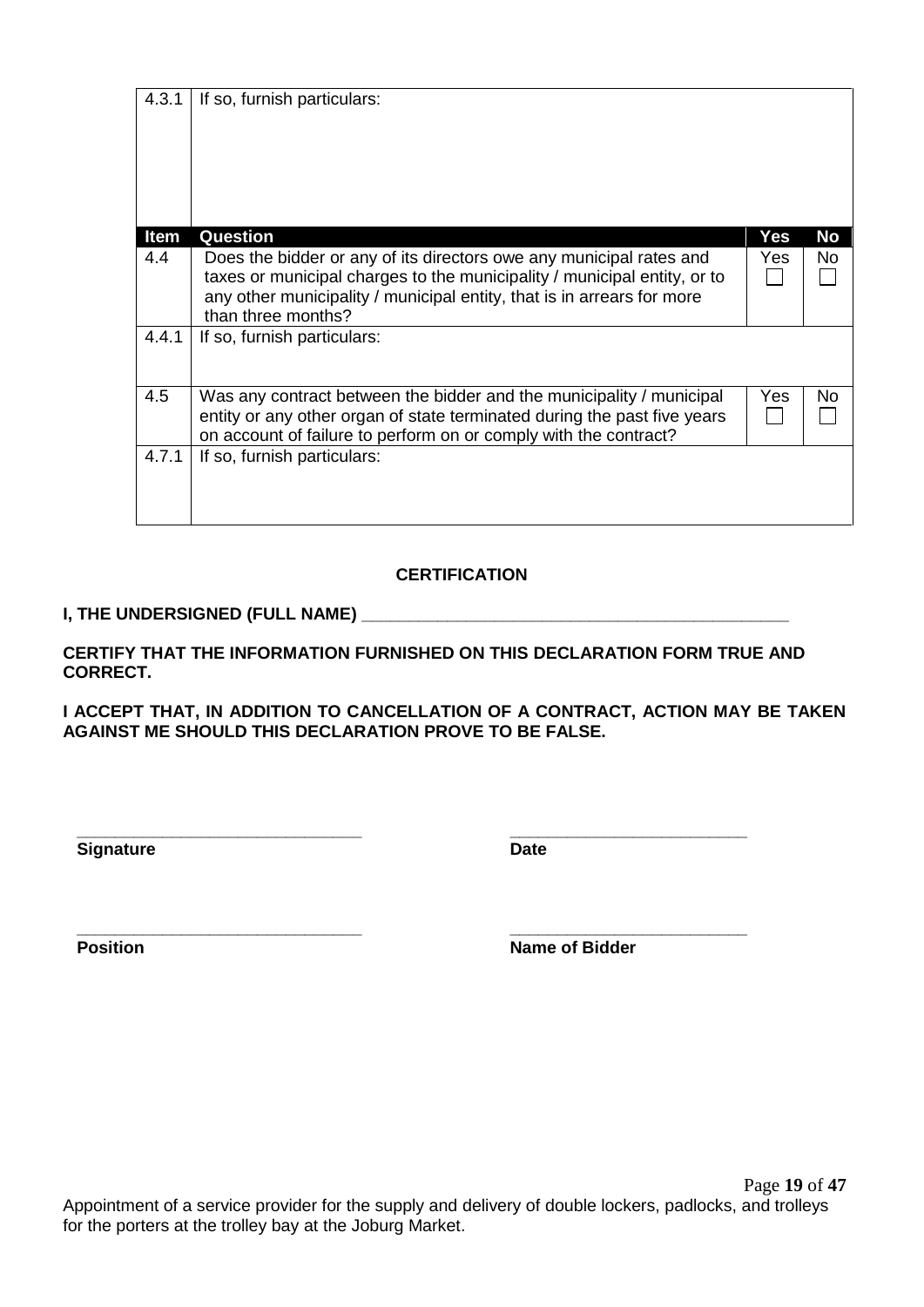| Item | Question | Yes | No |
|---|---|---|---|
| 4.3.1 | If so, furnish particulars: | | |
| 4.4 | Does the bidder or any of its directors owe any municipal rates and taxes or municipal charges to the municipality / municipal entity, or to any other municipality / municipal entity, that is in arrears for more than three months? | Yes ☐ | No ☐ |
| 4.4.1 | If so, furnish particulars: | | |
| 4.5 | Was any contract between the bidder and the municipality / municipal entity or any other organ of state terminated during the past five years on account of failure to perform on or comply with the contract? | Yes ☐ | No ☐ |
| 4.7.1 | If so, furnish particulars: | | |

**CERTIFICATION**

**I, THE UNDERSIGNED (FULL NAME) _______________________________________________**

**CERTIFY THAT THE INFORMATION FURNISHED ON THIS DECLARATION FORM TRUE AND CORRECT.**

**I ACCEPT THAT, IN ADDITION TO CANCELLATION OF A CONTRACT, ACTION MAY BE TAKEN AGAINST ME SHOULD THIS DECLARATION PROVE TO BE FALSE.**

______________________________ ________________________
**Signature** **Date**

______________________________ ________________________
**Position** **Name of Bidder**

Appointment of a service provider for the supply and delivery of double lockers, padlocks, and trolleys for the porters at the trolley bay at the Joburg Market.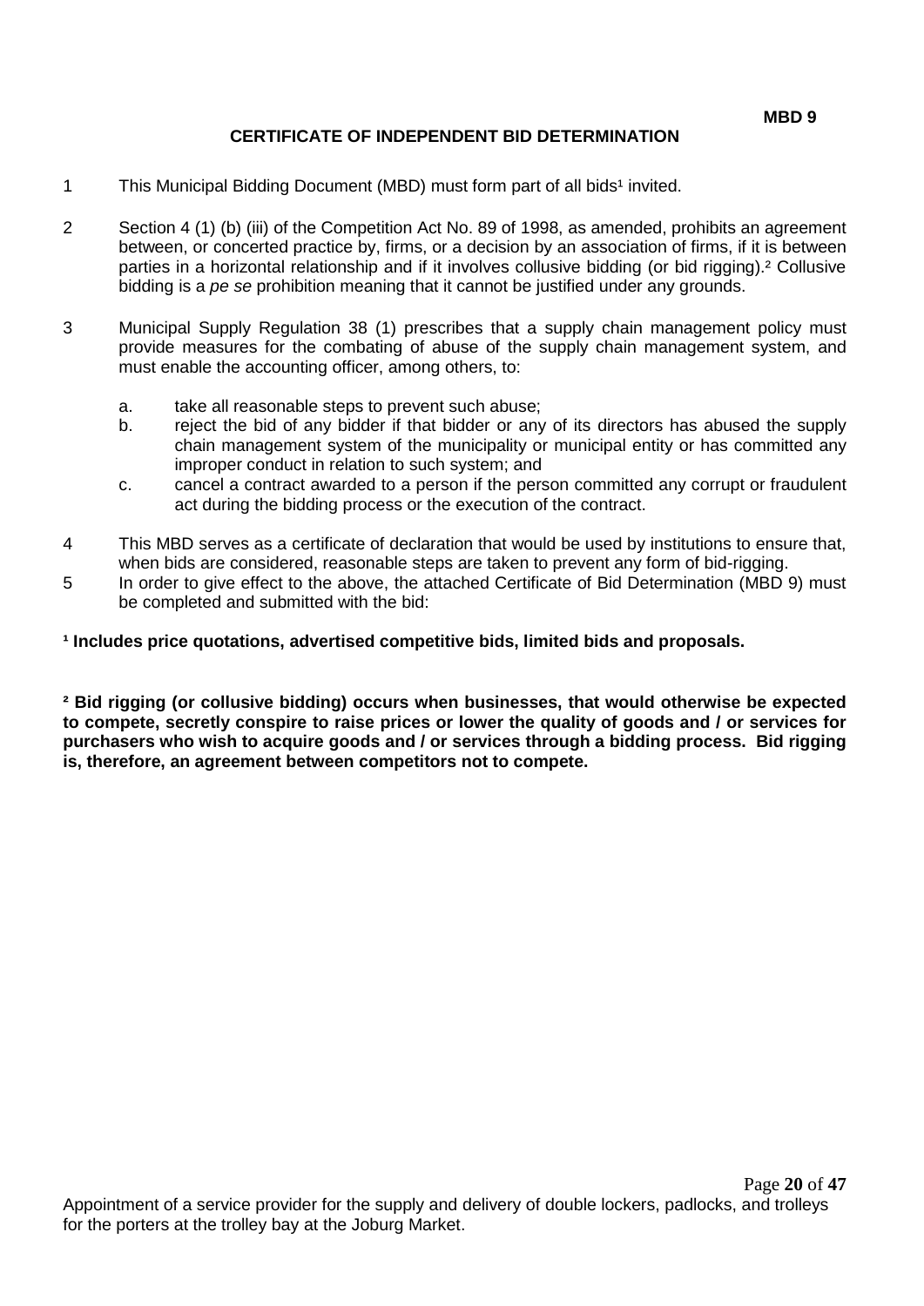**MBD 9**

## CERTIFICATE OF INDEPENDENT BID DETERMINATION

1 This Municipal Bidding Document (MBD) must form part of all bids[1] invited.

2 Section 4 (1) (b) (iii) of the Competition Act No. 89 of 1998, as amended, prohibits an agreement between, or concerted practice by, firms, or a decision by an association of firms, if it is between parties in a horizontal relationship and if it involves collusive bidding (or bid rigging).[2] Collusive bidding is a *pe se* prohibition meaning that it cannot be justified under any grounds.

3 Municipal Supply Regulation 38 (1) prescribes that a supply chain management policy must provide measures for the combating of abuse of the supply chain management system, and must enable the accounting officer, among others, to:

   a. take all reasonable steps to prevent such abuse;
   b. reject the bid of any bidder if that bidder or any of its directors has abused the supply chain management system of the municipality or municipal entity or has committed any improper conduct in relation to such system; and
   c. cancel a contract awarded to a person if the person committed any corrupt or fraudulent act during the bidding process or the execution of the contract.

4 This MBD serves as a certificate of declaration that would be used by institutions to ensure that, when bids are considered, reasonable steps are taken to prevent any form of bid-rigging.

5 In order to give effect to the above, the attached Certificate of Bid Determination (MBD 9) must be completed and submitted with the bid:

**[1] Includes price quotations, advertised competitive bids, limited bids and proposals.**

**[2] Bid rigging (or collusive bidding) occurs when businesses, that would otherwise be expected to compete, secretly conspire to raise prices or lower the quality of goods and / or services for purchasers who wish to acquire goods and / or services through a bidding process. Bid rigging is, therefore, an agreement between competitors not to compete.**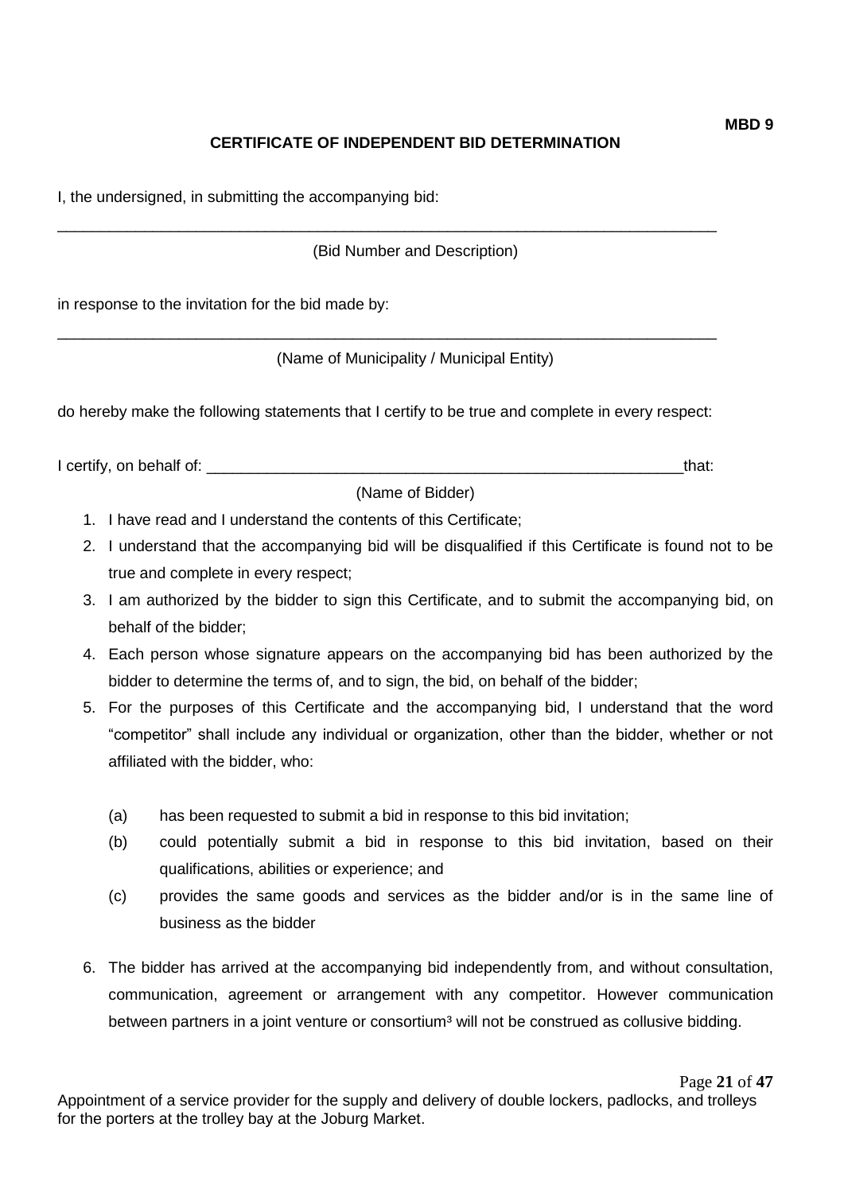**MBD 9**

## CERTIFICATE OF INDEPENDENT BID DETERMINATION

I, the undersigned, in submitting the accompanying bid:

_______________________________________________________________________________

(Bid Number and Description)

in response to the invitation for the bid made by:

_______________________________________________________________________________

(Name of Municipality / Municipal Entity)

do hereby make the following statements that I certify to be true and complete in every respect:

I certify, on behalf of: _________________________________________________________that:

(Name of Bidder)

1. I have read and I understand the contents of this Certificate;
2. I understand that the accompanying bid will be disqualified if this Certificate is found not to be true and complete in every respect;
3. I am authorized by the bidder to sign this Certificate, and to submit the accompanying bid, on behalf of the bidder;
4. Each person whose signature appears on the accompanying bid has been authorized by the bidder to determine the terms of, and to sign, the bid, on behalf of the bidder;
5. For the purposes of this Certificate and the accompanying bid, I understand that the word "competitor" shall include any individual or organization, other than the bidder, whether or not affiliated with the bidder, who:

   (a) has been requested to submit a bid in response to this bid invitation;

   (b) could potentially submit a bid in response to this bid invitation, based on their qualifications, abilities or experience; and

   (c) provides the same goods and services as the bidder and/or is in the same line of business as the bidder

6. The bidder has arrived at the accompanying bid independently from, and without consultation, communication, agreement or arrangement with any competitor. However communication between partners in a joint venture or consortium[3] will not be construed as collusive bidding.

Appointment of a service provider for the supply and delivery of double lockers, padlocks, and trolleys for the porters at the trolley bay at the Joburg Market.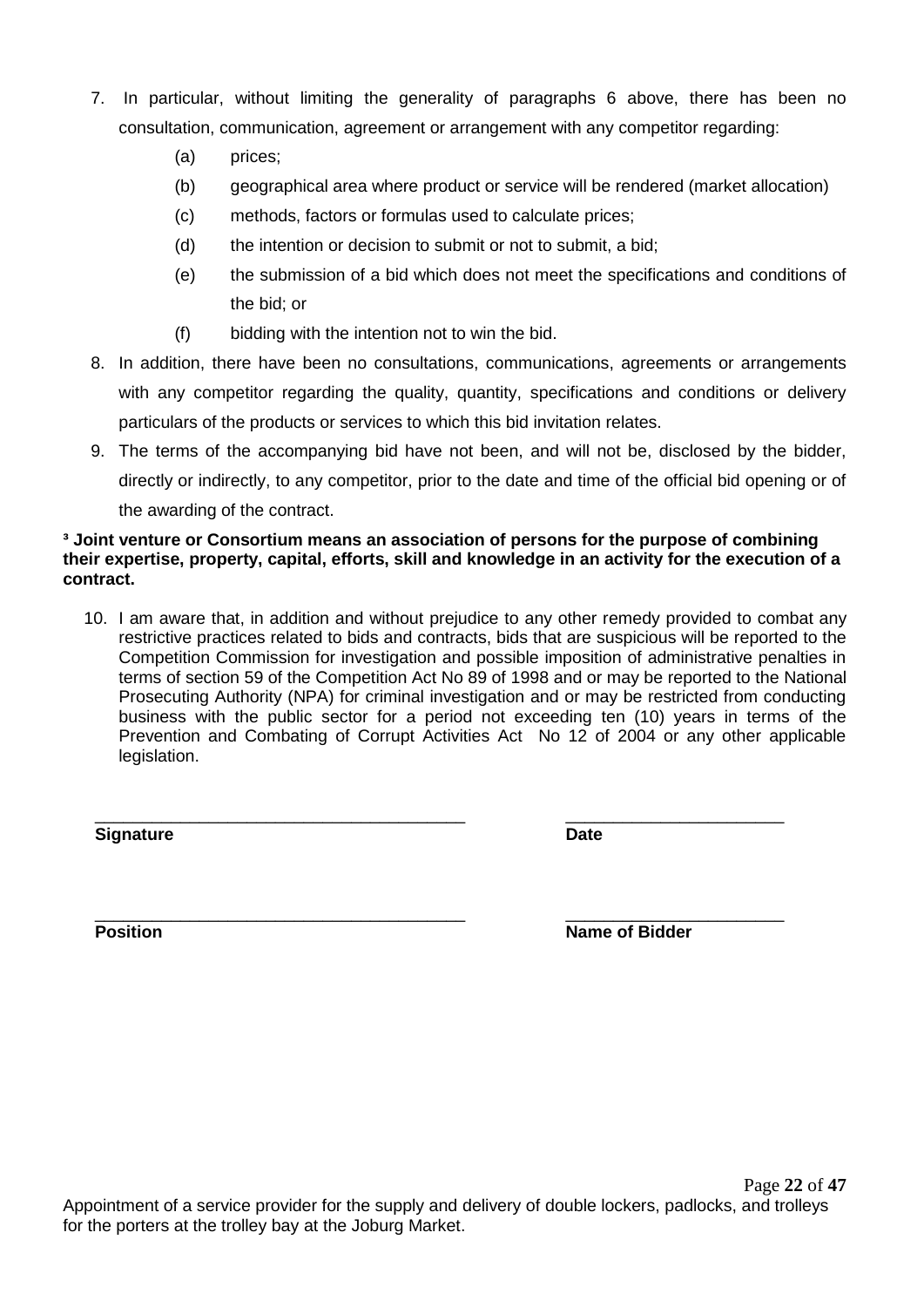7. In particular, without limiting the generality of paragraphs 6 above, there has been no consultation, communication, agreement or arrangement with any competitor regarding:

   (a) prices;

   (b) geographical area where product or service will be rendered (market allocation)

   (c) methods, factors or formulas used to calculate prices;

   (d) the intention or decision to submit or not to submit, a bid;

   (e) the submission of a bid which does not meet the specifications and conditions of the bid; or

   (f) bidding with the intention not to win the bid.

8. In addition, there have been no consultations, communications, agreements or arrangements with any competitor regarding the quality, quantity, specifications and conditions or delivery particulars of the products or services to which this bid invitation relates.

9. The terms of the accompanying bid have not been, and will not be, disclosed by the bidder, directly or indirectly, to any competitor, prior to the date and time of the official bid opening or of the awarding of the contract.

**[3] Joint venture or Consortium means an association of persons for the purpose of combining their expertise, property, capital, efforts, skill and knowledge in an activity for the execution of a contract.**

10. I am aware that, in addition and without prejudice to any other remedy provided to combat any restrictive practices related to bids and contracts, bids that are suspicious will be reported to the Competition Commission for investigation and possible imposition of administrative penalties in terms of section 59 of the Competition Act No 89 of 1998 and or may be reported to the National Prosecuting Authority (NPA) for criminal investigation and or may be restricted from conducting business with the public sector for a period not exceeding ten (10) years in terms of the Prevention and Combating of Corrupt Activities Act No 12 of 2004 or any other applicable legislation.

| | |
|---|---|
| _______________________________________ | _______________________ |
| **Signature** | **Date** |
| _______________________________________ | _______________________ |
| **Position** | **Name of Bidder** |

Appointment of a service provider for the supply and delivery of double lockers, padlocks, and trolleys for the porters at the trolley bay at the Joburg Market.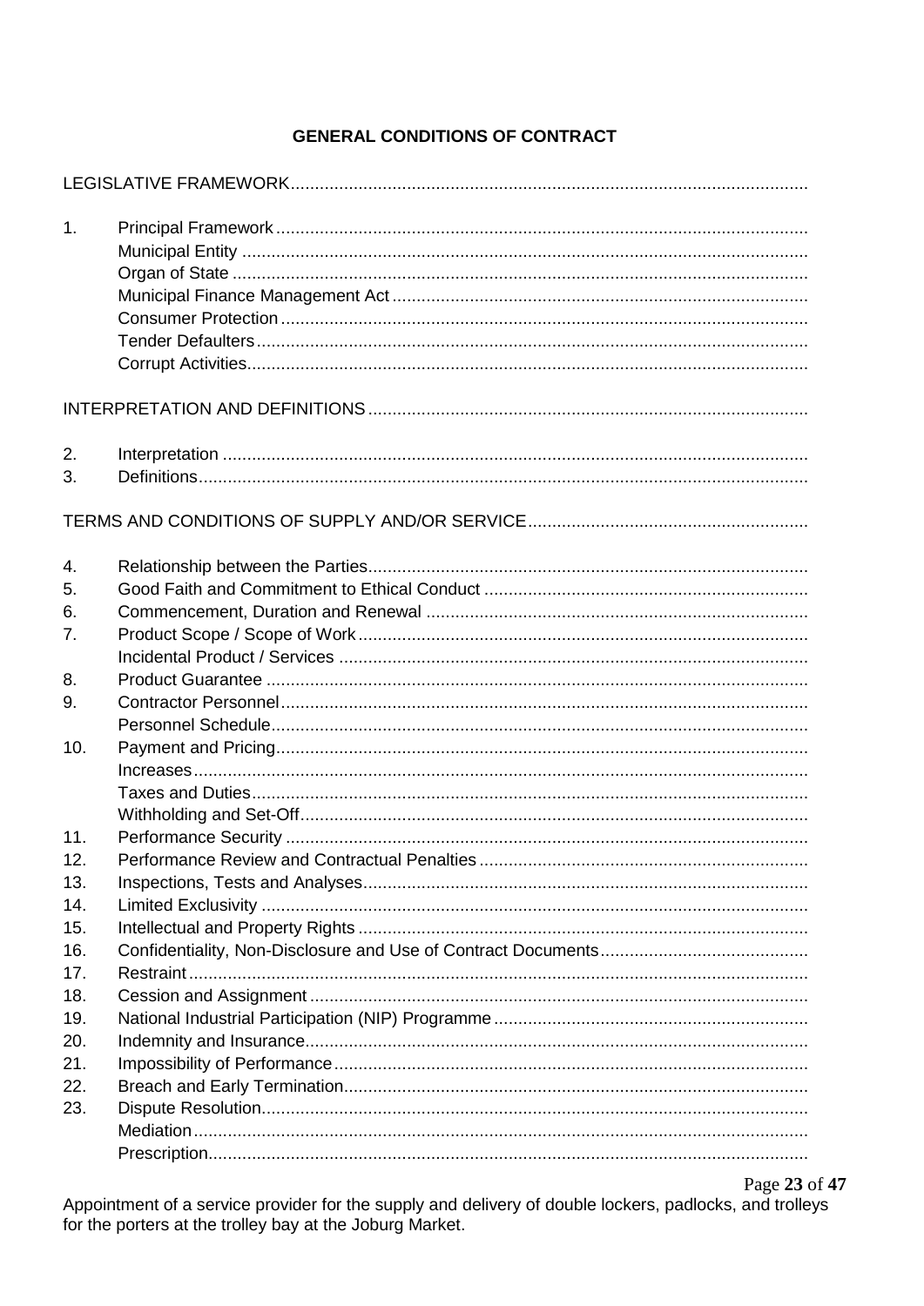# GENERAL CONDITIONS OF CONTRACT

LEGISLATIVE FRAMEWORK

1. Principal Framework
   - Municipal Entity
   - Organ of State
   - Municipal Finance Management Act
   - Consumer Protection
   - Tender Defaulters
   - Corrupt Activities

INTERPRETATION AND DEFINITIONS

2. Interpretation
3. Definitions

TERMS AND CONDITIONS OF SUPPLY AND/OR SERVICE

4. Relationship between the Parties
5. Good Faith and Commitment to Ethical Conduct
6. Commencement, Duration and Renewal
7. Product Scope / Scope of Work
   - Incidental Product / Services
8. Product Guarantee
9. Contractor Personnel
   - Personnel Schedule
10. Payment and Pricing
    - Increases
    - Taxes and Duties
    - Withholding and Set-Off
11. Performance Security
12. Performance Review and Contractual Penalties
13. Inspections, Tests and Analyses
14. Limited Exclusivity
15. Intellectual and Property Rights
16. Confidentiality, Non-Disclosure and Use of Contract Documents
17. Restraint
18. Cession and Assignment
19. National Industrial Participation (NIP) Programme
20. Indemnity and Insurance
21. Impossibility of Performance
22. Breach and Early Termination
23. Dispute Resolution
    - Mediation
    - Prescription

Appointment of a service provider for the supply and delivery of double lockers, padlocks, and trolleys for the porters at the trolley bay at the Joburg Market.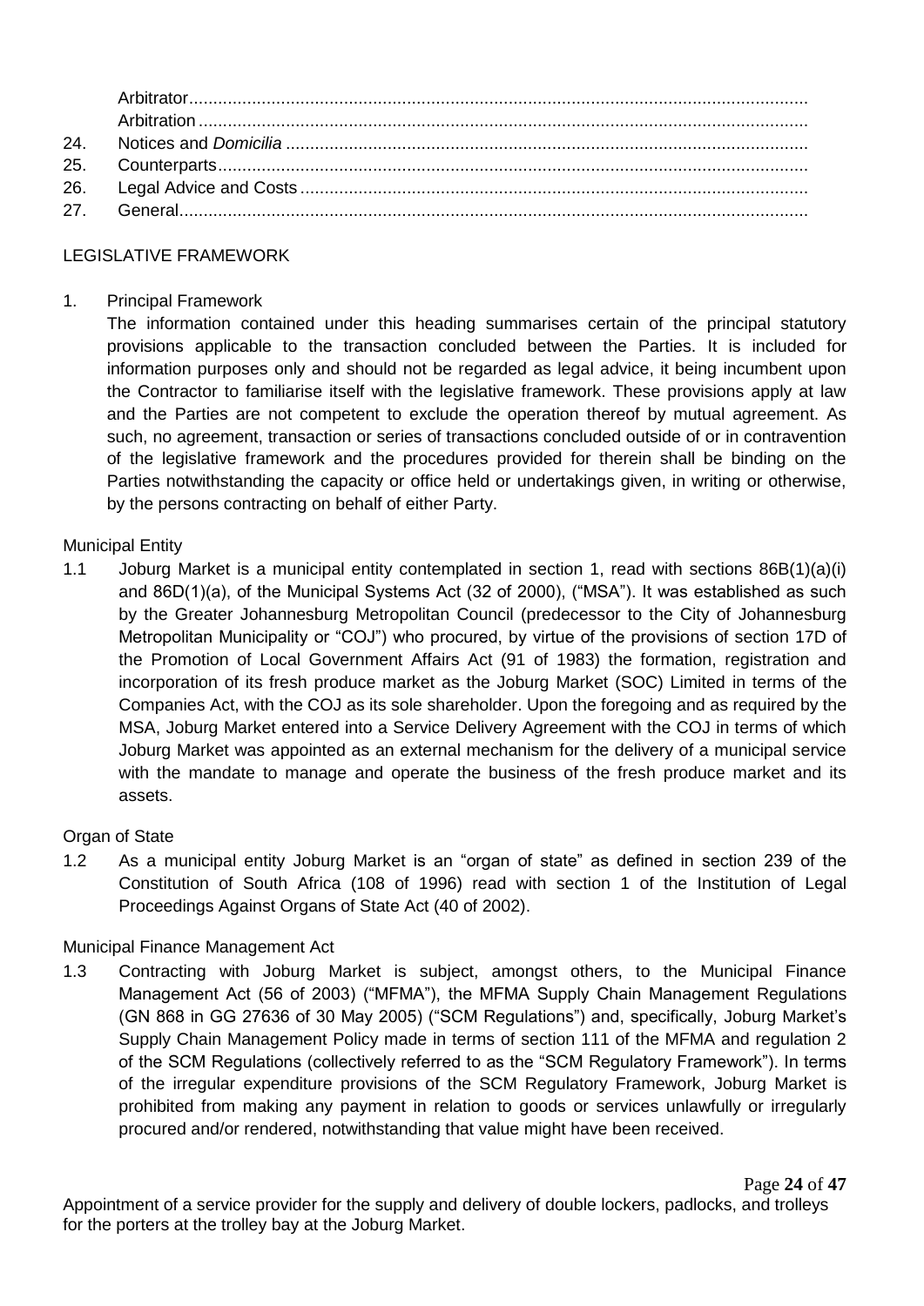Arbitrator
Arbitration
24. Notices and *Domicilia*
25. Counterparts
26. Legal Advice and Costs
27. General

## LEGISLATIVE FRAMEWORK

### 1. Principal Framework

The information contained under this heading summarises certain of the principal statutory provisions applicable to the transaction concluded between the Parties. It is included for information purposes only and should not be regarded as legal advice, it being incumbent upon the Contractor to familiarise itself with the legislative framework. These provisions apply at law and the Parties are not competent to exclude the operation thereof by mutual agreement. As such, no agreement, transaction or series of transactions concluded outside of or in contravention of the legislative framework and the procedures provided for therein shall be binding on the Parties notwithstanding the capacity or office held or undertakings given, in writing or otherwise, by the persons contracting on behalf of either Party.

#### Municipal Entity

1.1 Joburg Market is a municipal entity contemplated in section 1, read with sections 86B(1)(a)(i) and 86D(1)(a), of the Municipal Systems Act (32 of 2000), ("MSA"). It was established as such by the Greater Johannesburg Metropolitan Council (predecessor to the City of Johannesburg Metropolitan Municipality or "COJ") who procured, by virtue of the provisions of section 17D of the Promotion of Local Government Affairs Act (91 of 1983) the formation, registration and incorporation of its fresh produce market as the Joburg Market (SOC) Limited in terms of the Companies Act, with the COJ as its sole shareholder. Upon the foregoing and as required by the MSA, Joburg Market entered into a Service Delivery Agreement with the COJ in terms of which Joburg Market was appointed as an external mechanism for the delivery of a municipal service with the mandate to manage and operate the business of the fresh produce market and its assets.

#### Organ of State

1.2 As a municipal entity Joburg Market is an "organ of state" as defined in section 239 of the Constitution of South Africa (108 of 1996) read with section 1 of the Institution of Legal Proceedings Against Organs of State Act (40 of 2002).

#### Municipal Finance Management Act

1.3 Contracting with Joburg Market is subject, amongst others, to the Municipal Finance Management Act (56 of 2003) ("MFMA"), the MFMA Supply Chain Management Regulations (GN 868 in GG 27636 of 30 May 2005) ("SCM Regulations") and, specifically, Joburg Market's Supply Chain Management Policy made in terms of section 111 of the MFMA and regulation 2 of the SCM Regulations (collectively referred to as the "SCM Regulatory Framework"). In terms of the irregular expenditure provisions of the SCM Regulatory Framework, Joburg Market is prohibited from making any payment in relation to goods or services unlawfully or irregularly procured and/or rendered, notwithstanding that value might have been received.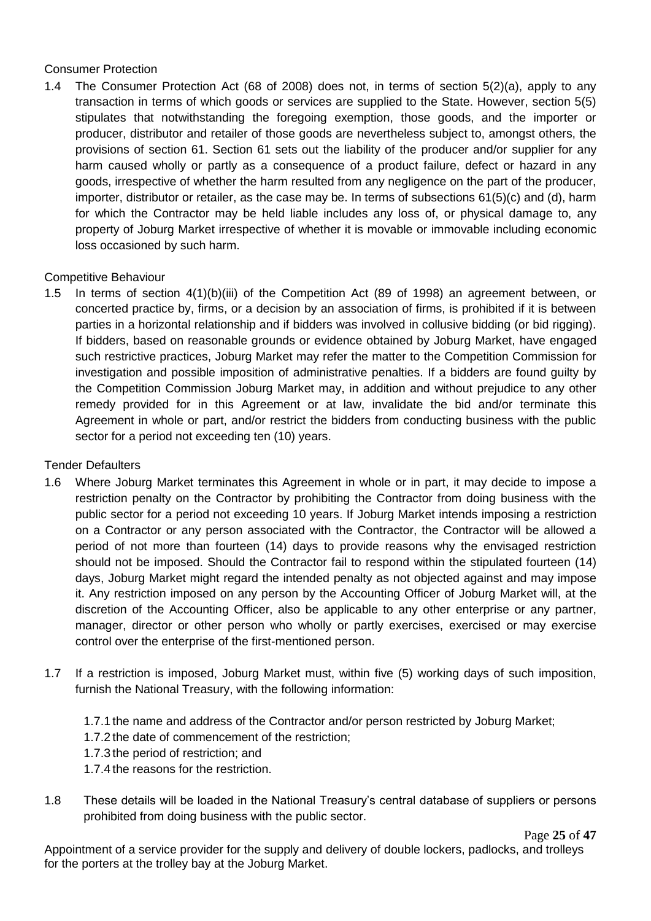Consumer Protection

1.4 The Consumer Protection Act (68 of 2008) does not, in terms of section 5(2)(a), apply to any transaction in terms of which goods or services are supplied to the State. However, section 5(5) stipulates that notwithstanding the foregoing exemption, those goods, and the importer or producer, distributor and retailer of those goods are nevertheless subject to, amongst others, the provisions of section 61. Section 61 sets out the liability of the producer and/or supplier for any harm caused wholly or partly as a consequence of a product failure, defect or hazard in any goods, irrespective of whether the harm resulted from any negligence on the part of the producer, importer, distributor or retailer, as the case may be. In terms of subsections 61(5)(c) and (d), harm for which the Contractor may be held liable includes any loss of, or physical damage to, any property of Joburg Market irrespective of whether it is movable or immovable including economic loss occasioned by such harm.

Competitive Behaviour

1.5 In terms of section 4(1)(b)(iii) of the Competition Act (89 of 1998) an agreement between, or concerted practice by, firms, or a decision by an association of firms, is prohibited if it is between parties in a horizontal relationship and if bidders was involved in collusive bidding (or bid rigging). If bidders, based on reasonable grounds or evidence obtained by Joburg Market, have engaged such restrictive practices, Joburg Market may refer the matter to the Competition Commission for investigation and possible imposition of administrative penalties. If a bidders are found guilty by the Competition Commission Joburg Market may, in addition and without prejudice to any other remedy provided for in this Agreement or at law, invalidate the bid and/or terminate this Agreement in whole or part, and/or restrict the bidders from conducting business with the public sector for a period not exceeding ten (10) years.

Tender Defaulters

1.6 Where Joburg Market terminates this Agreement in whole or in part, it may decide to impose a restriction penalty on the Contractor by prohibiting the Contractor from doing business with the public sector for a period not exceeding 10 years. If Joburg Market intends imposing a restriction on a Contractor or any person associated with the Contractor, the Contractor will be allowed a period of not more than fourteen (14) days to provide reasons why the envisaged restriction should not be imposed. Should the Contractor fail to respond within the stipulated fourteen (14) days, Joburg Market might regard the intended penalty as not objected against and may impose it. Any restriction imposed on any person by the Accounting Officer of Joburg Market will, at the discretion of the Accounting Officer, also be applicable to any other enterprise or any partner, manager, director or other person who wholly or partly exercises, exercised or may exercise control over the enterprise of the first-mentioned person.

1.7 If a restriction is imposed, Joburg Market must, within five (5) working days of such imposition, furnish the National Treasury, with the following information:

   1.7.1 the name and address of the Contractor and/or person restricted by Joburg Market;
   1.7.2 the date of commencement of the restriction;
   1.7.3 the period of restriction; and
   1.7.4 the reasons for the restriction.

1.8 These details will be loaded in the National Treasury's central database of suppliers or persons prohibited from doing business with the public sector.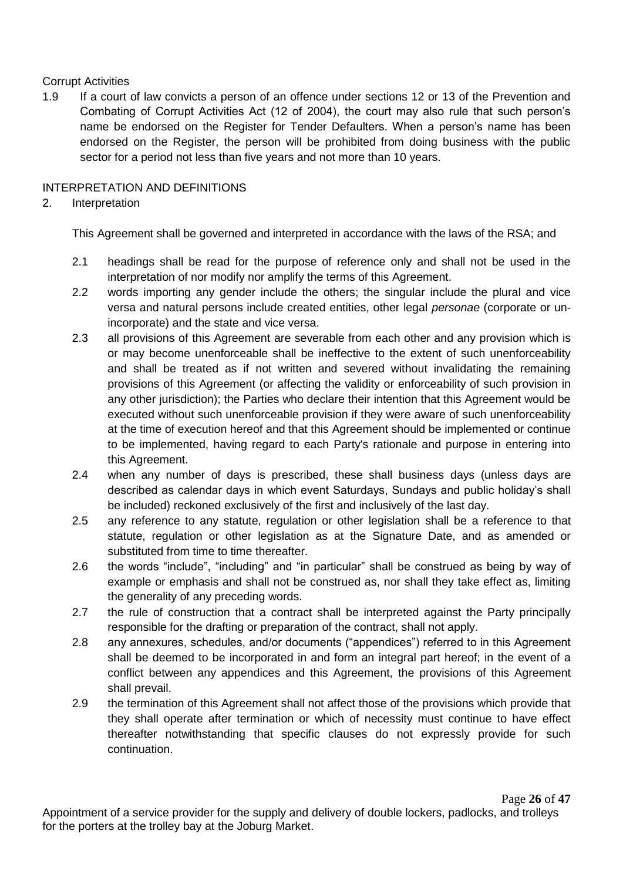Corrupt Activities

1.9 If a court of law convicts a person of an offence under sections 12 or 13 of the Prevention and Combating of Corrupt Activities Act (12 of 2004), the court may also rule that such person's name be endorsed on the Register for Tender Defaulters. When a person's name has been endorsed on the Register, the person will be prohibited from doing business with the public sector for a period not less than five years and not more than 10 years.

## INTERPRETATION AND DEFINITIONS

2. Interpretation

This Agreement shall be governed and interpreted in accordance with the laws of the RSA; and

2.1 headings shall be read for the purpose of reference only and shall not be used in the interpretation of nor modify nor amplify the terms of this Agreement.

2.2 words importing any gender include the others; the singular include the plural and vice versa and natural persons include created entities, other legal *personae* (corporate or un-incorporate) and the state and vice versa.

2.3 all provisions of this Agreement are severable from each other and any provision which is or may become unenforceable shall be ineffective to the extent of such unenforceability and shall be treated as if not written and severed without invalidating the remaining provisions of this Agreement (or affecting the validity or enforceability of such provision in any other jurisdiction); the Parties who declare their intention that this Agreement would be executed without such unenforceable provision if they were aware of such unenforceability at the time of execution hereof and that this Agreement should be implemented or continue to be implemented, having regard to each Party's rationale and purpose in entering into this Agreement.

2.4 when any number of days is prescribed, these shall business days (unless days are described as calendar days in which event Saturdays, Sundays and public holiday's shall be included) reckoned exclusively of the first and inclusively of the last day.

2.5 any reference to any statute, regulation or other legislation shall be a reference to that statute, regulation or other legislation as at the Signature Date, and as amended or substituted from time to time thereafter.

2.6 the words "include", "including" and "in particular" shall be construed as being by way of example or emphasis and shall not be construed as, nor shall they take effect as, limiting the generality of any preceding words.

2.7 the rule of construction that a contract shall be interpreted against the Party principally responsible for the drafting or preparation of the contract, shall not apply.

2.8 any annexures, schedules, and/or documents ("appendices") referred to in this Agreement shall be deemed to be incorporated in and form an integral part hereof; in the event of a conflict between any appendices and this Agreement, the provisions of this Agreement shall prevail.

2.9 the termination of this Agreement shall not affect those of the provisions which provide that they shall operate after termination or which of necessity must continue to have effect thereafter notwithstanding that specific clauses do not expressly provide for such continuation.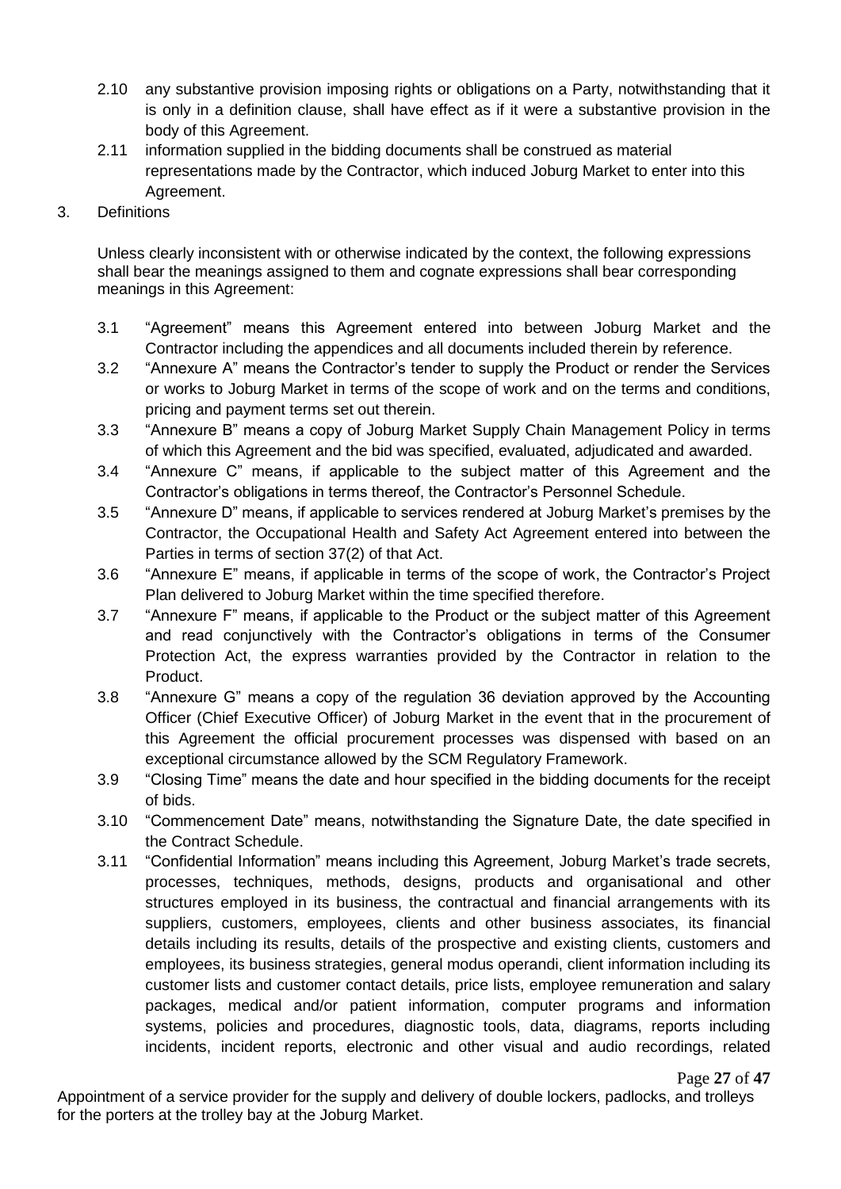2.10 any substantive provision imposing rights or obligations on a Party, notwithstanding that it is only in a definition clause, shall have effect as if it were a substantive provision in the body of this Agreement.

2.11 information supplied in the bidding documents shall be construed as material representations made by the Contractor, which induced Joburg Market to enter into this Agreement.

3. Definitions

Unless clearly inconsistent with or otherwise indicated by the context, the following expressions shall bear the meanings assigned to them and cognate expressions shall bear corresponding meanings in this Agreement:

3.1 "Agreement" means this Agreement entered into between Joburg Market and the Contractor including the appendices and all documents included therein by reference.

3.2 "Annexure A" means the Contractor's tender to supply the Product or render the Services or works to Joburg Market in terms of the scope of work and on the terms and conditions, pricing and payment terms set out therein.

3.3 "Annexure B" means a copy of Joburg Market Supply Chain Management Policy in terms of which this Agreement and the bid was specified, evaluated, adjudicated and awarded.

3.4 "Annexure C" means, if applicable to the subject matter of this Agreement and the Contractor's obligations in terms thereof, the Contractor's Personnel Schedule.

3.5 "Annexure D" means, if applicable to services rendered at Joburg Market's premises by the Contractor, the Occupational Health and Safety Act Agreement entered into between the Parties in terms of section 37(2) of that Act.

3.6 "Annexure E" means, if applicable in terms of the scope of work, the Contractor's Project Plan delivered to Joburg Market within the time specified therefore.

3.7 "Annexure F" means, if applicable to the Product or the subject matter of this Agreement and read conjunctively with the Contractor's obligations in terms of the Consumer Protection Act, the express warranties provided by the Contractor in relation to the Product.

3.8 "Annexure G" means a copy of the regulation 36 deviation approved by the Accounting Officer (Chief Executive Officer) of Joburg Market in the event that in the procurement of this Agreement the official procurement processes was dispensed with based on an exceptional circumstance allowed by the SCM Regulatory Framework.

3.9 "Closing Time" means the date and hour specified in the bidding documents for the receipt of bids.

3.10 "Commencement Date" means, notwithstanding the Signature Date, the date specified in the Contract Schedule.

3.11 "Confidential Information" means including this Agreement, Joburg Market's trade secrets, processes, techniques, methods, designs, products and organisational and other structures employed in its business, the contractual and financial arrangements with its suppliers, customers, employees, clients and other business associates, its financial details including its results, details of the prospective and existing clients, customers and employees, its business strategies, general modus operandi, client information including its customer lists and customer contact details, price lists, employee remuneration and salary packages, medical and/or patient information, computer programs and information systems, policies and procedures, diagnostic tools, data, diagrams, reports including incidents, incident reports, electronic and other visual and audio recordings, related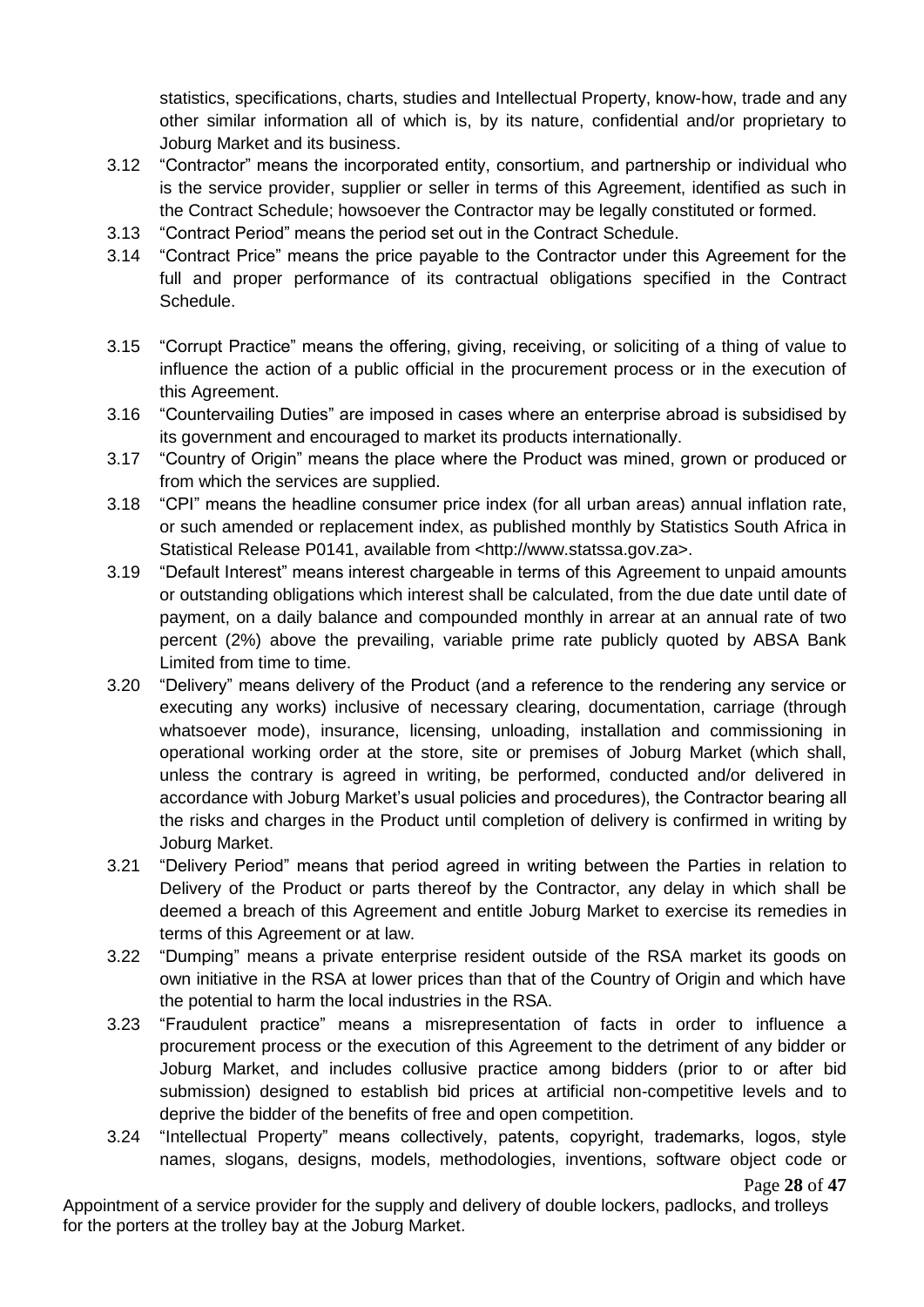statistics, specifications, charts, studies and Intellectual Property, know-how, trade and any other similar information all of which is, by its nature, confidential and/or proprietary to Joburg Market and its business.

3.12 "Contractor" means the incorporated entity, consortium, and partnership or individual who is the service provider, supplier or seller in terms of this Agreement, identified as such in the Contract Schedule; howsoever the Contractor may be legally constituted or formed.

3.13 "Contract Period" means the period set out in the Contract Schedule.

3.14 "Contract Price" means the price payable to the Contractor under this Agreement for the full and proper performance of its contractual obligations specified in the Contract Schedule.

3.15 "Corrupt Practice" means the offering, giving, receiving, or soliciting of a thing of value to influence the action of a public official in the procurement process or in the execution of this Agreement.

3.16 "Countervailing Duties" are imposed in cases where an enterprise abroad is subsidised by its government and encouraged to market its products internationally.

3.17 "Country of Origin" means the place where the Product was mined, grown or produced or from which the services are supplied.

3.18 "CPI" means the headline consumer price index (for all urban areas) annual inflation rate, or such amended or replacement index, as published monthly by Statistics South Africa in Statistical Release P0141, available from <http://www.statssa.gov.za>.

3.19 "Default Interest" means interest chargeable in terms of this Agreement to unpaid amounts or outstanding obligations which interest shall be calculated, from the due date until date of payment, on a daily balance and compounded monthly in arrear at an annual rate of two percent (2%) above the prevailing, variable prime rate publicly quoted by ABSA Bank Limited from time to time.

3.20 "Delivery" means delivery of the Product (and a reference to the rendering any service or executing any works) inclusive of necessary clearing, documentation, carriage (through whatsoever mode), insurance, licensing, unloading, installation and commissioning in operational working order at the store, site or premises of Joburg Market (which shall, unless the contrary is agreed in writing, be performed, conducted and/or delivered in accordance with Joburg Market's usual policies and procedures), the Contractor bearing all the risks and charges in the Product until completion of delivery is confirmed in writing by Joburg Market.

3.21 "Delivery Period" means that period agreed in writing between the Parties in relation to Delivery of the Product or parts thereof by the Contractor, any delay in which shall be deemed a breach of this Agreement and entitle Joburg Market to exercise its remedies in terms of this Agreement or at law.

3.22 "Dumping" means a private enterprise resident outside of the RSA market its goods on own initiative in the RSA at lower prices than that of the Country of Origin and which have the potential to harm the local industries in the RSA.

3.23 "Fraudulent practice" means a misrepresentation of facts in order to influence a procurement process or the execution of this Agreement to the detriment of any bidder or Joburg Market, and includes collusive practice among bidders (prior to or after bid submission) designed to establish bid prices at artificial non-competitive levels and to deprive the bidder of the benefits of free and open competition.

3.24 "Intellectual Property" means collectively, patents, copyright, trademarks, logos, style names, slogans, designs, models, methodologies, inventions, software object code or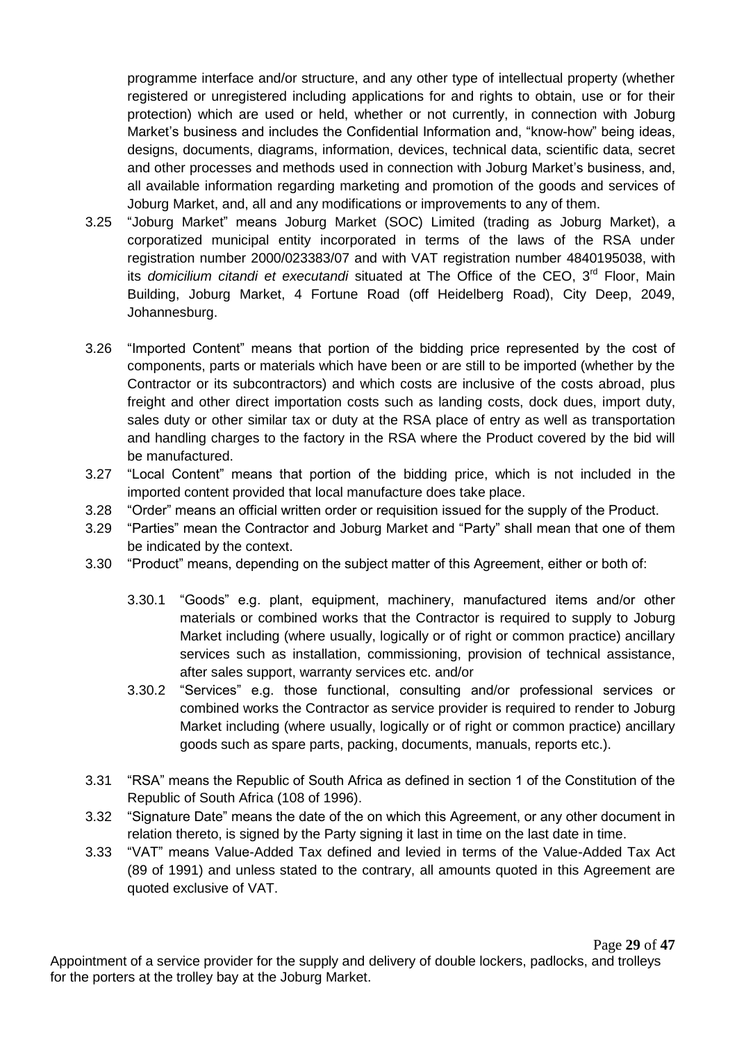programme interface and/or structure, and any other type of intellectual property (whether registered or unregistered including applications for and rights to obtain, use or for their protection) which are used or held, whether or not currently, in connection with Joburg Market's business and includes the Confidential Information and, "know-how" being ideas, designs, documents, diagrams, information, devices, technical data, scientific data, secret and other processes and methods used in connection with Joburg Market's business, and, all available information regarding marketing and promotion of the goods and services of Joburg Market, and, all and any modifications or improvements to any of them.

3.25 "Joburg Market" means Joburg Market (SOC) Limited (trading as Joburg Market), a corporatized municipal entity incorporated in terms of the laws of the RSA under registration number 2000/023383/07 and with VAT registration number 4840195038, with its *domicilium citandi et executandi* situated at The Office of the CEO, 3rd Floor, Main Building, Joburg Market, 4 Fortune Road (off Heidelberg Road), City Deep, 2049, Johannesburg.

3.26 "Imported Content" means that portion of the bidding price represented by the cost of components, parts or materials which have been or are still to be imported (whether by the Contractor or its subcontractors) and which costs are inclusive of the costs abroad, plus freight and other direct importation costs such as landing costs, dock dues, import duty, sales duty or other similar tax or duty at the RSA place of entry as well as transportation and handling charges to the factory in the RSA where the Product covered by the bid will be manufactured.

3.27 "Local Content" means that portion of the bidding price, which is not included in the imported content provided that local manufacture does take place.

3.28 "Order" means an official written order or requisition issued for the supply of the Product.

3.29 "Parties" mean the Contractor and Joburg Market and "Party" shall mean that one of them be indicated by the context.

3.30 "Product" means, depending on the subject matter of this Agreement, either or both of:

3.30.1 "Goods" e.g. plant, equipment, machinery, manufactured items and/or other materials or combined works that the Contractor is required to supply to Joburg Market including (where usually, logically or of right or common practice) ancillary services such as installation, commissioning, provision of technical assistance, after sales support, warranty services etc. and/or

3.30.2 "Services" e.g. those functional, consulting and/or professional services or combined works the Contractor as service provider is required to render to Joburg Market including (where usually, logically or of right or common practice) ancillary goods such as spare parts, packing, documents, manuals, reports etc.).

3.31 "RSA" means the Republic of South Africa as defined in section 1 of the Constitution of the Republic of South Africa (108 of 1996).

3.32 "Signature Date" means the date of the on which this Agreement, or any other document in relation thereto, is signed by the Party signing it last in time on the last date in time.

3.33 "VAT" means Value-Added Tax defined and levied in terms of the Value-Added Tax Act (89 of 1991) and unless stated to the contrary, all amounts quoted in this Agreement are quoted exclusive of VAT.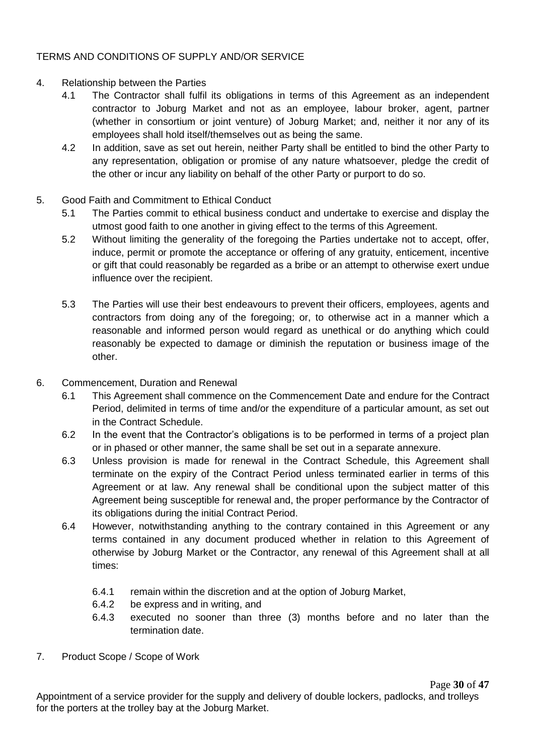TERMS AND CONDITIONS OF SUPPLY AND/OR SERVICE

4. Relationship between the Parties
   - 4.1 The Contractor shall fulfil its obligations in terms of this Agreement as an independent contractor to Joburg Market and not as an employee, labour broker, agent, partner (whether in consortium or joint venture) of Joburg Market; and, neither it nor any of its employees shall hold itself/themselves out as being the same.
   - 4.2 In addition, save as set out herein, neither Party shall be entitled to bind the other Party to any representation, obligation or promise of any nature whatsoever, pledge the credit of the other or incur any liability on behalf of the other Party or purport to do so.

5. Good Faith and Commitment to Ethical Conduct
   - 5.1 The Parties commit to ethical business conduct and undertake to exercise and display the utmost good faith to one another in giving effect to the terms of this Agreement.
   - 5.2 Without limiting the generality of the foregoing the Parties undertake not to accept, offer, induce, permit or promote the acceptance or offering of any gratuity, enticement, incentive or gift that could reasonably be regarded as a bribe or an attempt to otherwise exert undue influence over the recipient.
   - 5.3 The Parties will use their best endeavours to prevent their officers, employees, agents and contractors from doing any of the foregoing; or, to otherwise act in a manner which a reasonable and informed person would regard as unethical or do anything which could reasonably be expected to damage or diminish the reputation or business image of the other.

6. Commencement, Duration and Renewal
   - 6.1 This Agreement shall commence on the Commencement Date and endure for the Contract Period, delimited in terms of time and/or the expenditure of a particular amount, as set out in the Contract Schedule.
   - 6.2 In the event that the Contractor's obligations is to be performed in terms of a project plan or in phased or other manner, the same shall be set out in a separate annexure.
   - 6.3 Unless provision is made for renewal in the Contract Schedule, this Agreement shall terminate on the expiry of the Contract Period unless terminated earlier in terms of this Agreement or at law. Any renewal shall be conditional upon the subject matter of this Agreement being susceptible for renewal and, the proper performance by the Contractor of its obligations during the initial Contract Period.
   - 6.4 However, notwithstanding anything to the contrary contained in this Agreement or any terms contained in any document produced whether in relation to this Agreement of otherwise by Joburg Market or the Contractor, any renewal of this Agreement shall at all times:
     - 6.4.1 remain within the discretion and at the option of Joburg Market,
     - 6.4.2 be express and in writing, and
     - 6.4.3 executed no sooner than three (3) months before and no later than the termination date.

7. Product Scope / Scope of Work

Appointment of a service provider for the supply and delivery of double lockers, padlocks, and trolleys for the porters at the trolley bay at the Joburg Market.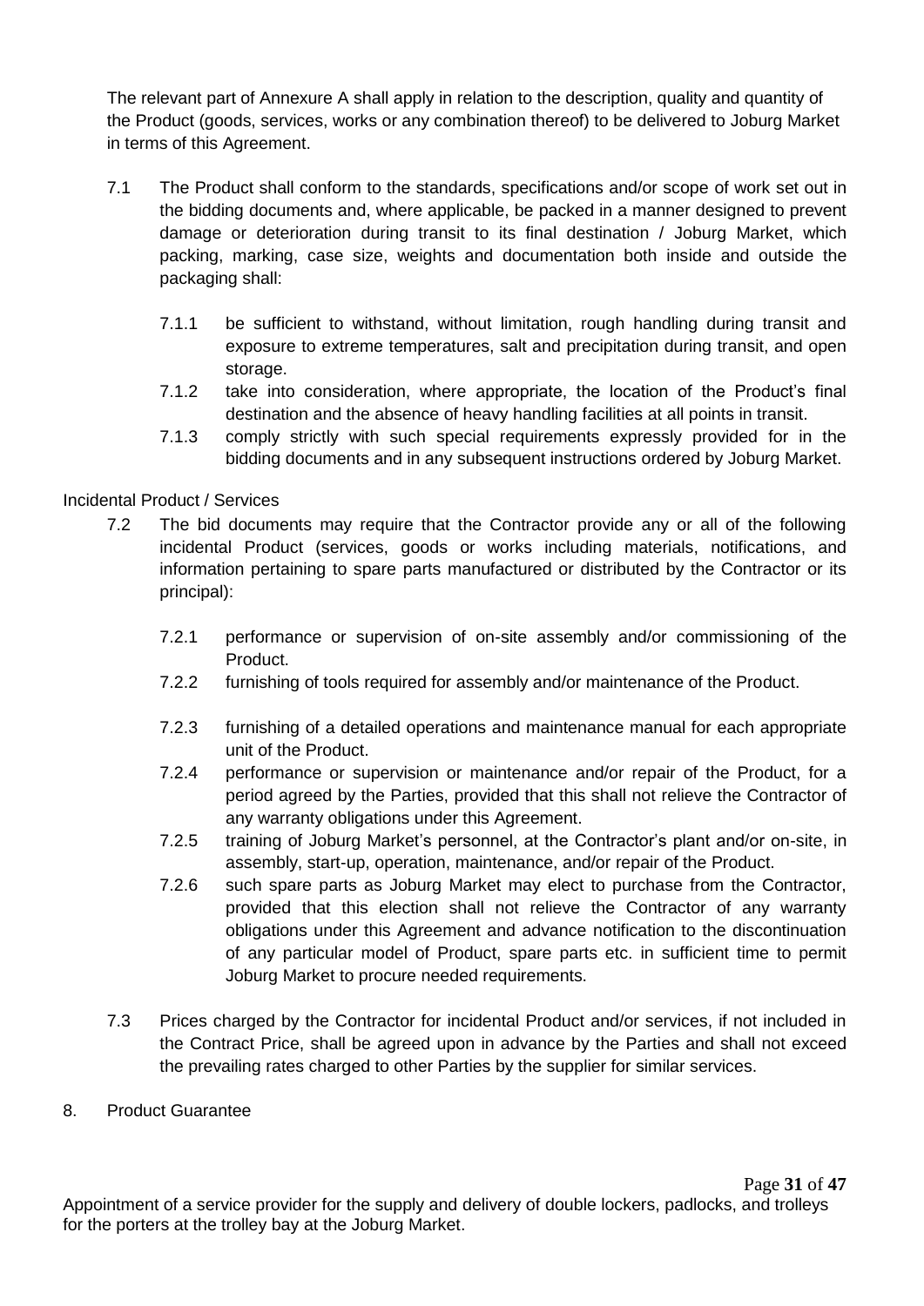The relevant part of Annexure A shall apply in relation to the description, quality and quantity of the Product (goods, services, works or any combination thereof) to be delivered to Joburg Market in terms of this Agreement.

7.1 The Product shall conform to the standards, specifications and/or scope of work set out in the bidding documents and, where applicable, be packed in a manner designed to prevent damage or deterioration during transit to its final destination / Joburg Market, which packing, marking, case size, weights and documentation both inside and outside the packaging shall:

7.1.1 be sufficient to withstand, without limitation, rough handling during transit and exposure to extreme temperatures, salt and precipitation during transit, and open storage.

7.1.2 take into consideration, where appropriate, the location of the Product's final destination and the absence of heavy handling facilities at all points in transit.

7.1.3 comply strictly with such special requirements expressly provided for in the bidding documents and in any subsequent instructions ordered by Joburg Market.

Incidental Product / Services

7.2 The bid documents may require that the Contractor provide any or all of the following incidental Product (services, goods or works including materials, notifications, and information pertaining to spare parts manufactured or distributed by the Contractor or its principal):

7.2.1 performance or supervision of on-site assembly and/or commissioning of the Product.

7.2.2 furnishing of tools required for assembly and/or maintenance of the Product.

7.2.3 furnishing of a detailed operations and maintenance manual for each appropriate unit of the Product.

7.2.4 performance or supervision or maintenance and/or repair of the Product, for a period agreed by the Parties, provided that this shall not relieve the Contractor of any warranty obligations under this Agreement.

7.2.5 training of Joburg Market's personnel, at the Contractor's plant and/or on-site, in assembly, start-up, operation, maintenance, and/or repair of the Product.

7.2.6 such spare parts as Joburg Market may elect to purchase from the Contractor, provided that this election shall not relieve the Contractor of any warranty obligations under this Agreement and advance notification to the discontinuation of any particular model of Product, spare parts etc. in sufficient time to permit Joburg Market to procure needed requirements.

7.3 Prices charged by the Contractor for incidental Product and/or services, if not included in the Contract Price, shall be agreed upon in advance by the Parties and shall not exceed the prevailing rates charged to other Parties by the supplier for similar services.

8. Product Guarantee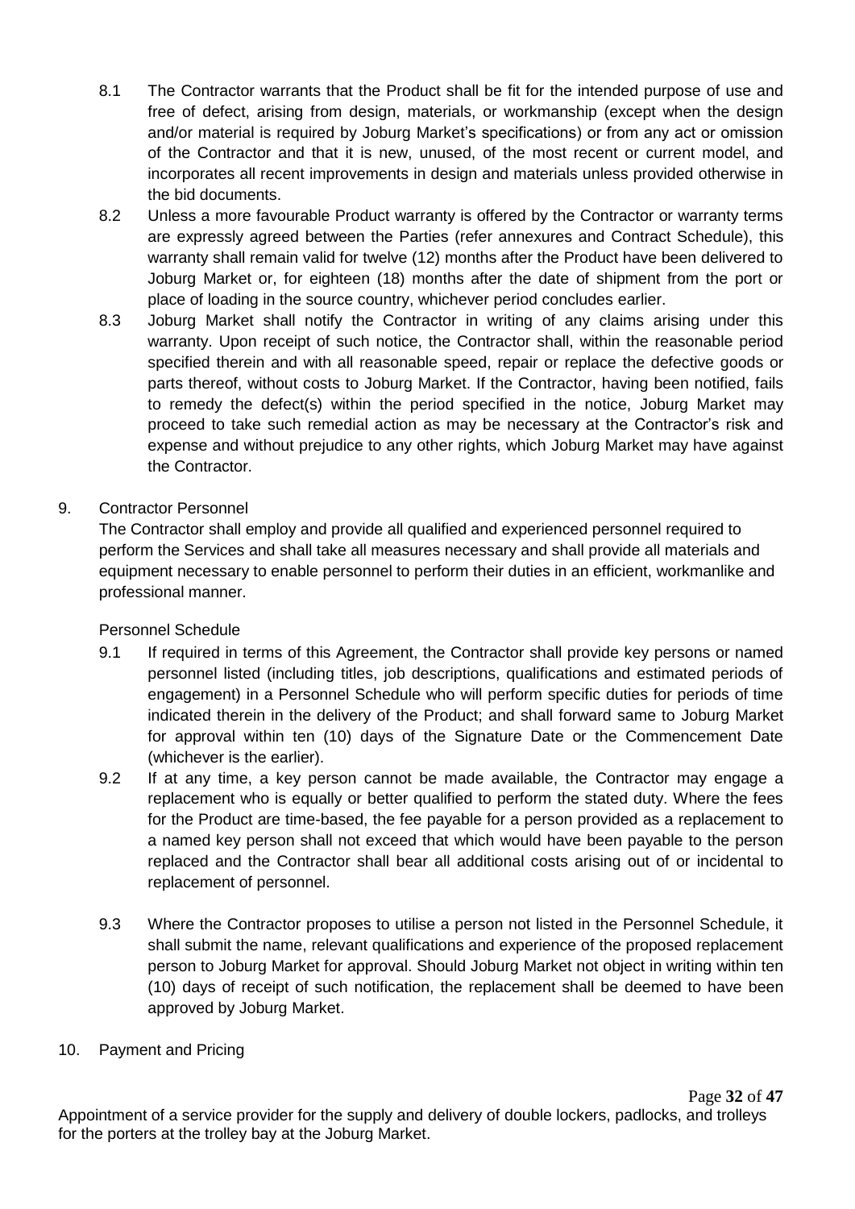8.1 The Contractor warrants that the Product shall be fit for the intended purpose of use and free of defect, arising from design, materials, or workmanship (except when the design and/or material is required by Joburg Market's specifications) or from any act or omission of the Contractor and that it is new, unused, of the most recent or current model, and incorporates all recent improvements in design and materials unless provided otherwise in the bid documents.

8.2 Unless a more favourable Product warranty is offered by the Contractor or warranty terms are expressly agreed between the Parties (refer annexures and Contract Schedule), this warranty shall remain valid for twelve (12) months after the Product have been delivered to Joburg Market or, for eighteen (18) months after the date of shipment from the port or place of loading in the source country, whichever period concludes earlier.

8.3 Joburg Market shall notify the Contractor in writing of any claims arising under this warranty. Upon receipt of such notice, the Contractor shall, within the reasonable period specified therein and with all reasonable speed, repair or replace the defective goods or parts thereof, without costs to Joburg Market. If the Contractor, having been notified, fails to remedy the defect(s) within the period specified in the notice, Joburg Market may proceed to take such remedial action as may be necessary at the Contractor's risk and expense and without prejudice to any other rights, which Joburg Market may have against the Contractor.

## 9. Contractor Personnel

The Contractor shall employ and provide all qualified and experienced personnel required to perform the Services and shall take all measures necessary and shall provide all materials and equipment necessary to enable personnel to perform their duties in an efficient, workmanlike and professional manner.

### Personnel Schedule

9.1 If required in terms of this Agreement, the Contractor shall provide key persons or named personnel listed (including titles, job descriptions, qualifications and estimated periods of engagement) in a Personnel Schedule who will perform specific duties for periods of time indicated therein in the delivery of the Product; and shall forward same to Joburg Market for approval within ten (10) days of the Signature Date or the Commencement Date (whichever is the earlier).

9.2 If at any time, a key person cannot be made available, the Contractor may engage a replacement who is equally or better qualified to perform the stated duty. Where the fees for the Product are time-based, the fee payable for a person provided as a replacement to a named key person shall not exceed that which would have been payable to the person replaced and the Contractor shall bear all additional costs arising out of or incidental to replacement of personnel.

9.3 Where the Contractor proposes to utilise a person not listed in the Personnel Schedule, it shall submit the name, relevant qualifications and experience of the proposed replacement person to Joburg Market for approval. Should Joburg Market not object in writing within ten (10) days of receipt of such notification, the replacement shall be deemed to have been approved by Joburg Market.

## 10. Payment and Pricing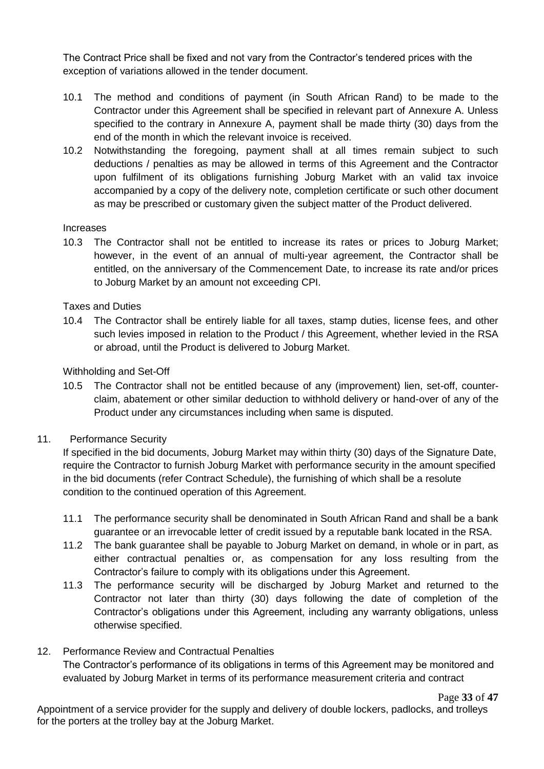The Contract Price shall be fixed and not vary from the Contractor's tendered prices with the exception of variations allowed in the tender document.

10.1 The method and conditions of payment (in South African Rand) to be made to the Contractor under this Agreement shall be specified in relevant part of Annexure A. Unless specified to the contrary in Annexure A, payment shall be made thirty (30) days from the end of the month in which the relevant invoice is received.

10.2 Notwithstanding the foregoing, payment shall at all times remain subject to such deductions / penalties as may be allowed in terms of this Agreement and the Contractor upon fulfilment of its obligations furnishing Joburg Market with an valid tax invoice accompanied by a copy of the delivery note, completion certificate or such other document as may be prescribed or customary given the subject matter of the Product delivered.

Increases

10.3 The Contractor shall not be entitled to increase its rates or prices to Joburg Market; however, in the event of an annual of multi-year agreement, the Contractor shall be entitled, on the anniversary of the Commencement Date, to increase its rate and/or prices to Joburg Market by an amount not exceeding CPI.

Taxes and Duties

10.4 The Contractor shall be entirely liable for all taxes, stamp duties, license fees, and other such levies imposed in relation to the Product / this Agreement, whether levied in the RSA or abroad, until the Product is delivered to Joburg Market.

Withholding and Set-Off

10.5 The Contractor shall not be entitled because of any (improvement) lien, set-off, counter-claim, abatement or other similar deduction to withhold delivery or hand-over of any of the Product under any circumstances including when same is disputed.

11. Performance Security

If specified in the bid documents, Joburg Market may within thirty (30) days of the Signature Date, require the Contractor to furnish Joburg Market with performance security in the amount specified in the bid documents (refer Contract Schedule), the furnishing of which shall be a resolute condition to the continued operation of this Agreement.

11.1 The performance security shall be denominated in South African Rand and shall be a bank guarantee or an irrevocable letter of credit issued by a reputable bank located in the RSA.

11.2 The bank guarantee shall be payable to Joburg Market on demand, in whole or in part, as either contractual penalties or, as compensation for any loss resulting from the Contractor's failure to comply with its obligations under this Agreement.

11.3 The performance security will be discharged by Joburg Market and returned to the Contractor not later than thirty (30) days following the date of completion of the Contractor's obligations under this Agreement, including any warranty obligations, unless otherwise specified.

12. Performance Review and Contractual Penalties

The Contractor's performance of its obligations in terms of this Agreement may be monitored and evaluated by Joburg Market in terms of its performance measurement criteria and contract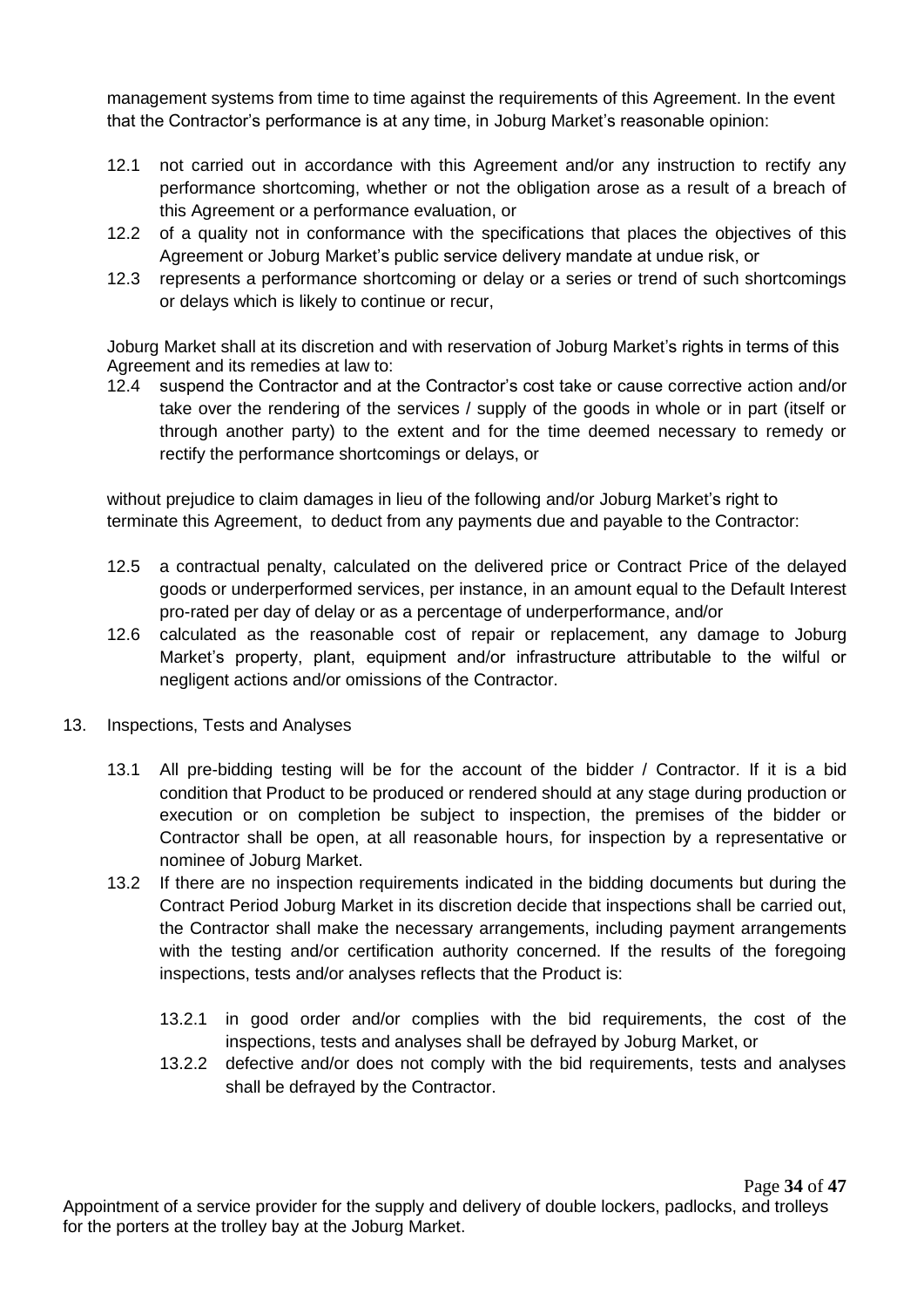management systems from time to time against the requirements of this Agreement. In the event that the Contractor's performance is at any time, in Joburg Market's reasonable opinion:

12.1 not carried out in accordance with this Agreement and/or any instruction to rectify any performance shortcoming, whether or not the obligation arose as a result of a breach of this Agreement or a performance evaluation, or

12.2 of a quality not in conformance with the specifications that places the objectives of this Agreement or Joburg Market's public service delivery mandate at undue risk, or

12.3 represents a performance shortcoming or delay or a series or trend of such shortcomings or delays which is likely to continue or recur,

Joburg Market shall at its discretion and with reservation of Joburg Market's rights in terms of this Agreement and its remedies at law to:

12.4 suspend the Contractor and at the Contractor's cost take or cause corrective action and/or take over the rendering of the services / supply of the goods in whole or in part (itself or through another party) to the extent and for the time deemed necessary to remedy or rectify the performance shortcomings or delays, or

without prejudice to claim damages in lieu of the following and/or Joburg Market's right to terminate this Agreement, to deduct from any payments due and payable to the Contractor:

12.5 a contractual penalty, calculated on the delivered price or Contract Price of the delayed goods or underperformed services, per instance, in an amount equal to the Default Interest pro-rated per day of delay or as a percentage of underperformance, and/or

12.6 calculated as the reasonable cost of repair or replacement, any damage to Joburg Market's property, plant, equipment and/or infrastructure attributable to the wilful or negligent actions and/or omissions of the Contractor.

13. Inspections, Tests and Analyses

13.1 All pre-bidding testing will be for the account of the bidder / Contractor. If it is a bid condition that Product to be produced or rendered should at any stage during production or execution or on completion be subject to inspection, the premises of the bidder or Contractor shall be open, at all reasonable hours, for inspection by a representative or nominee of Joburg Market.

13.2 If there are no inspection requirements indicated in the bidding documents but during the Contract Period Joburg Market in its discretion decide that inspections shall be carried out, the Contractor shall make the necessary arrangements, including payment arrangements with the testing and/or certification authority concerned. If the results of the foregoing inspections, tests and/or analyses reflects that the Product is:

13.2.1 in good order and/or complies with the bid requirements, the cost of the inspections, tests and analyses shall be defrayed by Joburg Market, or

13.2.2 defective and/or does not comply with the bid requirements, tests and analyses shall be defrayed by the Contractor.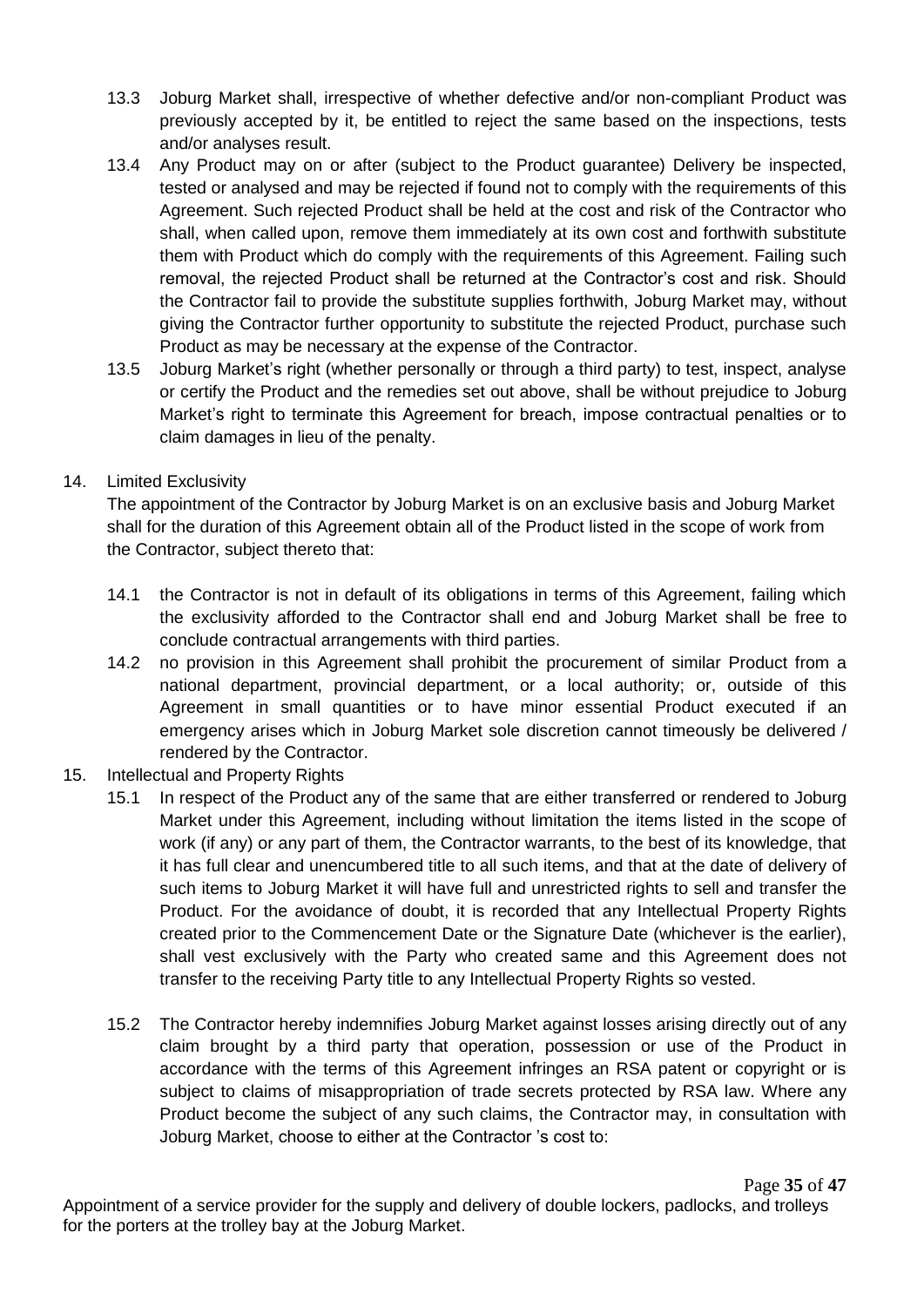13.3 Joburg Market shall, irrespective of whether defective and/or non-compliant Product was previously accepted by it, be entitled to reject the same based on the inspections, tests and/or analyses result.

13.4 Any Product may on or after (subject to the Product guarantee) Delivery be inspected, tested or analysed and may be rejected if found not to comply with the requirements of this Agreement. Such rejected Product shall be held at the cost and risk of the Contractor who shall, when called upon, remove them immediately at its own cost and forthwith substitute them with Product which do comply with the requirements of this Agreement. Failing such removal, the rejected Product shall be returned at the Contractor's cost and risk. Should the Contractor fail to provide the substitute supplies forthwith, Joburg Market may, without giving the Contractor further opportunity to substitute the rejected Product, purchase such Product as may be necessary at the expense of the Contractor.

13.5 Joburg Market's right (whether personally or through a third party) to test, inspect, analyse or certify the Product and the remedies set out above, shall be without prejudice to Joburg Market's right to terminate this Agreement for breach, impose contractual penalties or to claim damages in lieu of the penalty.

14. Limited Exclusivity

The appointment of the Contractor by Joburg Market is on an exclusive basis and Joburg Market shall for the duration of this Agreement obtain all of the Product listed in the scope of work from the Contractor, subject thereto that:

14.1 the Contractor is not in default of its obligations in terms of this Agreement, failing which the exclusivity afforded to the Contractor shall end and Joburg Market shall be free to conclude contractual arrangements with third parties.

14.2 no provision in this Agreement shall prohibit the procurement of similar Product from a national department, provincial department, or a local authority; or, outside of this Agreement in small quantities or to have minor essential Product executed if an emergency arises which in Joburg Market sole discretion cannot timeously be delivered / rendered by the Contractor.

15. Intellectual and Property Rights

15.1 In respect of the Product any of the same that are either transferred or rendered to Joburg Market under this Agreement, including without limitation the items listed in the scope of work (if any) or any part of them, the Contractor warrants, to the best of its knowledge, that it has full clear and unencumbered title to all such items, and that at the date of delivery of such items to Joburg Market it will have full and unrestricted rights to sell and transfer the Product. For the avoidance of doubt, it is recorded that any Intellectual Property Rights created prior to the Commencement Date or the Signature Date (whichever is the earlier), shall vest exclusively with the Party who created same and this Agreement does not transfer to the receiving Party title to any Intellectual Property Rights so vested.

15.2 The Contractor hereby indemnifies Joburg Market against losses arising directly out of any claim brought by a third party that operation, possession or use of the Product in accordance with the terms of this Agreement infringes an RSA patent or copyright or is subject to claims of misappropriation of trade secrets protected by RSA law. Where any Product become the subject of any such claims, the Contractor may, in consultation with Joburg Market, choose to either at the Contractor 's cost to: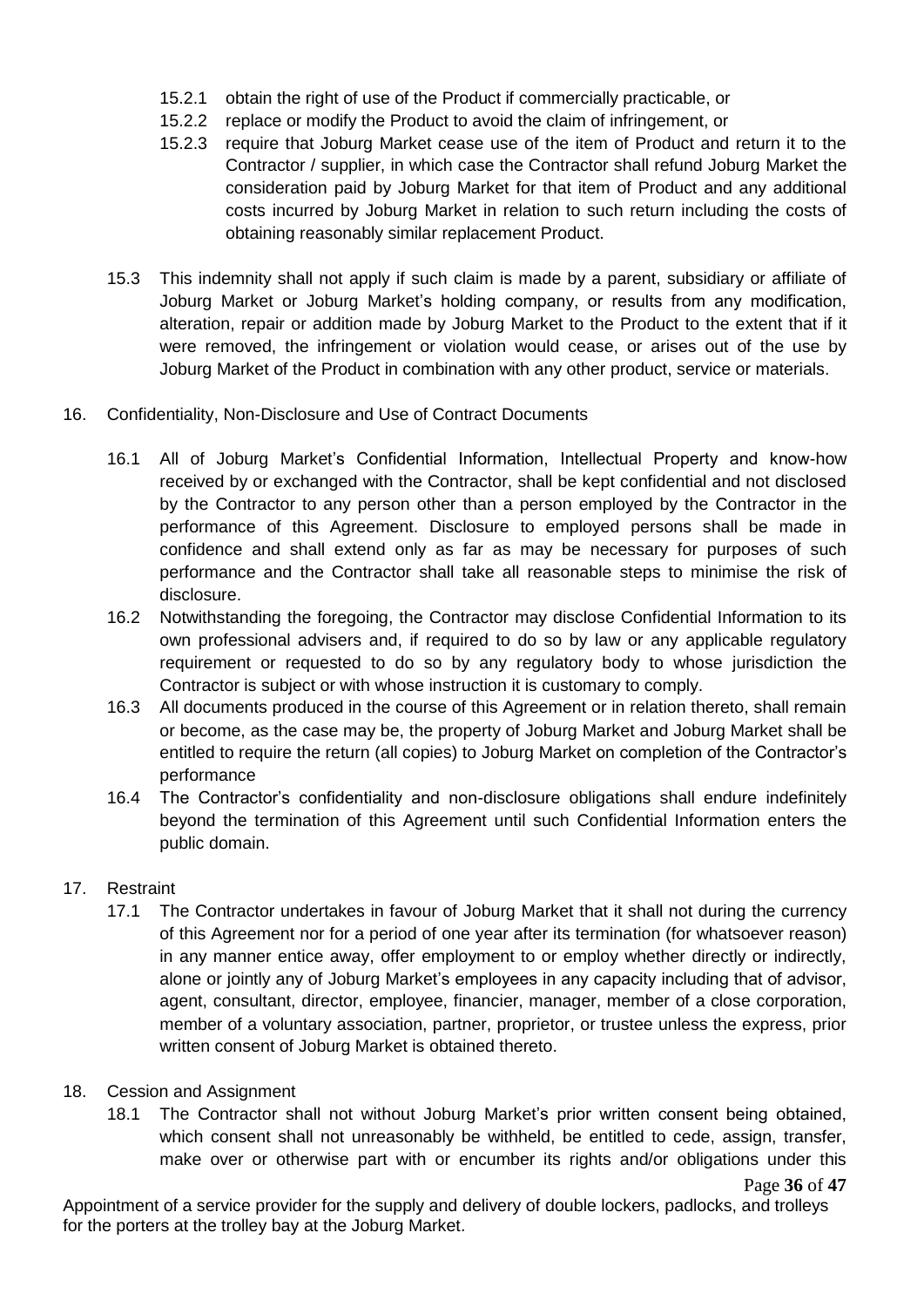15.2.1 obtain the right of use of the Product if commercially practicable, or

15.2.2 replace or modify the Product to avoid the claim of infringement, or

15.2.3 require that Joburg Market cease use of the item of Product and return it to the Contractor / supplier, in which case the Contractor shall refund Joburg Market the consideration paid by Joburg Market for that item of Product and any additional costs incurred by Joburg Market in relation to such return including the costs of obtaining reasonably similar replacement Product.

15.3 This indemnity shall not apply if such claim is made by a parent, subsidiary or affiliate of Joburg Market or Joburg Market's holding company, or results from any modification, alteration, repair or addition made by Joburg Market to the Product to the extent that if it were removed, the infringement or violation would cease, or arises out of the use by Joburg Market of the Product in combination with any other product, service or materials.

16. Confidentiality, Non-Disclosure and Use of Contract Documents

16.1 All of Joburg Market's Confidential Information, Intellectual Property and know-how received by or exchanged with the Contractor, shall be kept confidential and not disclosed by the Contractor to any person other than a person employed by the Contractor in the performance of this Agreement. Disclosure to employed persons shall be made in confidence and shall extend only as far as may be necessary for purposes of such performance and the Contractor shall take all reasonable steps to minimise the risk of disclosure.

16.2 Notwithstanding the foregoing, the Contractor may disclose Confidential Information to its own professional advisers and, if required to do so by law or any applicable regulatory requirement or requested to do so by any regulatory body to whose jurisdiction the Contractor is subject or with whose instruction it is customary to comply.

16.3 All documents produced in the course of this Agreement or in relation thereto, shall remain or become, as the case may be, the property of Joburg Market and Joburg Market shall be entitled to require the return (all copies) to Joburg Market on completion of the Contractor's performance

16.4 The Contractor's confidentiality and non-disclosure obligations shall endure indefinitely beyond the termination of this Agreement until such Confidential Information enters the public domain.

17. Restraint

17.1 The Contractor undertakes in favour of Joburg Market that it shall not during the currency of this Agreement nor for a period of one year after its termination (for whatsoever reason) in any manner entice away, offer employment to or employ whether directly or indirectly, alone or jointly any of Joburg Market's employees in any capacity including that of advisor, agent, consultant, director, employee, financier, manager, member of a close corporation, member of a voluntary association, partner, proprietor, or trustee unless the express, prior written consent of Joburg Market is obtained thereto.

18. Cession and Assignment

18.1 The Contractor shall not without Joburg Market's prior written consent being obtained, which consent shall not unreasonably be withheld, be entitled to cede, assign, transfer, make over or otherwise part with or encumber its rights and/or obligations under this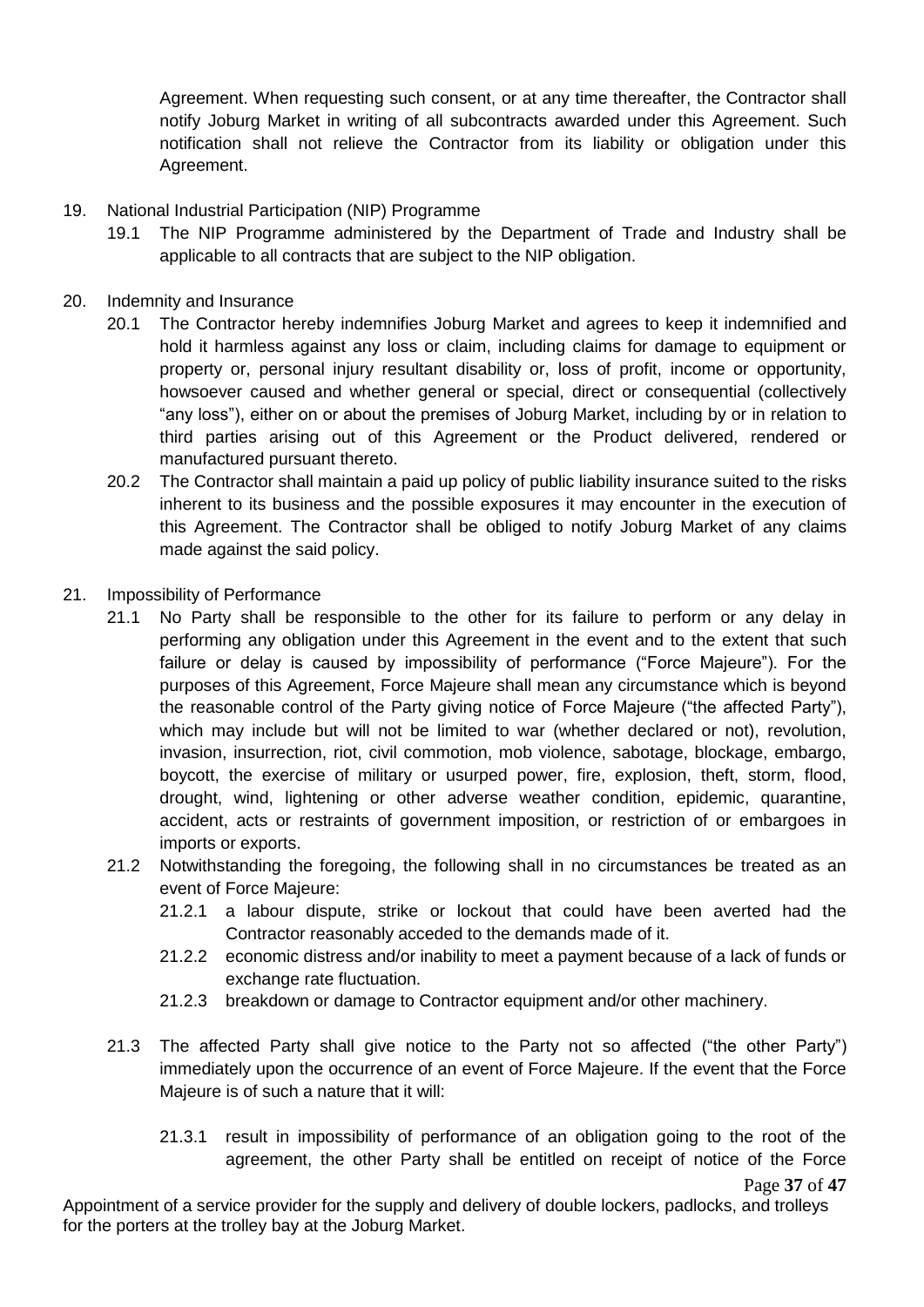Agreement. When requesting such consent, or at any time thereafter, the Contractor shall notify Joburg Market in writing of all subcontracts awarded under this Agreement. Such notification shall not relieve the Contractor from its liability or obligation under this Agreement.

19. National Industrial Participation (NIP) Programme
    19.1 The NIP Programme administered by the Department of Trade and Industry shall be applicable to all contracts that are subject to the NIP obligation.

20. Indemnity and Insurance
    20.1 The Contractor hereby indemnifies Joburg Market and agrees to keep it indemnified and hold it harmless against any loss or claim, including claims for damage to equipment or property or, personal injury resultant disability or, loss of profit, income or opportunity, howsoever caused and whether general or special, direct or consequential (collectively "any loss"), either on or about the premises of Joburg Market, including by or in relation to third parties arising out of this Agreement or the Product delivered, rendered or manufactured pursuant thereto.
    20.2 The Contractor shall maintain a paid up policy of public liability insurance suited to the risks inherent to its business and the possible exposures it may encounter in the execution of this Agreement. The Contractor shall be obliged to notify Joburg Market of any claims made against the said policy.

21. Impossibility of Performance
    21.1 No Party shall be responsible to the other for its failure to perform or any delay in performing any obligation under this Agreement in the event and to the extent that such failure or delay is caused by impossibility of performance ("Force Majeure"). For the purposes of this Agreement, Force Majeure shall mean any circumstance which is beyond the reasonable control of the Party giving notice of Force Majeure ("the affected Party"), which may include but will not be limited to war (whether declared or not), revolution, invasion, insurrection, riot, civil commotion, mob violence, sabotage, blockage, embargo, boycott, the exercise of military or usurped power, fire, explosion, theft, storm, flood, drought, wind, lightening or other adverse weather condition, epidemic, quarantine, accident, acts or restraints of government imposition, or restriction of or embargoes in imports or exports.
    21.2 Notwithstanding the foregoing, the following shall in no circumstances be treated as an event of Force Majeure:
        21.2.1 a labour dispute, strike or lockout that could have been averted had the Contractor reasonably acceded to the demands made of it.
        21.2.2 economic distress and/or inability to meet a payment because of a lack of funds or exchange rate fluctuation.
        21.2.3 breakdown or damage to Contractor equipment and/or other machinery.
    21.3 The affected Party shall give notice to the Party not so affected ("the other Party") immediately upon the occurrence of an event of Force Majeure. If the event that the Force Majeure is of such a nature that it will:
        21.3.1 result in impossibility of performance of an obligation going to the root of the agreement, the other Party shall be entitled on receipt of notice of the Force

Appointment of a service provider for the supply and delivery of double lockers, padlocks, and trolleys for the porters at the trolley bay at the Joburg Market.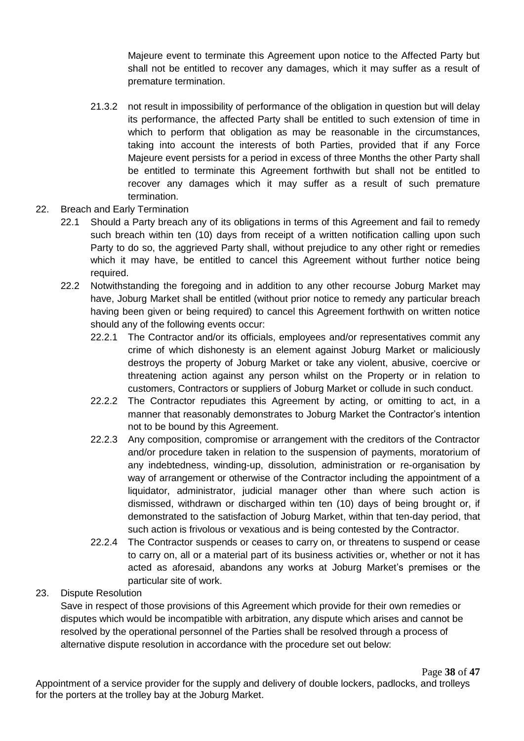Majeure event to terminate this Agreement upon notice to the Affected Party but shall not be entitled to recover any damages, which it may suffer as a result of premature termination.

21.3.2 not result in impossibility of performance of the obligation in question but will delay its performance, the affected Party shall be entitled to such extension of time in which to perform that obligation as may be reasonable in the circumstances, taking into account the interests of both Parties, provided that if any Force Majeure event persists for a period in excess of three Months the other Party shall be entitled to terminate this Agreement forthwith but shall not be entitled to recover any damages which it may suffer as a result of such premature termination.

22. Breach and Early Termination

22.1 Should a Party breach any of its obligations in terms of this Agreement and fail to remedy such breach within ten (10) days from receipt of a written notification calling upon such Party to do so, the aggrieved Party shall, without prejudice to any other right or remedies which it may have, be entitled to cancel this Agreement without further notice being required.

22.2 Notwithstanding the foregoing and in addition to any other recourse Joburg Market may have, Joburg Market shall be entitled (without prior notice to remedy any particular breach having been given or being required) to cancel this Agreement forthwith on written notice should any of the following events occur:

22.2.1 The Contractor and/or its officials, employees and/or representatives commit any crime of which dishonesty is an element against Joburg Market or maliciously destroys the property of Joburg Market or take any violent, abusive, coercive or threatening action against any person whilst on the Property or in relation to customers, Contractors or suppliers of Joburg Market or collude in such conduct.

22.2.2 The Contractor repudiates this Agreement by acting, or omitting to act, in a manner that reasonably demonstrates to Joburg Market the Contractor's intention not to be bound by this Agreement.

22.2.3 Any composition, compromise or arrangement with the creditors of the Contractor and/or procedure taken in relation to the suspension of payments, moratorium of any indebtedness, winding-up, dissolution, administration or re-organisation by way of arrangement or otherwise of the Contractor including the appointment of a liquidator, administrator, judicial manager other than where such action is dismissed, withdrawn or discharged within ten (10) days of being brought or, if demonstrated to the satisfaction of Joburg Market, within that ten-day period, that such action is frivolous or vexatious and is being contested by the Contractor.

22.2.4 The Contractor suspends or ceases to carry on, or threatens to suspend or cease to carry on, all or a material part of its business activities or, whether or not it has acted as aforesaid, abandons any works at Joburg Market's premises or the particular site of work.

23. Dispute Resolution

Save in respect of those provisions of this Agreement which provide for their own remedies or disputes which would be incompatible with arbitration, any dispute which arises and cannot be resolved by the operational personnel of the Parties shall be resolved through a process of alternative dispute resolution in accordance with the procedure set out below: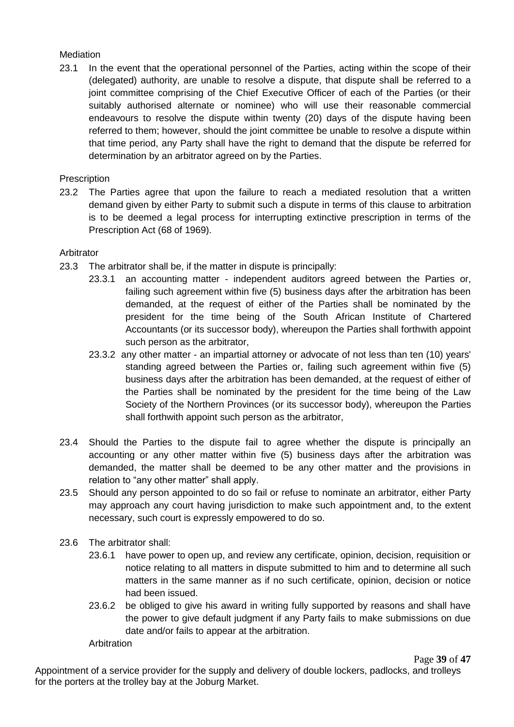Mediation

23.1 In the event that the operational personnel of the Parties, acting within the scope of their (delegated) authority, are unable to resolve a dispute, that dispute shall be referred to a joint committee comprising of the Chief Executive Officer of each of the Parties (or their suitably authorised alternate or nominee) who will use their reasonable commercial endeavours to resolve the dispute within twenty (20) days of the dispute having been referred to them; however, should the joint committee be unable to resolve a dispute within that time period, any Party shall have the right to demand that the dispute be referred for determination by an arbitrator agreed on by the Parties.

Prescription

23.2 The Parties agree that upon the failure to reach a mediated resolution that a written demand given by either Party to submit such a dispute in terms of this clause to arbitration is to be deemed a legal process for interrupting extinctive prescription in terms of the Prescription Act (68 of 1969).

Arbitrator

23.3 The arbitrator shall be, if the matter in dispute is principally:

23.3.1 an accounting matter - independent auditors agreed between the Parties or, failing such agreement within five (5) business days after the arbitration has been demanded, at the request of either of the Parties shall be nominated by the president for the time being of the South African Institute of Chartered Accountants (or its successor body), whereupon the Parties shall forthwith appoint such person as the arbitrator,

23.3.2 any other matter - an impartial attorney or advocate of not less than ten (10) years' standing agreed between the Parties or, failing such agreement within five (5) business days after the arbitration has been demanded, at the request of either of the Parties shall be nominated by the president for the time being of the Law Society of the Northern Provinces (or its successor body), whereupon the Parties shall forthwith appoint such person as the arbitrator,

23.4 Should the Parties to the dispute fail to agree whether the dispute is principally an accounting or any other matter within five (5) business days after the arbitration was demanded, the matter shall be deemed to be any other matter and the provisions in relation to "any other matter" shall apply.

23.5 Should any person appointed to do so fail or refuse to nominate an arbitrator, either Party may approach any court having jurisdiction to make such appointment and, to the extent necessary, such court is expressly empowered to do so.

23.6 The arbitrator shall:

23.6.1 have power to open up, and review any certificate, opinion, decision, requisition or notice relating to all matters in dispute submitted to him and to determine all such matters in the same manner as if no such certificate, opinion, decision or notice had been issued.

23.6.2 be obliged to give his award in writing fully supported by reasons and shall have the power to give default judgment if any Party fails to make submissions on due date and/or fails to appear at the arbitration.

Arbitration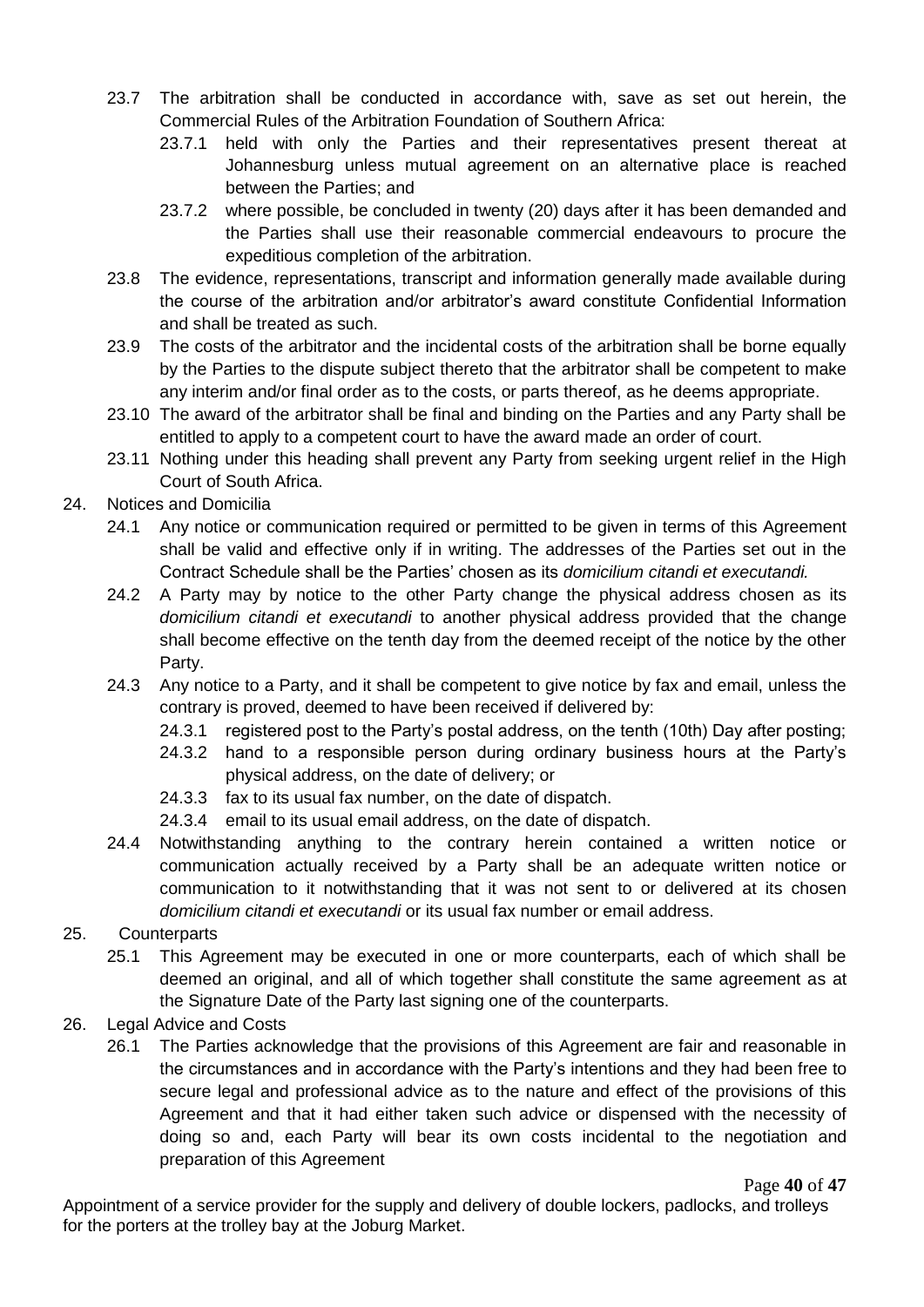23.7 The arbitration shall be conducted in accordance with, save as set out herein, the Commercial Rules of the Arbitration Foundation of Southern Africa:

23.7.1 held with only the Parties and their representatives present thereat at Johannesburg unless mutual agreement on an alternative place is reached between the Parties; and

23.7.2 where possible, be concluded in twenty (20) days after it has been demanded and the Parties shall use their reasonable commercial endeavours to procure the expeditious completion of the arbitration.

23.8 The evidence, representations, transcript and information generally made available during the course of the arbitration and/or arbitrator's award constitute Confidential Information and shall be treated as such.

23.9 The costs of the arbitrator and the incidental costs of the arbitration shall be borne equally by the Parties to the dispute subject thereto that the arbitrator shall be competent to make any interim and/or final order as to the costs, or parts thereof, as he deems appropriate.

23.10 The award of the arbitrator shall be final and binding on the Parties and any Party shall be entitled to apply to a competent court to have the award made an order of court.

23.11 Nothing under this heading shall prevent any Party from seeking urgent relief in the High Court of South Africa.

24. Notices and Domicilia

24.1 Any notice or communication required or permitted to be given in terms of this Agreement shall be valid and effective only if in writing. The addresses of the Parties set out in the Contract Schedule shall be the Parties' chosen as its *domicilium citandi et executandi.*

24.2 A Party may by notice to the other Party change the physical address chosen as its *domicilium citandi et executandi* to another physical address provided that the change shall become effective on the tenth day from the deemed receipt of the notice by the other Party.

24.3 Any notice to a Party, and it shall be competent to give notice by fax and email, unless the contrary is proved, deemed to have been received if delivered by:

24.3.1 registered post to the Party's postal address, on the tenth (10th) Day after posting;

24.3.2 hand to a responsible person during ordinary business hours at the Party's physical address, on the date of delivery; or

24.3.3 fax to its usual fax number, on the date of dispatch.

24.3.4 email to its usual email address, on the date of dispatch.

24.4 Notwithstanding anything to the contrary herein contained a written notice or communication actually received by a Party shall be an adequate written notice or communication to it notwithstanding that it was not sent to or delivered at its chosen *domicilium citandi et executandi* or its usual fax number or email address.

25. Counterparts

25.1 This Agreement may be executed in one or more counterparts, each of which shall be deemed an original, and all of which together shall constitute the same agreement as at the Signature Date of the Party last signing one of the counterparts.

26. Legal Advice and Costs

26.1 The Parties acknowledge that the provisions of this Agreement are fair and reasonable in the circumstances and in accordance with the Party's intentions and they had been free to secure legal and professional advice as to the nature and effect of the provisions of this Agreement and that it had either taken such advice or dispensed with the necessity of doing so and, each Party will bear its own costs incidental to the negotiation and preparation of this Agreement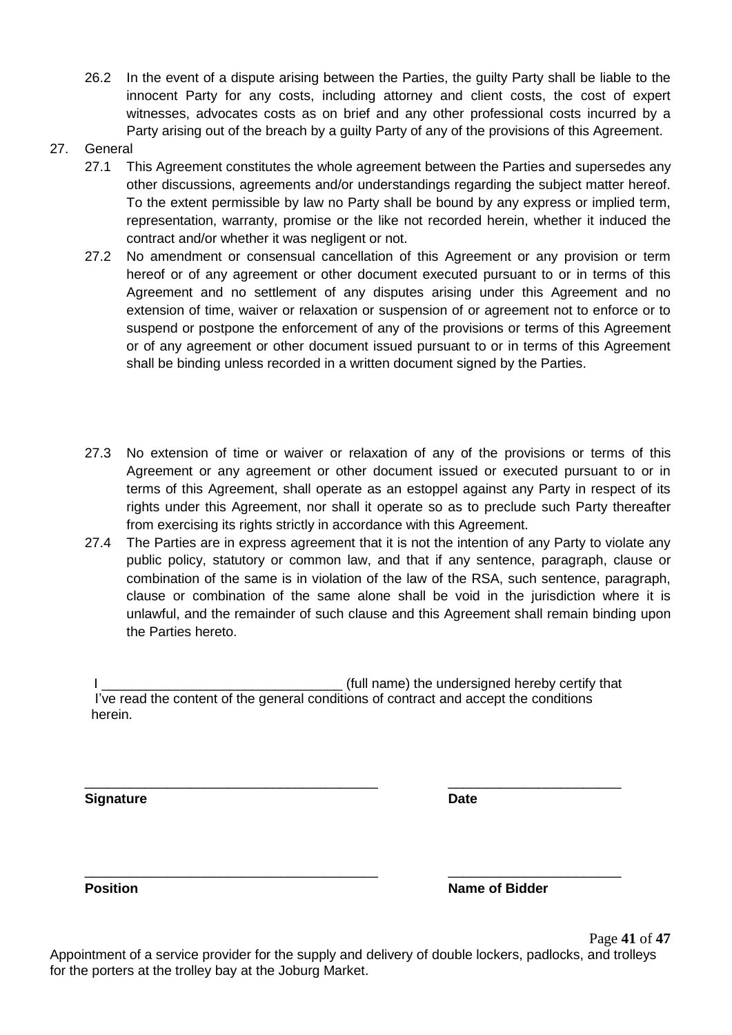26.2 In the event of a dispute arising between the Parties, the guilty Party shall be liable to the innocent Party for any costs, including attorney and client costs, the cost of expert witnesses, advocates costs as on brief and any other professional costs incurred by a Party arising out of the breach by a guilty Party of any of the provisions of this Agreement.

27. General

27.1 This Agreement constitutes the whole agreement between the Parties and supersedes any other discussions, agreements and/or understandings regarding the subject matter hereof. To the extent permissible by law no Party shall be bound by any express or implied term, representation, warranty, promise or the like not recorded herein, whether it induced the contract and/or whether it was negligent or not.

27.2 No amendment or consensual cancellation of this Agreement or any provision or term hereof or of any agreement or other document executed pursuant to or in terms of this Agreement and no settlement of any disputes arising under this Agreement and no extension of time, waiver or relaxation or suspension of or agreement not to enforce or to suspend or postpone the enforcement of any of the provisions or terms of this Agreement or of any agreement or other document issued pursuant to or in terms of this Agreement shall be binding unless recorded in a written document signed by the Parties.

27.3 No extension of time or waiver or relaxation of any of the provisions or terms of this Agreement or any agreement or other document issued or executed pursuant to or in terms of this Agreement, shall operate as an estoppel against any Party in respect of its rights under this Agreement, nor shall it operate so as to preclude such Party thereafter from exercising its rights strictly in accordance with this Agreement.

27.4 The Parties are in express agreement that it is not the intention of any Party to violate any public policy, statutory or common law, and that if any sentence, paragraph, clause or combination of the same is in violation of the law of the RSA, such sentence, paragraph, clause or combination of the same alone shall be void in the jurisdiction where it is unlawful, and the remainder of such clause and this Agreement shall remain binding upon the Parties hereto.

I ________________________________ (full name) the undersigned hereby certify that I've read the content of the general conditions of contract and accept the conditions herein.

_______________________________________ _______________________

**Signature** **Date**

_______________________________________ _______________________

**Position** **Name of Bidder**

Appointment of a service provider for the supply and delivery of double lockers, padlocks, and trolleys for the porters at the trolley bay at the Joburg Market.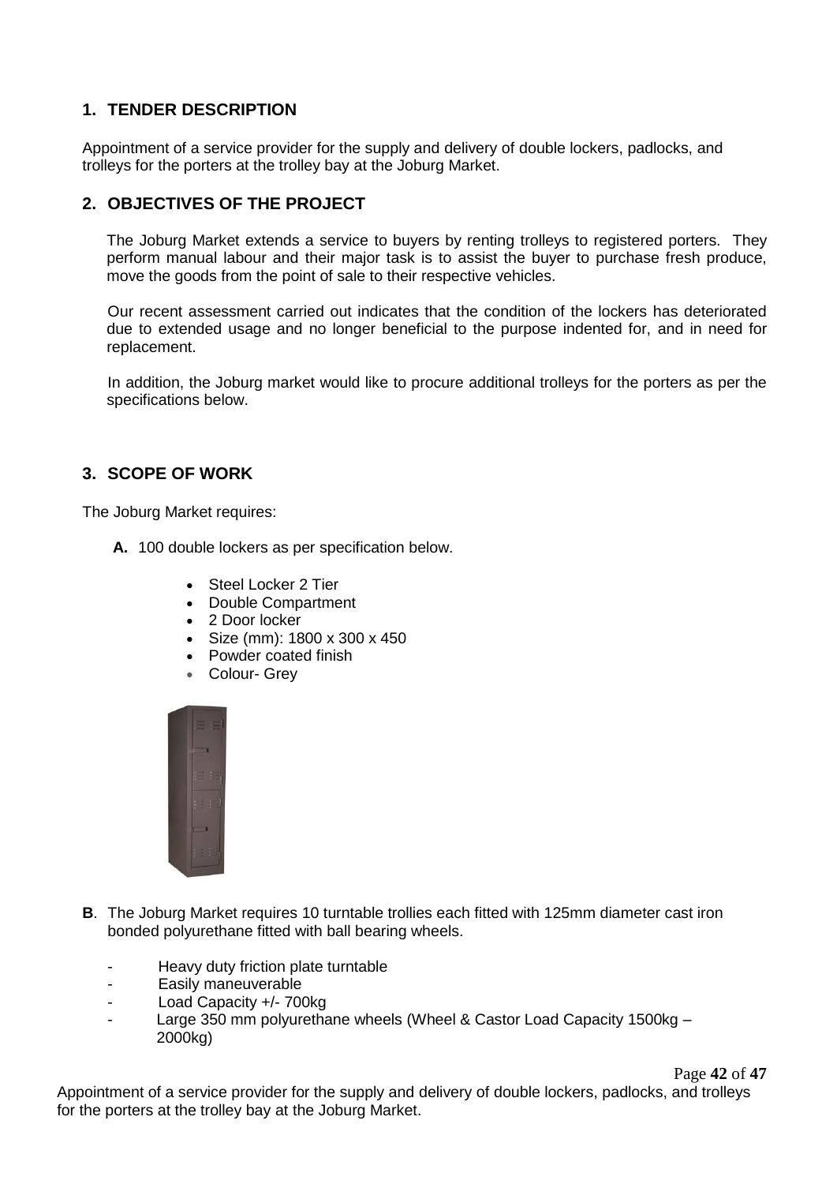## 1. TENDER DESCRIPTION

Appointment of a service provider for the supply and delivery of double lockers, padlocks, and trolleys for the porters at the trolley bay at the Joburg Market.

## 2. OBJECTIVES OF THE PROJECT

The Joburg Market extends a service to buyers by renting trolleys to registered porters. They perform manual labour and their major task is to assist the buyer to purchase fresh produce, move the goods from the point of sale to their respective vehicles.

Our recent assessment carried out indicates that the condition of the lockers has deteriorated due to extended usage and no longer beneficial to the purpose indented for, and in need for replacement.

In addition, the Joburg market would like to procure additional trolleys for the porters as per the specifications below.

## 3. SCOPE OF WORK

The Joburg Market requires:

**A.** 100 double lockers as per specification below.

- Steel Locker 2 Tier
- Double Compartment
- 2 Door locker
- Size (mm): 1800 x 300 x 450
- Powder coated finish
- Colour- Grey

**B**. The Joburg Market requires 10 turntable trollies each fitted with 125mm diameter cast iron bonded polyurethane fitted with ball bearing wheels.

- Heavy duty friction plate turntable
- Easily maneuverable
- Load Capacity +/- 700kg
- Large 350 mm polyurethane wheels (Wheel & Castor Load Capacity 1500kg – 2000kg)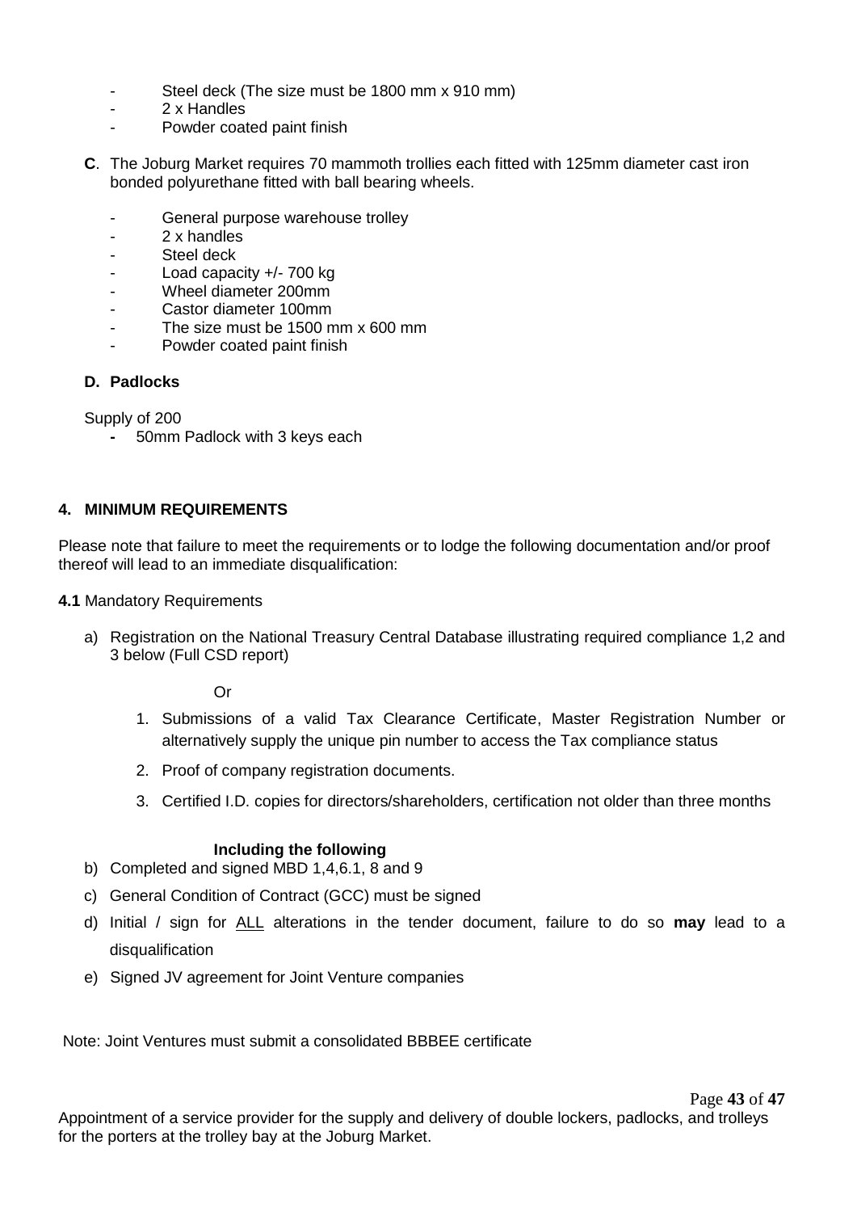- Steel deck (The size must be 1800 mm x 910 mm)
- 2 x Handles
- Powder coated paint finish

**C**. The Joburg Market requires 70 mammoth trollies each fitted with 125mm diameter cast iron bonded polyurethane fitted with ball bearing wheels.

- General purpose warehouse trolley
- 2 x handles
- Steel deck
- Load capacity +/- 700 kg
- Wheel diameter 200mm
- Castor diameter 100mm
- The size must be 1500 mm x 600 mm
- Powder coated paint finish

**D. Padlocks**

Supply of 200

- 50mm Padlock with 3 keys each

## 4. MINIMUM REQUIREMENTS

Please note that failure to meet the requirements or to lodge the following documentation and/or proof thereof will lead to an immediate disqualification:

**4.1** Mandatory Requirements

a) Registration on the National Treasury Central Database illustrating required compliance 1,2 and 3 below (Full CSD report)

   Or

   1. Submissions of a valid Tax Clearance Certificate, Master Registration Number or alternatively supply the unique pin number to access the Tax compliance status
   2. Proof of company registration documents.
   3. Certified I.D. copies for directors/shareholders, certification not older than three months

**Including the following**

b) Completed and signed MBD 1,4,6.1, 8 and 9

c) General Condition of Contract (GCC) must be signed

d) Initial / sign for ALL alterations in the tender document, failure to do so **may** lead to a disqualification

e) Signed JV agreement for Joint Venture companies

Note: Joint Ventures must submit a consolidated BBBEE certificate

Appointment of a service provider for the supply and delivery of double lockers, padlocks, and trolleys for the porters at the trolley bay at the Joburg Market.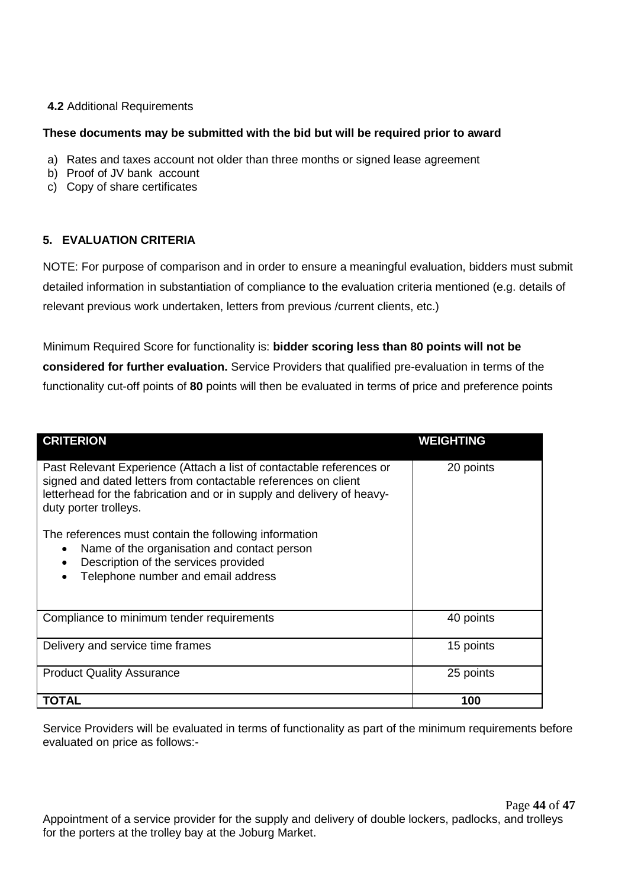**4.2** Additional Requirements

**These documents may be submitted with the bid but will be required prior to award**

a) Rates and taxes account not older than three months or signed lease agreement
b) Proof of JV bank account
c) Copy of share certificates

## 5. EVALUATION CRITERIA

NOTE: For purpose of comparison and in order to ensure a meaningful evaluation, bidders must submit detailed information in substantiation of compliance to the evaluation criteria mentioned (e.g. details of relevant previous work undertaken, letters from previous /current clients, etc.)

Minimum Required Score for functionality is: **bidder scoring less than 80 points will not be considered for further evaluation.** Service Providers that qualified pre-evaluation in terms of the functionality cut-off points of **80** points will then be evaluated in terms of price and preference points

| CRITERION | WEIGHTING |
|---|---|
| Past Relevant Experience (Attach a list of contactable references or signed and dated letters from contactable references on client letterhead for the fabrication and or in supply and delivery of heavy-duty porter trolleys.<br><br>The references must contain the following information<br>• Name of the organisation and contact person<br>• Description of the services provided<br>• Telephone number and email address | 20 points |
| Compliance to minimum tender requirements | 40 points |
| Delivery and service time frames | 15 points |
| Product Quality Assurance | 25 points |
| **TOTAL** | **100** |

Service Providers will be evaluated in terms of functionality as part of the minimum requirements before evaluated on price as follows:-

Appointment of a service provider for the supply and delivery of double lockers, padlocks, and trolleys for the porters at the trolley bay at the Joburg Market.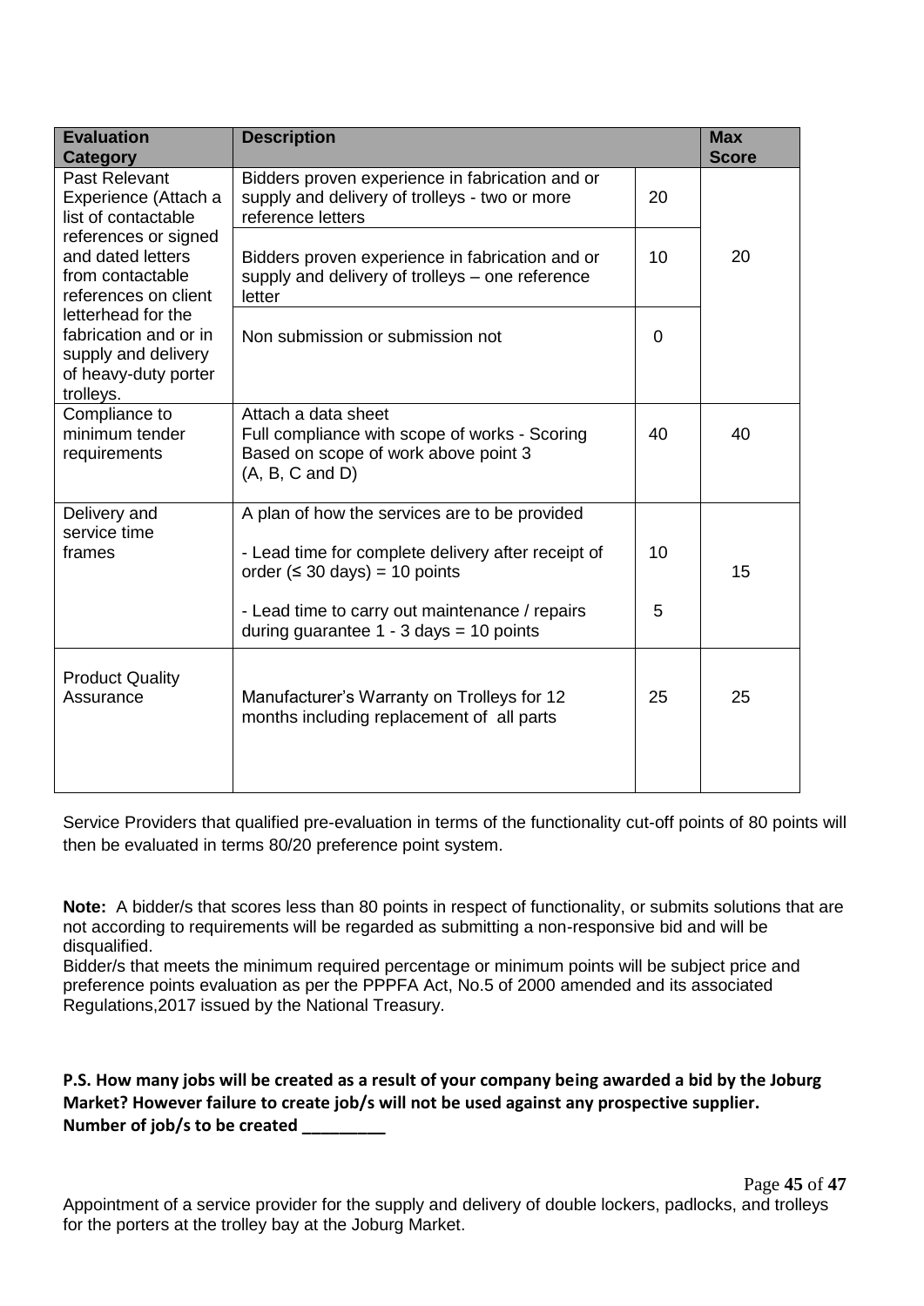| Evaluation Category | Description | | Max Score |
|---|---|---|---|
| Past Relevant Experience (Attach a list of contactable references or signed and dated letters from contactable references on client letterhead for the fabrication and or in supply and delivery of heavy-duty porter trolleys. | Bidders proven experience in fabrication and or supply and delivery of trolleys - two or more reference letters | 20 | 20 |
| | Bidders proven experience in fabrication and or supply and delivery of trolleys – one reference letter | 10 | |
| | Non submission or submission not | 0 | |
| Compliance to minimum tender requirements | Attach a data sheet<br>Full compliance with scope of works - Scoring Based on scope of work above point 3 (A, B, C and D) | 40 | 40 |
| Delivery and service time frames | A plan of how the services are to be provided<br>- Lead time for complete delivery after receipt of order (≤ 30 days) = 10 points<br>- Lead time to carry out maintenance / repairs during guarantee 1 - 3 days = 10 points | 10<br>5 | 15 |
| Product Quality Assurance | Manufacturer's Warranty on Trolleys for 12 months including replacement of all parts | 25 | 25 |

Service Providers that qualified pre-evaluation in terms of the functionality cut-off points of 80 points will then be evaluated in terms 80/20 preference point system.

**Note:** A bidder/s that scores less than 80 points in respect of functionality, or submits solutions that are not according to requirements will be regarded as submitting a non-responsive bid and will be disqualified.
Bidder/s that meets the minimum required percentage or minimum points will be subject price and preference points evaluation as per the PPPFA Act, No.5 of 2000 amended and its associated Regulations,2017 issued by the National Treasury.

**P.S. How many jobs will be created as a result of your company being awarded a bid by the Joburg Market? However failure to create job/s will not be used against any prospective supplier.**
**Number of job/s to be created \_\_\_\_\_\_\_\_\_**

Appointment of a service provider for the supply and delivery of double lockers, padlocks, and trolleys for the porters at the trolley bay at the Joburg Market.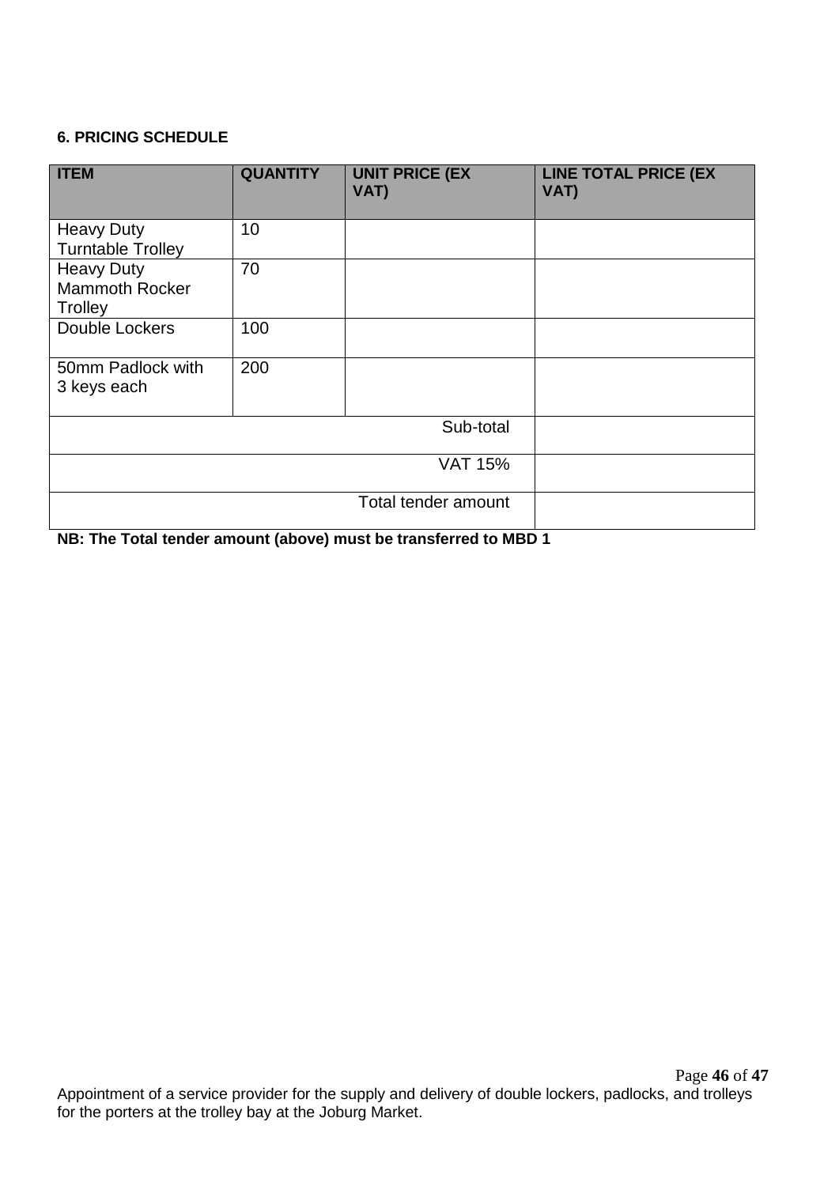**6. PRICING SCHEDULE**

| ITEM | QUANTITY | UNIT PRICE (EX VAT) | LINE TOTAL PRICE (EX VAT) |
|---|---|---|---|
| Heavy Duty Turntable Trolley | 10 | | |
| Heavy Duty Mammoth Rocker Trolley | 70 | | |
| Double Lockers | 100 | | |
| 50mm Padlock with 3 keys each | 200 | | |
| | | Sub-total | |
| | | VAT 15% | |
| | | Total tender amount | |

**NB: The Total tender amount (above) must be transferred to MBD 1**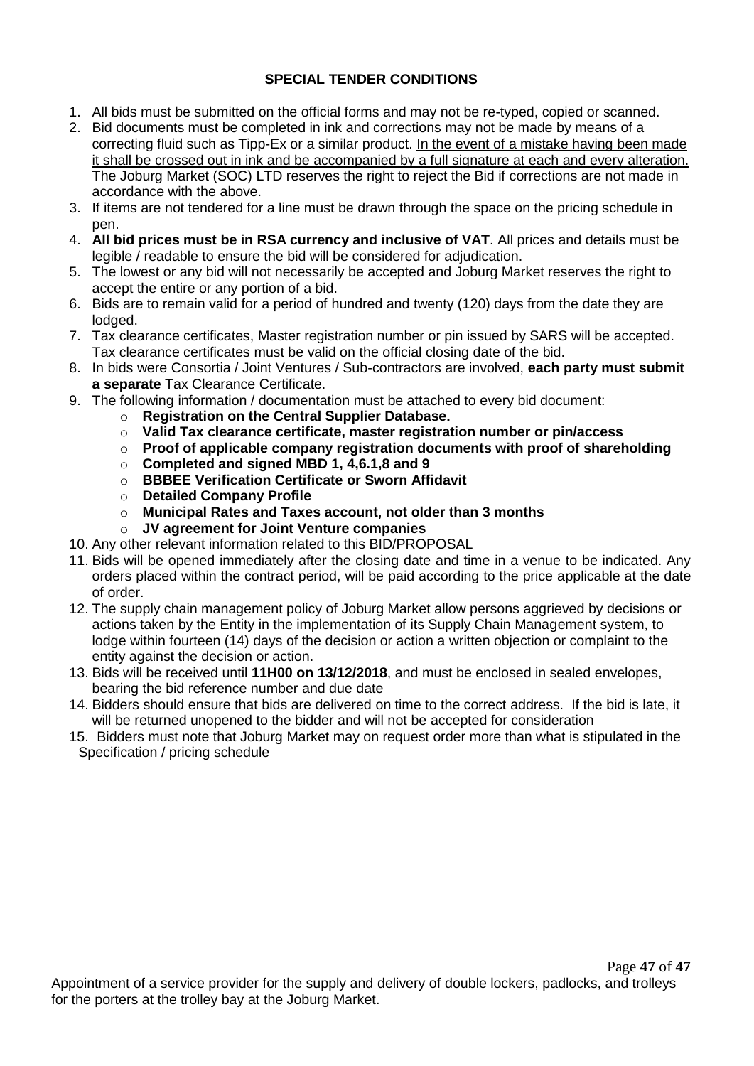**SPECIAL TENDER CONDITIONS**

1. All bids must be submitted on the official forms and may not be re-typed, copied or scanned.
2. Bid documents must be completed in ink and corrections may not be made by means of a correcting fluid such as Tipp-Ex or a similar product. In the event of a mistake having been made it shall be crossed out in ink and be accompanied by a full signature at each and every alteration. The Joburg Market (SOC) LTD reserves the right to reject the Bid if corrections are not made in accordance with the above.
3. If items are not tendered for a line must be drawn through the space on the pricing schedule in pen.
4. **All bid prices must be in RSA currency and inclusive of VAT**. All prices and details must be legible / readable to ensure the bid will be considered for adjudication.
5. The lowest or any bid will not necessarily be accepted and Joburg Market reserves the right to accept the entire or any portion of a bid.
6. Bids are to remain valid for a period of hundred and twenty (120) days from the date they are lodged.
7. Tax clearance certificates, Master registration number or pin issued by SARS will be accepted. Tax clearance certificates must be valid on the official closing date of the bid.
8. In bids were Consortia / Joint Ventures / Sub-contractors are involved, **each party must submit a separate** Tax Clearance Certificate.
9. The following information / documentation must be attached to every bid document:
   - **Registration on the Central Supplier Database.**
   - **Valid Tax clearance certificate, master registration number or pin/access**
   - **Proof of applicable company registration documents with proof of shareholding**
   - **Completed and signed MBD 1, 4,6.1,8 and 9**
   - **BBBEE Verification Certificate or Sworn Affidavit**
   - **Detailed Company Profile**
   - **Municipal Rates and Taxes account, not older than 3 months**
   - **JV agreement for Joint Venture companies**
10. Any other relevant information related to this BID/PROPOSAL
11. Bids will be opened immediately after the closing date and time in a venue to be indicated. Any orders placed within the contract period, will be paid according to the price applicable at the date of order.
12. The supply chain management policy of Joburg Market allow persons aggrieved by decisions or actions taken by the Entity in the implementation of its Supply Chain Management system, to lodge within fourteen (14) days of the decision or action a written objection or complaint to the entity against the decision or action.
13. Bids will be received until **11H00 on 13/12/2018**, and must be enclosed in sealed envelopes, bearing the bid reference number and due date
14. Bidders should ensure that bids are delivered on time to the correct address. If the bid is late, it will be returned unopened to the bidder and will not be accepted for consideration
15. Bidders must note that Joburg Market may on request order more than what is stipulated in the Specification / pricing schedule